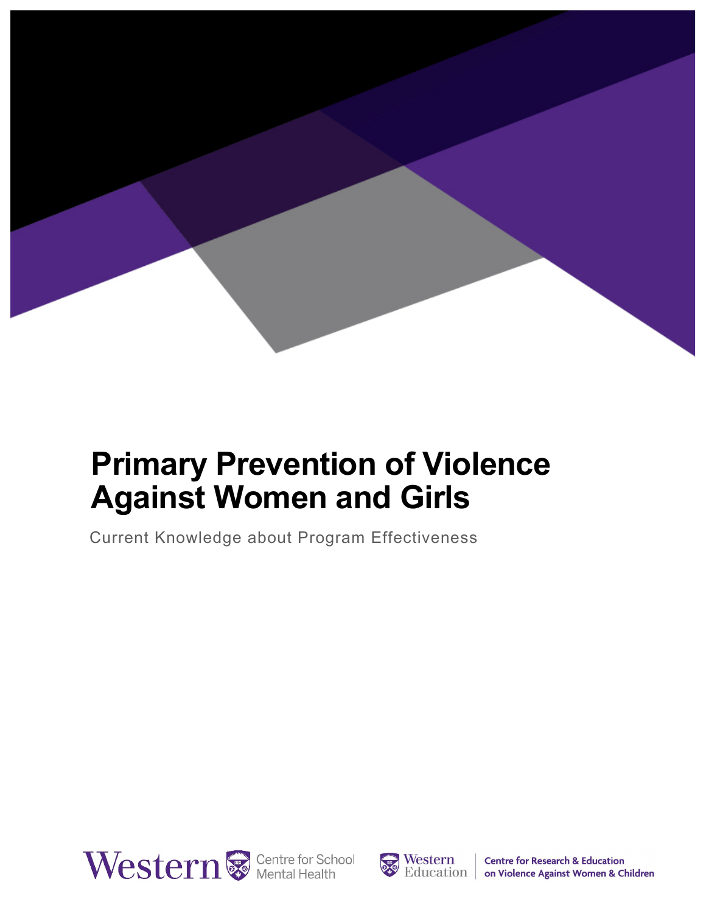# Primary Prevention of Violence Against Women and Girls

Current Knowledge about Program Effectiveness

Western Centre for School Mental Health

Western Education | Centre for Research & Education on Violence Against Women & Children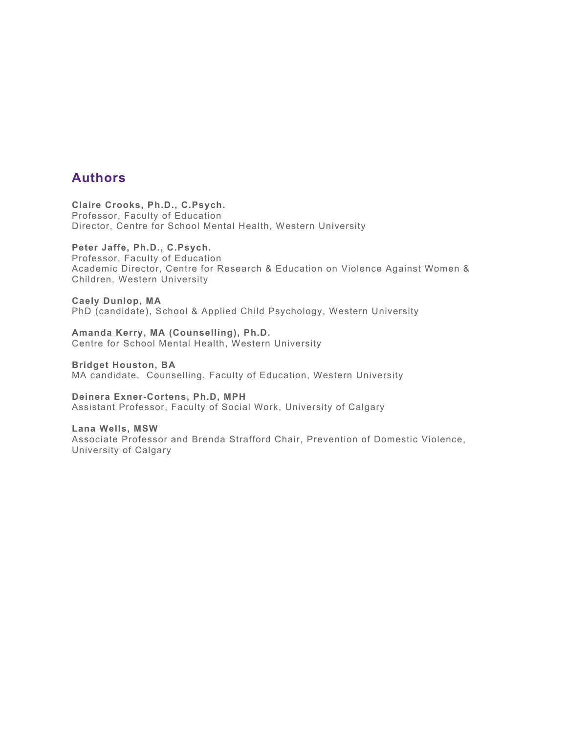## Authors

**Claire Crooks, Ph.D., C.Psych.**
Professor, Faculty of Education
Director, Centre for School Mental Health, Western University

**Peter Jaffe, Ph.D., C.Psych.**
Professor, Faculty of Education
Academic Director, Centre for Research & Education on Violence Against Women & Children, Western University

**Caely Dunlop, MA**
PhD (candidate), School & Applied Child Psychology, Western University

**Amanda Kerry, MA (Counselling), Ph.D.**
Centre for School Mental Health, Western University

**Bridget Houston, BA**
MA candidate, Counselling, Faculty of Education, Western University

**Deinera Exner-Cortens, Ph.D, MPH**
Assistant Professor, Faculty of Social Work, University of Calgary

**Lana Wells, MSW**
Associate Professor and Brenda Strafford Chair, Prevention of Domestic Violence, University of Calgary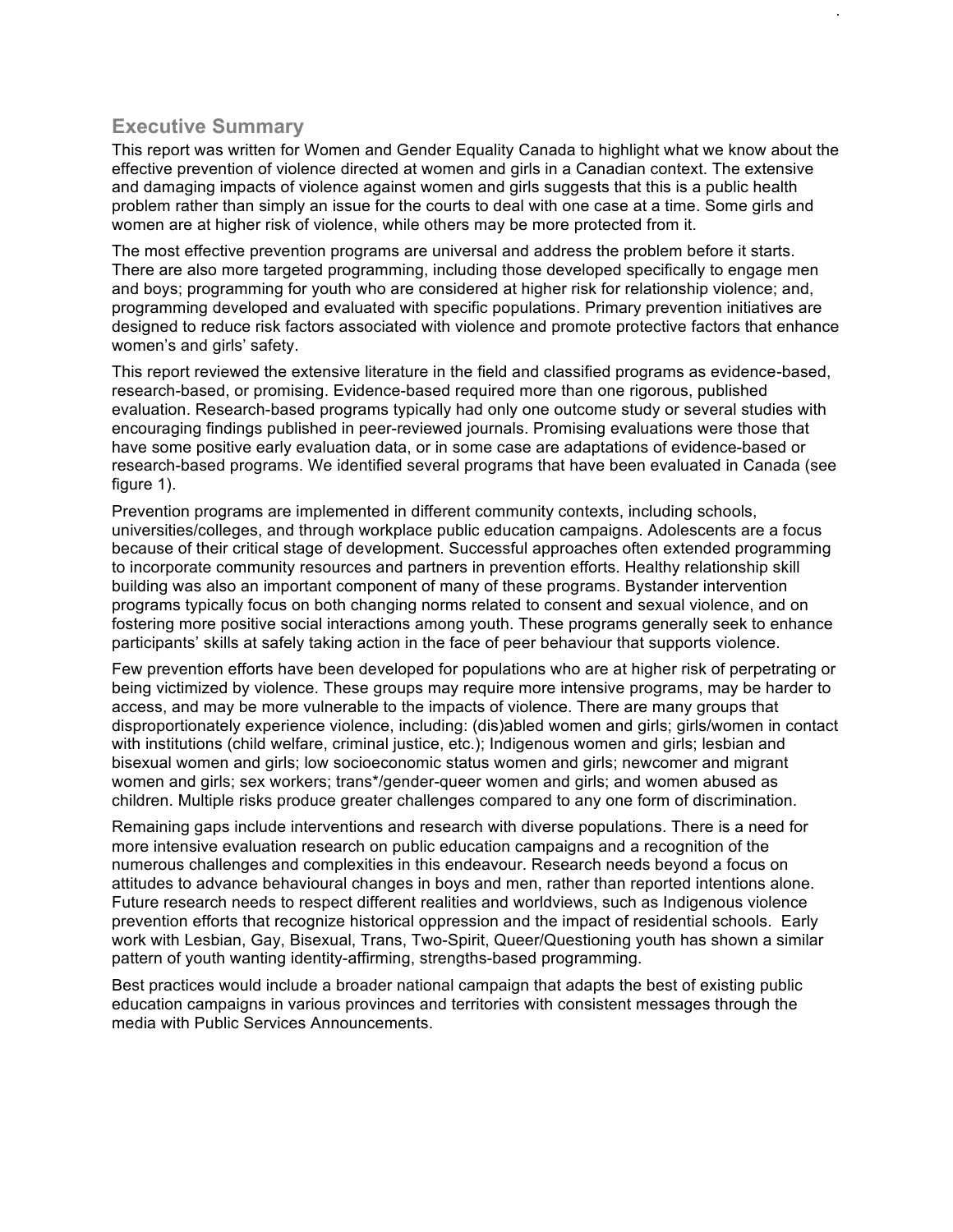## Executive Summary

This report was written for Women and Gender Equality Canada to highlight what we know about the effective prevention of violence directed at women and girls in a Canadian context. The extensive and damaging impacts of violence against women and girls suggests that this is a public health problem rather than simply an issue for the courts to deal with one case at a time. Some girls and women are at higher risk of violence, while others may be more protected from it.

The most effective prevention programs are universal and address the problem before it starts. There are also more targeted programming, including those developed specifically to engage men and boys; programming for youth who are considered at higher risk for relationship violence; and, programming developed and evaluated with specific populations. Primary prevention initiatives are designed to reduce risk factors associated with violence and promote protective factors that enhance women's and girls' safety.

This report reviewed the extensive literature in the field and classified programs as evidence-based, research-based, or promising. Evidence-based required more than one rigorous, published evaluation. Research-based programs typically had only one outcome study or several studies with encouraging findings published in peer-reviewed journals. Promising evaluations were those that have some positive early evaluation data, or in some case are adaptations of evidence-based or research-based programs. We identified several programs that have been evaluated in Canada (see figure 1).

Prevention programs are implemented in different community contexts, including schools, universities/colleges, and through workplace public education campaigns. Adolescents are a focus because of their critical stage of development. Successful approaches often extended programming to incorporate community resources and partners in prevention efforts. Healthy relationship skill building was also an important component of many of these programs. Bystander intervention programs typically focus on both changing norms related to consent and sexual violence, and on fostering more positive social interactions among youth. These programs generally seek to enhance participants' skills at safely taking action in the face of peer behaviour that supports violence.

Few prevention efforts have been developed for populations who are at higher risk of perpetrating or being victimized by violence. These groups may require more intensive programs, may be harder to access, and may be more vulnerable to the impacts of violence. There are many groups that disproportionately experience violence, including: (dis)abled women and girls; girls/women in contact with institutions (child welfare, criminal justice, etc.); Indigenous women and girls; lesbian and bisexual women and girls; low socioeconomic status women and girls; newcomer and migrant women and girls; sex workers; trans*/gender-queer women and girls; and women abused as children. Multiple risks produce greater challenges compared to any one form of discrimination.

Remaining gaps include interventions and research with diverse populations. There is a need for more intensive evaluation research on public education campaigns and a recognition of the numerous challenges and complexities in this endeavour. Research needs beyond a focus on attitudes to advance behavioural changes in boys and men, rather than reported intentions alone. Future research needs to respect different realities and worldviews, such as Indigenous violence prevention efforts that recognize historical oppression and the impact of residential schools. Early work with Lesbian, Gay, Bisexual, Trans, Two-Spirit, Queer/Questioning youth has shown a similar pattern of youth wanting identity-affirming, strengths-based programming.

Best practices would include a broader national campaign that adapts the best of existing public education campaigns in various provinces and territories with consistent messages through the media with Public Services Announcements.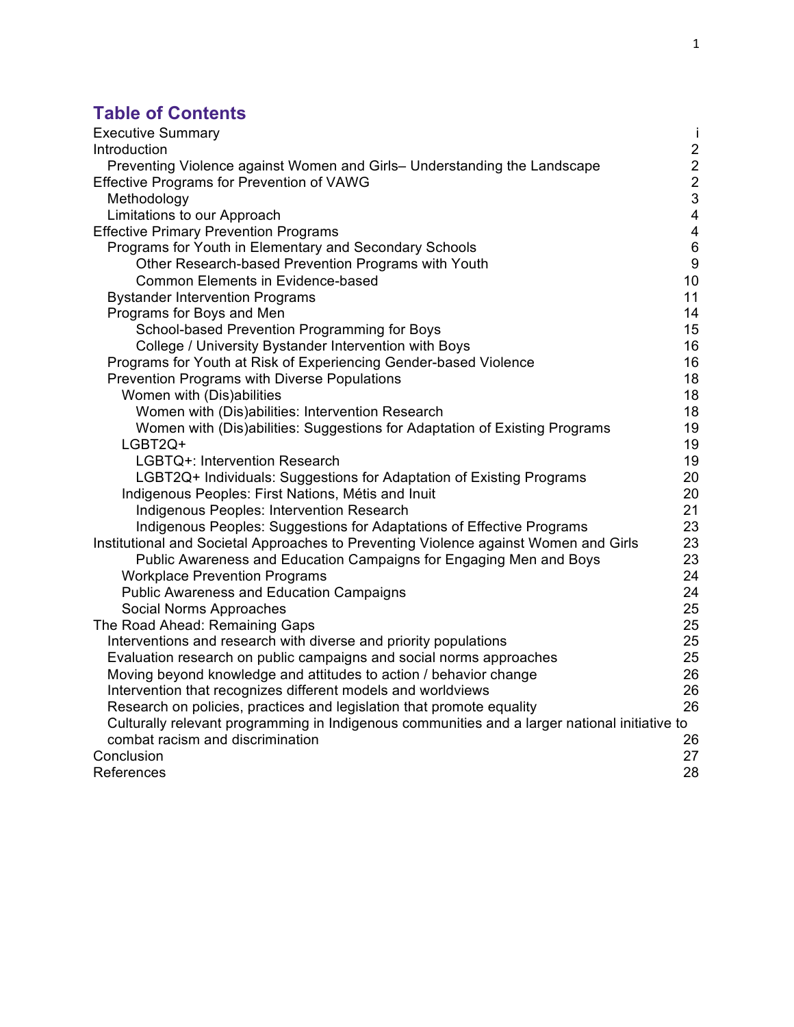# Table of Contents

| | |
|---|---|
| Executive Summary | i |
| Introduction | 2 |
| Preventing Violence against Women and Girls– Understanding the Landscape | 2 |
| Effective Programs for Prevention of VAWG | 2 |
| Methodology | 3 |
| Limitations to our Approach | 4 |
| Effective Primary Prevention Programs | 4 |
| Programs for Youth in Elementary and Secondary Schools | 6 |
| Other Research-based Prevention Programs with Youth | 9 |
| Common Elements in Evidence-based | 10 |
| Bystander Intervention Programs | 11 |
| Programs for Boys and Men | 14 |
| School-based Prevention Programming for Boys | 15 |
| College / University Bystander Intervention with Boys | 16 |
| Programs for Youth at Risk of Experiencing Gender-based Violence | 16 |
| Prevention Programs with Diverse Populations | 18 |
| Women with (Dis)abilities | 18 |
| Women with (Dis)abilities: Intervention Research | 18 |
| Women with (Dis)abilities: Suggestions for Adaptation of Existing Programs | 19 |
| LGBT2Q+ | 19 |
| LGBTQ+: Intervention Research | 19 |
| LGBT2Q+ Individuals: Suggestions for Adaptation of Existing Programs | 20 |
| Indigenous Peoples: First Nations, Métis and Inuit | 20 |
| Indigenous Peoples: Intervention Research | 21 |
| Indigenous Peoples: Suggestions for Adaptations of Effective Programs | 23 |
| Institutional and Societal Approaches to Preventing Violence against Women and Girls | 23 |
| Public Awareness and Education Campaigns for Engaging Men and Boys | 23 |
| Workplace Prevention Programs | 24 |
| Public Awareness and Education Campaigns | 24 |
| Social Norms Approaches | 25 |
| The Road Ahead: Remaining Gaps | 25 |
| Interventions and research with diverse and priority populations | 25 |
| Evaluation research on public campaigns and social norms approaches | 25 |
| Moving beyond knowledge and attitudes to action / behavior change | 26 |
| Intervention that recognizes different models and worldviews | 26 |
| Research on policies, practices and legislation that promote equality | 26 |
| Culturally relevant programming in Indigenous communities and a larger national initiative to combat racism and discrimination | 26 |
| Conclusion | 27 |
| References | 28 |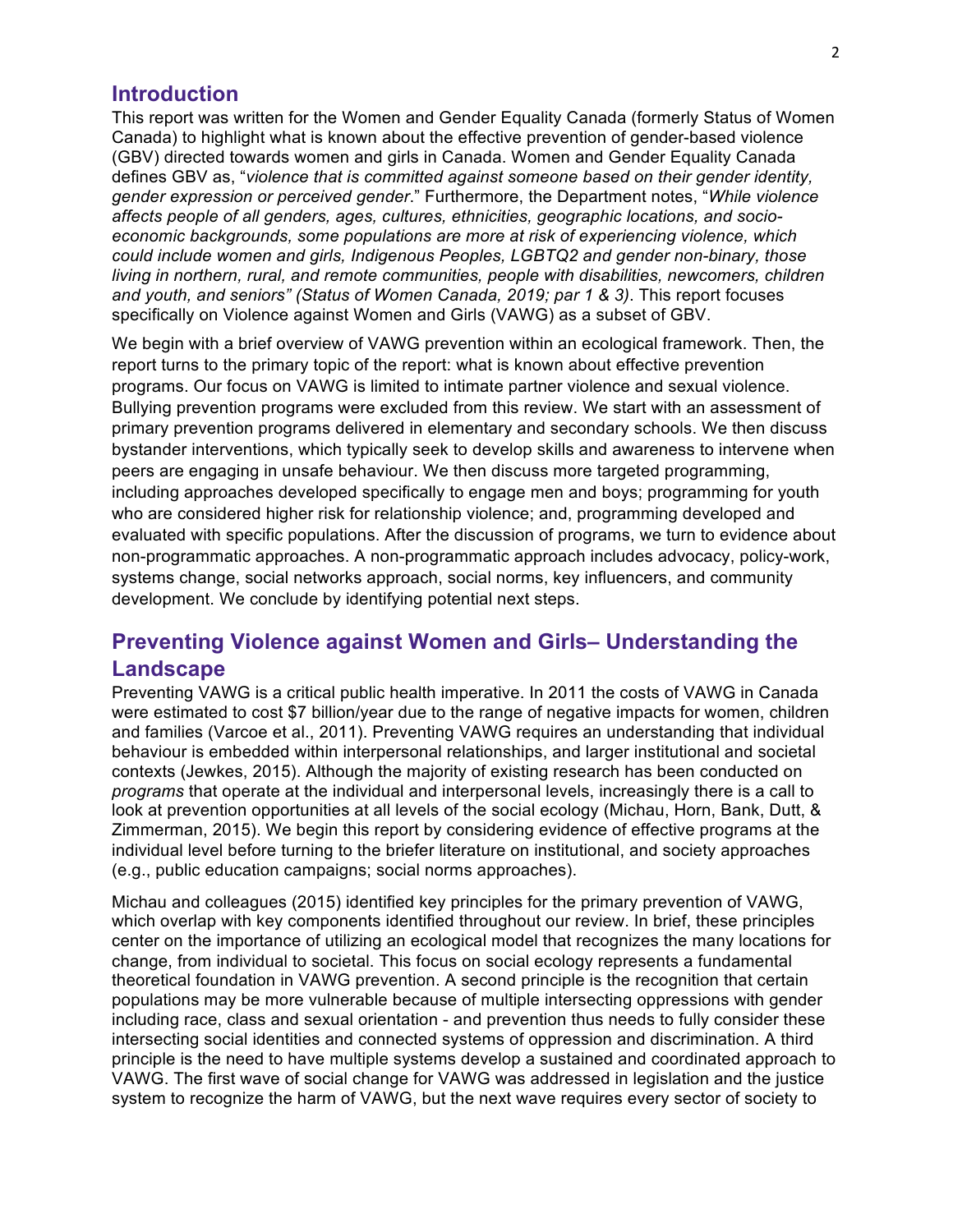## Introduction

This report was written for the Women and Gender Equality Canada (formerly Status of Women Canada) to highlight what is known about the effective prevention of gender-based violence (GBV) directed towards women and girls in Canada. Women and Gender Equality Canada defines GBV as, "*violence that is committed against someone based on their gender identity, gender expression or perceived gender*." Furthermore, the Department notes, "*While violence affects people of all genders, ages, cultures, ethnicities, geographic locations, and socio-economic backgrounds, some populations are more at risk of experiencing violence, which could include women and girls, Indigenous Peoples, LGBTQ2 and gender non-binary, those living in northern, rural, and remote communities, people with disabilities, newcomers, children and youth, and seniors" (Status of Women Canada, 2019; par 1 & 3)*. This report focuses specifically on Violence against Women and Girls (VAWG) as a subset of GBV.

We begin with a brief overview of VAWG prevention within an ecological framework. Then, the report turns to the primary topic of the report: what is known about effective prevention programs. Our focus on VAWG is limited to intimate partner violence and sexual violence. Bullying prevention programs were excluded from this review. We start with an assessment of primary prevention programs delivered in elementary and secondary schools. We then discuss bystander interventions, which typically seek to develop skills and awareness to intervene when peers are engaging in unsafe behaviour. We then discuss more targeted programming, including approaches developed specifically to engage men and boys; programming for youth who are considered higher risk for relationship violence; and, programming developed and evaluated with specific populations. After the discussion of programs, we turn to evidence about non-programmatic approaches. A non-programmatic approach includes advocacy, policy-work, systems change, social networks approach, social norms, key influencers, and community development. We conclude by identifying potential next steps.

## Preventing Violence against Women and Girls– Understanding the Landscape

Preventing VAWG is a critical public health imperative. In 2011 the costs of VAWG in Canada were estimated to cost $7 billion/year due to the range of negative impacts for women, children and families (Varcoe et al., 2011). Preventing VAWG requires an understanding that individual behaviour is embedded within interpersonal relationships, and larger institutional and societal contexts (Jewkes, 2015). Although the majority of existing research has been conducted on *programs* that operate at the individual and interpersonal levels, increasingly there is a call to look at prevention opportunities at all levels of the social ecology (Michau, Horn, Bank, Dutt, & Zimmerman, 2015). We begin this report by considering evidence of effective programs at the individual level before turning to the briefer literature on institutional, and society approaches (e.g., public education campaigns; social norms approaches).

Michau and colleagues (2015) identified key principles for the primary prevention of VAWG, which overlap with key components identified throughout our review. In brief, these principles center on the importance of utilizing an ecological model that recognizes the many locations for change, from individual to societal. This focus on social ecology represents a fundamental theoretical foundation in VAWG prevention. A second principle is the recognition that certain populations may be more vulnerable because of multiple intersecting oppressions with gender including race, class and sexual orientation - and prevention thus needs to fully consider these intersecting social identities and connected systems of oppression and discrimination. A third principle is the need to have multiple systems develop a sustained and coordinated approach to VAWG. The first wave of social change for VAWG was addressed in legislation and the justice system to recognize the harm of VAWG, but the next wave requires every sector of society to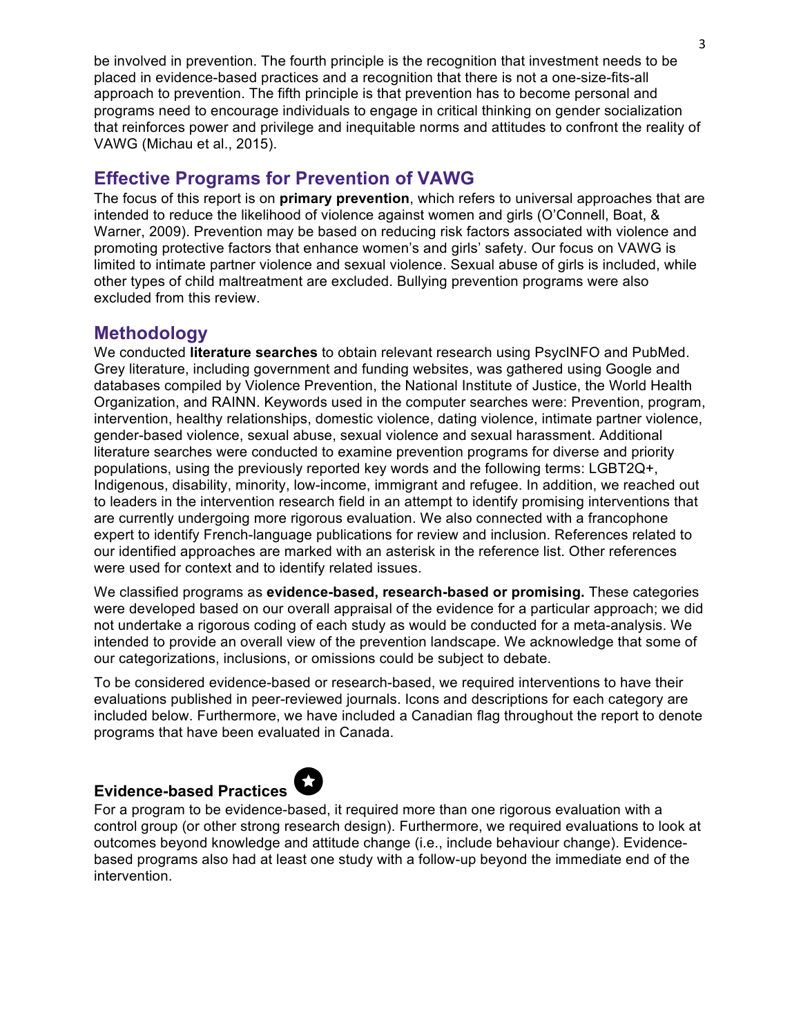be involved in prevention. The fourth principle is the recognition that investment needs to be placed in evidence-based practices and a recognition that there is not a one-size-fits-all approach to prevention. The fifth principle is that prevention has to become personal and programs need to encourage individuals to engage in critical thinking on gender socialization that reinforces power and privilege and inequitable norms and attitudes to confront the reality of VAWG (Michau et al., 2015).

## Effective Programs for Prevention of VAWG

The focus of this report is on **primary prevention**, which refers to universal approaches that are intended to reduce the likelihood of violence against women and girls (O'Connell, Boat, & Warner, 2009). Prevention may be based on reducing risk factors associated with violence and promoting protective factors that enhance women's and girls' safety. Our focus on VAWG is limited to intimate partner violence and sexual violence. Sexual abuse of girls is included, while other types of child maltreatment are excluded. Bullying prevention programs were also excluded from this review.

## Methodology

We conducted **literature searches** to obtain relevant research using PsycINFO and PubMed. Grey literature, including government and funding websites, was gathered using Google and databases compiled by Violence Prevention, the National Institute of Justice, the World Health Organization, and RAINN. Keywords used in the computer searches were: Prevention, program, intervention, healthy relationships, domestic violence, dating violence, intimate partner violence, gender-based violence, sexual abuse, sexual violence and sexual harassment. Additional literature searches were conducted to examine prevention programs for diverse and priority populations, using the previously reported key words and the following terms: LGBT2Q+, Indigenous, disability, minority, low-income, immigrant and refugee. In addition, we reached out to leaders in the intervention research field in an attempt to identify promising interventions that are currently undergoing more rigorous evaluation. We also connected with a francophone expert to identify French-language publications for review and inclusion. References related to our identified approaches are marked with an asterisk in the reference list. Other references were used for context and to identify related issues.

We classified programs as **evidence-based, research-based or promising.** These categories were developed based on our overall appraisal of the evidence for a particular approach; we did not undertake a rigorous coding of each study as would be conducted for a meta-analysis. We intended to provide an overall view of the prevention landscape. We acknowledge that some of our categorizations, inclusions, or omissions could be subject to debate.

To be considered evidence-based or research-based, we required interventions to have their evaluations published in peer-reviewed journals. Icons and descriptions for each category are included below. Furthermore, we have included a Canadian flag throughout the report to denote programs that have been evaluated in Canada.

### Evidence-based Practices

For a program to be evidence-based, it required more than one rigorous evaluation with a control group (or other strong research design). Furthermore, we required evaluations to look at outcomes beyond knowledge and attitude change (i.e., include behaviour change). Evidence-based programs also had at least one study with a follow-up beyond the immediate end of the intervention.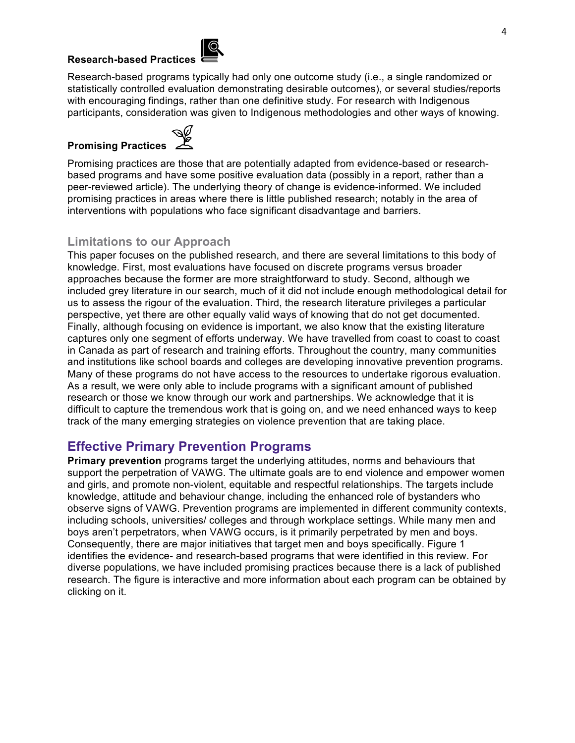### Research-based Practices

Research-based programs typically had only one outcome study (i.e., a single randomized or statistically controlled evaluation demonstrating desirable outcomes), or several studies/reports with encouraging findings, rather than one definitive study. For research with Indigenous participants, consideration was given to Indigenous methodologies and other ways of knowing.

### Promising Practices

Promising practices are those that are potentially adapted from evidence-based or research-based programs and have some positive evaluation data (possibly in a report, rather than a peer-reviewed article). The underlying theory of change is evidence-informed. We included promising practices in areas where there is little published research; notably in the area of interventions with populations who face significant disadvantage and barriers.

## Limitations to our Approach

This paper focuses on the published research, and there are several limitations to this body of knowledge. First, most evaluations have focused on discrete programs versus broader approaches because the former are more straightforward to study. Second, although we included grey literature in our search, much of it did not include enough methodological detail for us to assess the rigour of the evaluation. Third, the research literature privileges a particular perspective, yet there are other equally valid ways of knowing that do not get documented. Finally, although focusing on evidence is important, we also know that the existing literature captures only one segment of efforts underway. We have travelled from coast to coast to coast in Canada as part of research and training efforts. Throughout the country, many communities and institutions like school boards and colleges are developing innovative prevention programs. Many of these programs do not have access to the resources to undertake rigorous evaluation. As a result, we were only able to include programs with a significant amount of published research or those we know through our work and partnerships. We acknowledge that it is difficult to capture the tremendous work that is going on, and we need enhanced ways to keep track of the many emerging strategies on violence prevention that are taking place.

## Effective Primary Prevention Programs

**Primary prevention** programs target the underlying attitudes, norms and behaviours that support the perpetration of VAWG. The ultimate goals are to end violence and empower women and girls, and promote non-violent, equitable and respectful relationships. The targets include knowledge, attitude and behaviour change, including the enhanced role of bystanders who observe signs of VAWG. Prevention programs are implemented in different community contexts, including schools, universities/ colleges and through workplace settings. While many men and boys aren't perpetrators, when VAWG occurs, is it primarily perpetrated by men and boys. Consequently, there are major initiatives that target men and boys specifically. Figure 1 identifies the evidence- and research-based programs that were identified in this review. For diverse populations, we have included promising practices because there is a lack of published research. The figure is interactive and more information about each program can be obtained by clicking on it.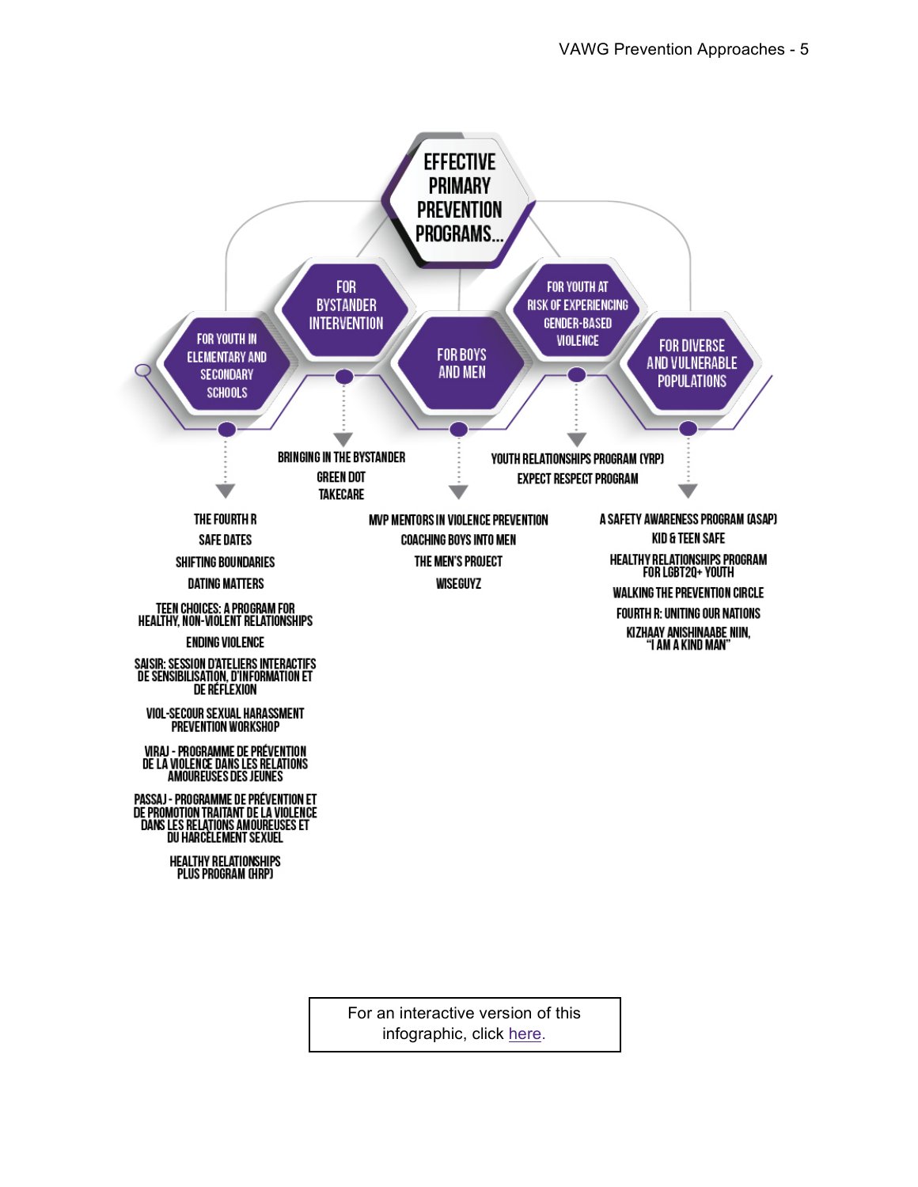# EFFECTIVE PRIMARY PREVENTION PROGRAMS...

## FOR YOUTH IN ELEMENTARY AND SECONDARY SCHOOLS

- THE FOURTH R
- SAFE DATES
- SHIFTING BOUNDARIES
- DATING MATTERS
- TEEN CHOICES: A PROGRAM FOR HEALTHY, NON-VIOLENT RELATIONSHIPS
- ENDING VIOLENCE
- SAISIR: SESSION D'ATELIERS INTERACTIFS DE SENSIBILISATION, D'INFORMATION ET DE RÉFLEXION
- VIOL-SECOUR SEXUAL HARASSMENT PREVENTION WORKSHOP
- VIRAJ - PROGRAMME DE PRÉVENTION DE LA VIOLENCE DANS LES RELATIONS AMOUREUSES DES JEUNES
- PASSAJ - PROGRAMME DE PRÉVENTION ET DE PROMOTION TRAITANT DE LA VIOLENCE DANS LES RELATIONS AMOUREUSES ET DU HARCÈLEMENT SEXUEL
- HEALTHY RELATIONSHIPS PLUS PROGRAM (HRP)

## FOR BYSTANDER INTERVENTION

- BRINGING IN THE BYSTANDER
- GREEN DOT
- TAKECARE

## FOR BOYS AND MEN

- MVP MENTORS IN VIOLENCE PREVENTION
- COACHING BOYS INTO MEN
- THE MEN'S PROJECT
- WISEGUYZ

## FOR YOUTH AT RISK OF EXPERIENCING GENDER-BASED VIOLENCE

- YOUTH RELATIONSHIPS PROGRAM (YRP)
- EXPECT RESPECT PROGRAM

## FOR DIVERSE AND VULNERABLE POPULATIONS

- A SAFETY AWARENESS PROGRAM (ASAP)
- KID & TEEN SAFE
- HEALTHY RELATIONSHIPS PROGRAM FOR LGBT2Q+ YOUTH
- WALKING THE PREVENTION CIRCLE
- FOURTH R: UNITING OUR NATIONS
- KIZHAAY ANISHINAABE NIIN, "I AM A KIND MAN"

For an interactive version of this infographic, click here.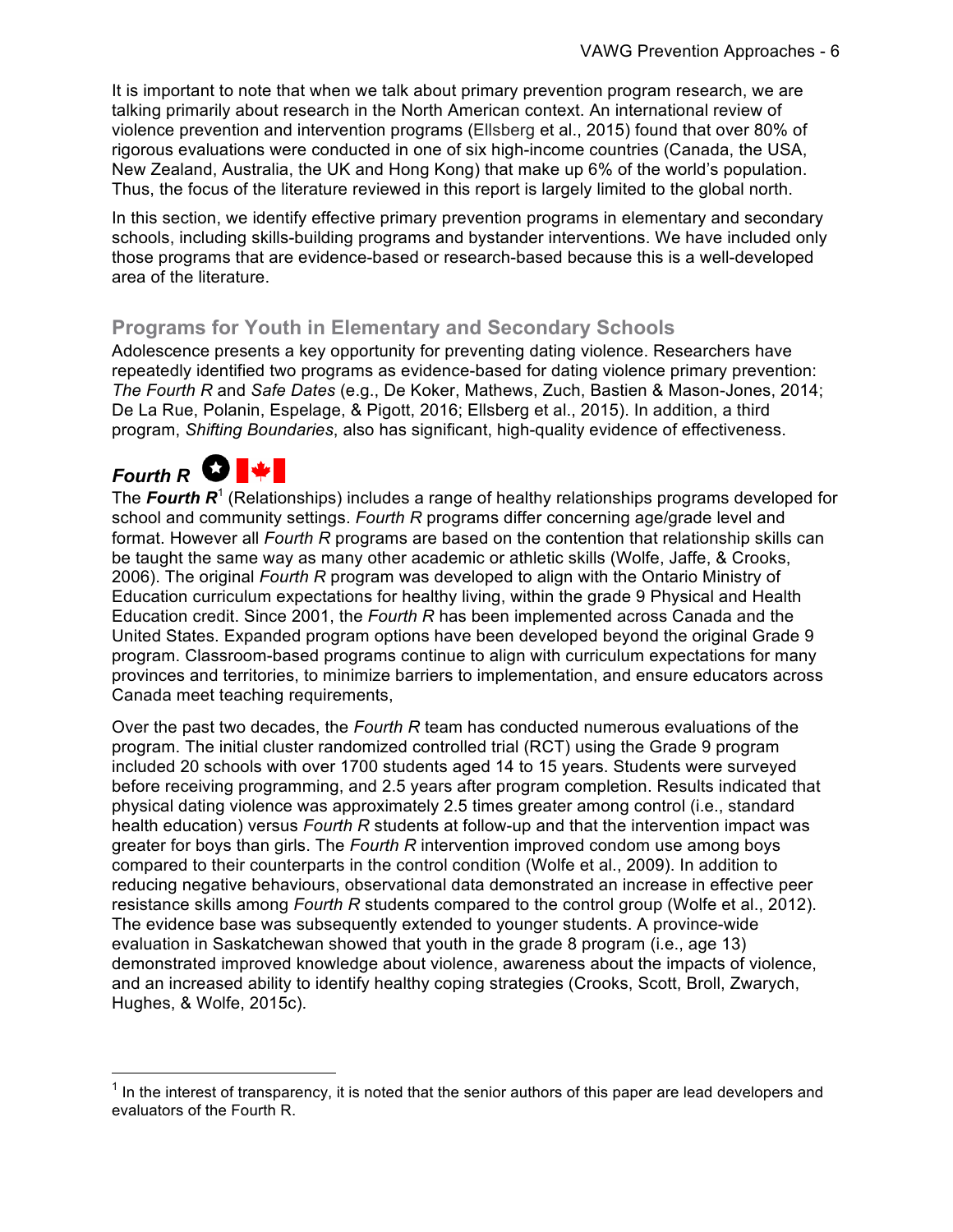It is important to note that when we talk about primary prevention program research, we are talking primarily about research in the North American context. An international review of violence prevention and intervention programs (Ellsberg et al., 2015) found that over 80% of rigorous evaluations were conducted in one of six high-income countries (Canada, the USA, New Zealand, Australia, the UK and Hong Kong) that make up 6% of the world's population. Thus, the focus of the literature reviewed in this report is largely limited to the global north.

In this section, we identify effective primary prevention programs in elementary and secondary schools, including skills-building programs and bystander interventions. We have included only those programs that are evidence-based or research-based because this is a well-developed area of the literature.

## Programs for Youth in Elementary and Secondary Schools

Adolescence presents a key opportunity for preventing dating violence. Researchers have repeatedly identified two programs as evidence-based for dating violence primary prevention: *The Fourth R* and *Safe Dates* (e.g., De Koker, Mathews, Zuch, Bastien & Mason-Jones, 2014; De La Rue, Polanin, Espelage, & Pigott, 2016; Ellsberg et al., 2015). In addition, a third program, *Shifting Boundaries*, also has significant, high-quality evidence of effectiveness.

### *Fourth R*

The ***Fourth R***[1] (Relationships) includes a range of healthy relationships programs developed for school and community settings. *Fourth R* programs differ concerning age/grade level and format. However all *Fourth R* programs are based on the contention that relationship skills can be taught the same way as many other academic or athletic skills (Wolfe, Jaffe, & Crooks, 2006). The original *Fourth R* program was developed to align with the Ontario Ministry of Education curriculum expectations for healthy living, within the grade 9 Physical and Health Education credit. Since 2001, the *Fourth R* has been implemented across Canada and the United States. Expanded program options have been developed beyond the original Grade 9 program. Classroom-based programs continue to align with curriculum expectations for many provinces and territories, to minimize barriers to implementation, and ensure educators across Canada meet teaching requirements,

Over the past two decades, the *Fourth R* team has conducted numerous evaluations of the program. The initial cluster randomized controlled trial (RCT) using the Grade 9 program included 20 schools with over 1700 students aged 14 to 15 years. Students were surveyed before receiving programming, and 2.5 years after program completion. Results indicated that physical dating violence was approximately 2.5 times greater among control (i.e., standard health education) versus *Fourth R* students at follow-up and that the intervention impact was greater for boys than girls. The *Fourth R* intervention improved condom use among boys compared to their counterparts in the control condition (Wolfe et al., 2009). In addition to reducing negative behaviours, observational data demonstrated an increase in effective peer resistance skills among *Fourth R* students compared to the control group (Wolfe et al., 2012). The evidence base was subsequently extended to younger students. A province-wide evaluation in Saskatchewan showed that youth in the grade 8 program (i.e., age 13) demonstrated improved knowledge about violence, awareness about the impacts of violence, and an increased ability to identify healthy coping strategies (Crooks, Scott, Broll, Zwarych, Hughes, & Wolfe, 2015c).

[1] In the interest of transparency, it is noted that the senior authors of this paper are lead developers and evaluators of the Fourth R.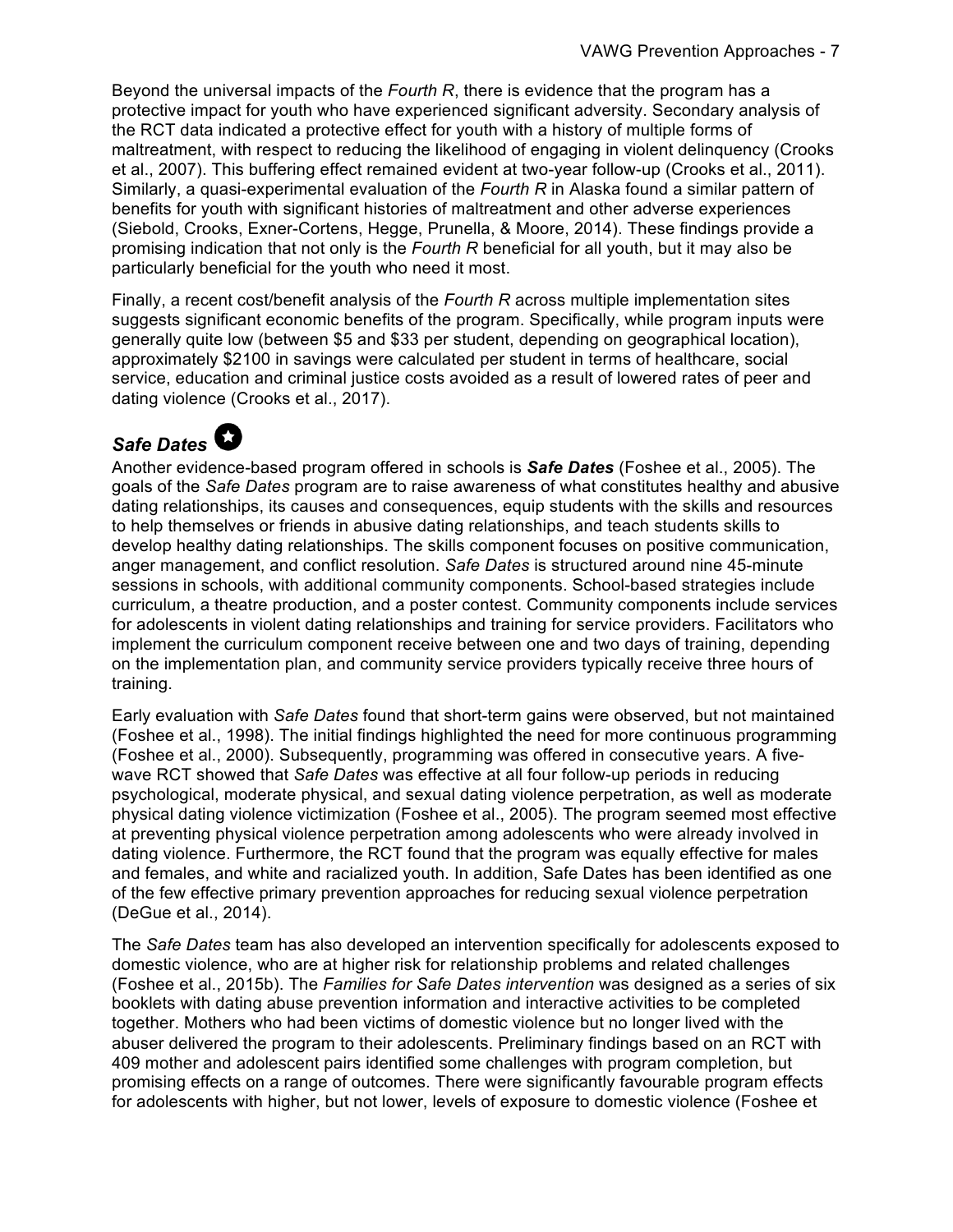Beyond the universal impacts of the *Fourth R*, there is evidence that the program has a protective impact for youth who have experienced significant adversity. Secondary analysis of the RCT data indicated a protective effect for youth with a history of multiple forms of maltreatment, with respect to reducing the likelihood of engaging in violent delinquency (Crooks et al., 2007). This buffering effect remained evident at two-year follow-up (Crooks et al., 2011). Similarly, a quasi-experimental evaluation of the *Fourth R* in Alaska found a similar pattern of benefits for youth with significant histories of maltreatment and other adverse experiences (Siebold, Crooks, Exner-Cortens, Hegge, Prunella, & Moore, 2014). These findings provide a promising indication that not only is the *Fourth R* beneficial for all youth, but it may also be particularly beneficial for the youth who need it most.

Finally, a recent cost/benefit analysis of the *Fourth R* across multiple implementation sites suggests significant economic benefits of the program. Specifically, while program inputs were generally quite low (between $5 and $33 per student, depending on geographical location), approximately $2100 in savings were calculated per student in terms of healthcare, social service, education and criminal justice costs avoided as a result of lowered rates of peer and dating violence (Crooks et al., 2017).

## *Safe Dates*

Another evidence-based program offered in schools is ***Safe Dates*** (Foshee et al., 2005). The goals of the *Safe Dates* program are to raise awareness of what constitutes healthy and abusive dating relationships, its causes and consequences, equip students with the skills and resources to help themselves or friends in abusive dating relationships, and teach students skills to develop healthy dating relationships. The skills component focuses on positive communication, anger management, and conflict resolution. *Safe Dates* is structured around nine 45-minute sessions in schools, with additional community components. School-based strategies include curriculum, a theatre production, and a poster contest. Community components include services for adolescents in violent dating relationships and training for service providers. Facilitators who implement the curriculum component receive between one and two days of training, depending on the implementation plan, and community service providers typically receive three hours of training.

Early evaluation with *Safe Dates* found that short-term gains were observed, but not maintained (Foshee et al., 1998). The initial findings highlighted the need for more continuous programming (Foshee et al., 2000). Subsequently, programming was offered in consecutive years. A five-wave RCT showed that *Safe Dates* was effective at all four follow-up periods in reducing psychological, moderate physical, and sexual dating violence perpetration, as well as moderate physical dating violence victimization (Foshee et al., 2005). The program seemed most effective at preventing physical violence perpetration among adolescents who were already involved in dating violence. Furthermore, the RCT found that the program was equally effective for males and females, and white and racialized youth. In addition, Safe Dates has been identified as one of the few effective primary prevention approaches for reducing sexual violence perpetration (DeGue et al., 2014).

The *Safe Dates* team has also developed an intervention specifically for adolescents exposed to domestic violence, who are at higher risk for relationship problems and related challenges (Foshee et al., 2015b). The *Families for Safe Dates intervention* was designed as a series of six booklets with dating abuse prevention information and interactive activities to be completed together. Mothers who had been victims of domestic violence but no longer lived with the abuser delivered the program to their adolescents. Preliminary findings based on an RCT with 409 mother and adolescent pairs identified some challenges with program completion, but promising effects on a range of outcomes. There were significantly favourable program effects for adolescents with higher, but not lower, levels of exposure to domestic violence (Foshee et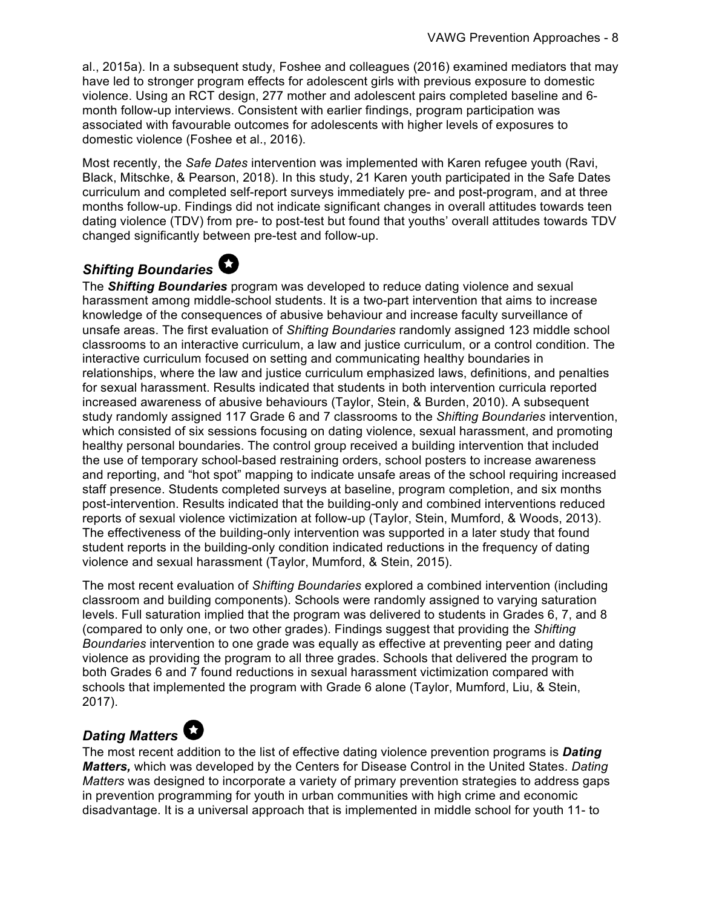al., 2015a). In a subsequent study, Foshee and colleagues (2016) examined mediators that may have led to stronger program effects for adolescent girls with previous exposure to domestic violence. Using an RCT design, 277 mother and adolescent pairs completed baseline and 6-month follow-up interviews. Consistent with earlier findings, program participation was associated with favourable outcomes for adolescents with higher levels of exposures to domestic violence (Foshee et al., 2016).

Most recently, the *Safe Dates* intervention was implemented with Karen refugee youth (Ravi, Black, Mitschke, & Pearson, 2018). In this study, 21 Karen youth participated in the Safe Dates curriculum and completed self-report surveys immediately pre- and post-program, and at three months follow-up. Findings did not indicate significant changes in overall attitudes towards teen dating violence (TDV) from pre- to post-test but found that youths' overall attitudes towards TDV changed significantly between pre-test and follow-up.

## *Shifting Boundaries*

The ***Shifting Boundaries*** program was developed to reduce dating violence and sexual harassment among middle-school students. It is a two-part intervention that aims to increase knowledge of the consequences of abusive behaviour and increase faculty surveillance of unsafe areas. The first evaluation of *Shifting Boundaries* randomly assigned 123 middle school classrooms to an interactive curriculum, a law and justice curriculum, or a control condition. The interactive curriculum focused on setting and communicating healthy boundaries in relationships, where the law and justice curriculum emphasized laws, definitions, and penalties for sexual harassment. Results indicated that students in both intervention curricula reported increased awareness of abusive behaviours (Taylor, Stein, & Burden, 2010). A subsequent study randomly assigned 117 Grade 6 and 7 classrooms to the *Shifting Boundaries* intervention, which consisted of six sessions focusing on dating violence, sexual harassment, and promoting healthy personal boundaries. The control group received a building intervention that included the use of temporary school-based restraining orders, school posters to increase awareness and reporting, and "hot spot" mapping to indicate unsafe areas of the school requiring increased staff presence. Students completed surveys at baseline, program completion, and six months post-intervention. Results indicated that the building-only and combined interventions reduced reports of sexual violence victimization at follow-up (Taylor, Stein, Mumford, & Woods, 2013). The effectiveness of the building-only intervention was supported in a later study that found student reports in the building-only condition indicated reductions in the frequency of dating violence and sexual harassment (Taylor, Mumford, & Stein, 2015).

The most recent evaluation of *Shifting Boundaries* explored a combined intervention (including classroom and building components). Schools were randomly assigned to varying saturation levels. Full saturation implied that the program was delivered to students in Grades 6, 7, and 8 (compared to only one, or two other grades). Findings suggest that providing the *Shifting Boundaries* intervention to one grade was equally as effective at preventing peer and dating violence as providing the program to all three grades. Schools that delivered the program to both Grades 6 and 7 found reductions in sexual harassment victimization compared with schools that implemented the program with Grade 6 alone (Taylor, Mumford, Liu, & Stein, 2017).

## *Dating Matters*

The most recent addition to the list of effective dating violence prevention programs is ***Dating Matters,*** which was developed by the Centers for Disease Control in the United States. *Dating Matters* was designed to incorporate a variety of primary prevention strategies to address gaps in prevention programming for youth in urban communities with high crime and economic disadvantage. It is a universal approach that is implemented in middle school for youth 11- to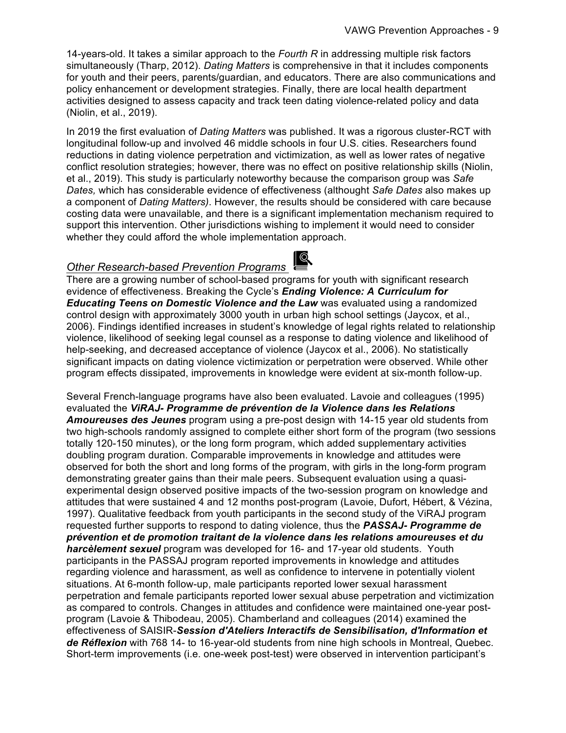14-years-old. It takes a similar approach to the *Fourth R* in addressing multiple risk factors simultaneously (Tharp, 2012). *Dating Matters* is comprehensive in that it includes components for youth and their peers, parents/guardian, and educators. There are also communications and policy enhancement or development strategies. Finally, there are local health department activities designed to assess capacity and track teen dating violence-related policy and data (Niolin, et al., 2019).

In 2019 the first evaluation of *Dating Matters* was published. It was a rigorous cluster-RCT with longitudinal follow-up and involved 46 middle schools in four U.S. cities. Researchers found reductions in dating violence perpetration and victimization, as well as lower rates of negative conflict resolution strategies; however, there was no effect on positive relationship skills (Niolin, et al., 2019). This study is particularly noteworthy because the comparison group was *Safe Dates,* which has considerable evidence of effectiveness (althought *Safe Dates* also makes up a component of *Dating Matters)*. However, the results should be considered with care because costing data were unavailable, and there is a significant implementation mechanism required to support this intervention. Other jurisdictions wishing to implement it would need to consider whether they could afford the whole implementation approach.

### *Other Research-based Prevention Programs*

There are a growing number of school-based programs for youth with significant research evidence of effectiveness. Breaking the Cycle's ***Ending Violence: A Curriculum for Educating Teens on Domestic Violence and the Law*** was evaluated using a randomized control design with approximately 3000 youth in urban high school settings (Jaycox, et al., 2006). Findings identified increases in student's knowledge of legal rights related to relationship violence, likelihood of seeking legal counsel as a response to dating violence and likelihood of help-seeking, and decreased acceptance of violence (Jaycox et al., 2006). No statistically significant impacts on dating violence victimization or perpetration were observed. While other program effects dissipated, improvements in knowledge were evident at six-month follow-up.

Several French-language programs have also been evaluated. Lavoie and colleagues (1995) evaluated the ***ViRAJ- Programme de prévention de la Violence dans les Relations Amoureuses des Jeunes*** program using a pre-post design with 14-15 year old students from two high-schools randomly assigned to complete either short form of the program (two sessions totally 120-150 minutes), or the long form program, which added supplementary activities doubling program duration. Comparable improvements in knowledge and attitudes were observed for both the short and long forms of the program, with girls in the long-form program demonstrating greater gains than their male peers. Subsequent evaluation using a quasi-experimental design observed positive impacts of the two-session program on knowledge and attitudes that were sustained 4 and 12 months post-program (Lavoie, Dufort, Hébert, & Vézina, 1997). Qualitative feedback from youth participants in the second study of the ViRAJ program requested further supports to respond to dating violence, thus the ***PASSAJ- Programme de prévention et de promotion traitant de la violence dans les relations amoureuses et du harcèlement sexuel*** program was developed for 16- and 17-year old students. Youth participants in the PASSAJ program reported improvements in knowledge and attitudes regarding violence and harassment, as well as confidence to intervene in potentially violent situations. At 6-month follow-up, male participants reported lower sexual harassment perpetration and female participants reported lower sexual abuse perpetration and victimization as compared to controls. Changes in attitudes and confidence were maintained one-year post-program (Lavoie & Thibodeau, 2005). Chamberland and colleagues (2014) examined the effectiveness of SAISIR-***Session d'Ateliers Interactifs de Sensibilisation, d'Information et de Réflexion*** with 768 14- to 16-year-old students from nine high schools in Montreal, Quebec. Short-term improvements (i.e. one-week post-test) were observed in intervention participant's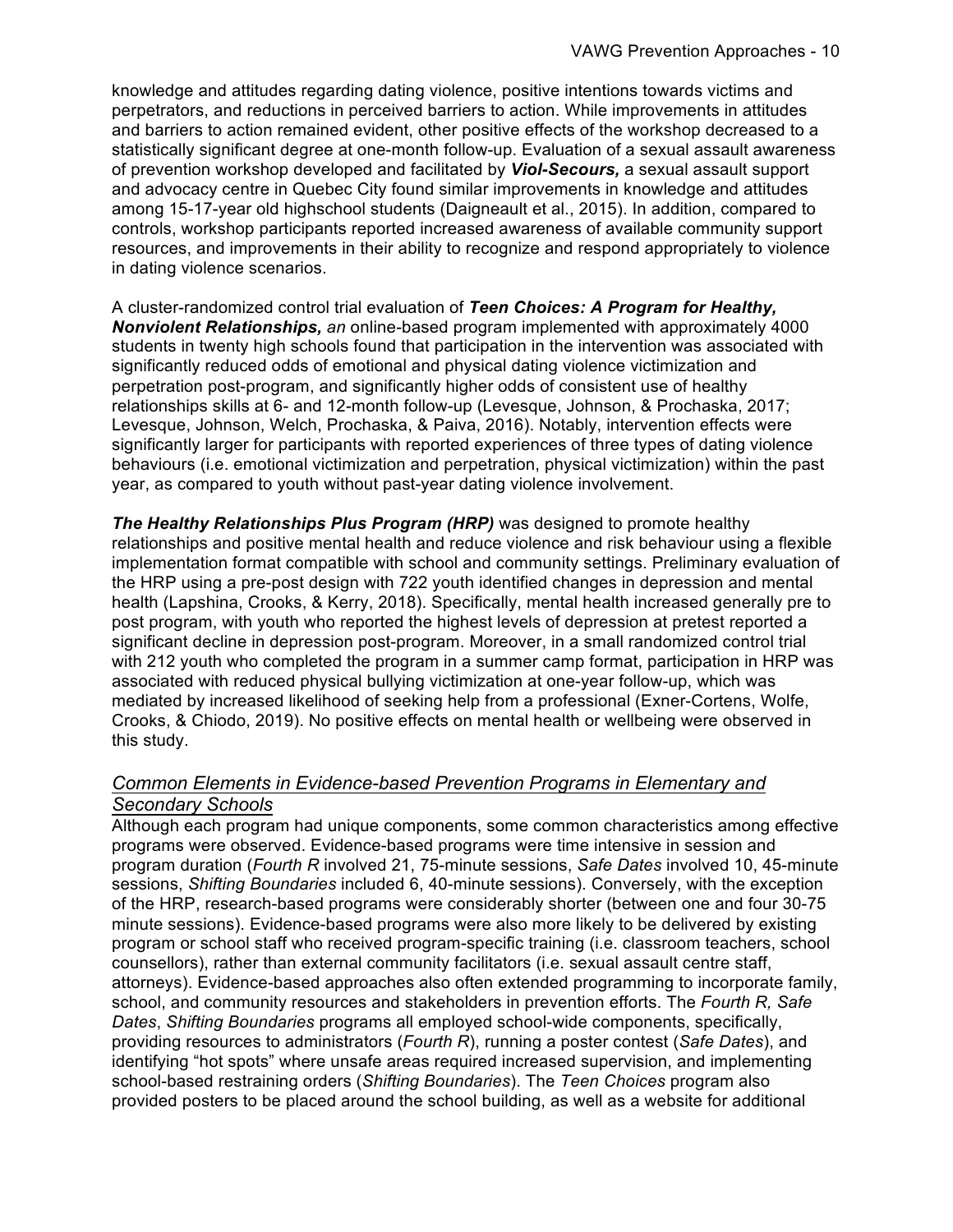knowledge and attitudes regarding dating violence, positive intentions towards victims and perpetrators, and reductions in perceived barriers to action. While improvements in attitudes and barriers to action remained evident, other positive effects of the workshop decreased to a statistically significant degree at one-month follow-up. Evaluation of a sexual assault awareness of prevention workshop developed and facilitated by ***Viol-Secours,*** a sexual assault support and advocacy centre in Quebec City found similar improvements in knowledge and attitudes among 15-17-year old highschool students (Daigneault et al., 2015). In addition, compared to controls, workshop participants reported increased awareness of available community support resources, and improvements in their ability to recognize and respond appropriately to violence in dating violence scenarios.

A cluster-randomized control trial evaluation of ***Teen Choices: A Program for Healthy, Nonviolent Relationships,*** *an* online-based program implemented with approximately 4000 students in twenty high schools found that participation in the intervention was associated with significantly reduced odds of emotional and physical dating violence victimization and perpetration post-program, and significantly higher odds of consistent use of healthy relationships skills at 6- and 12-month follow-up (Levesque, Johnson, & Prochaska, 2017; Levesque, Johnson, Welch, Prochaska, & Paiva, 2016). Notably, intervention effects were significantly larger for participants with reported experiences of three types of dating violence behaviours (i.e. emotional victimization and perpetration, physical victimization) within the past year, as compared to youth without past-year dating violence involvement.

***The Healthy Relationships Plus Program (HRP)*** was designed to promote healthy relationships and positive mental health and reduce violence and risk behaviour using a flexible implementation format compatible with school and community settings. Preliminary evaluation of the HRP using a pre-post design with 722 youth identified changes in depression and mental health (Lapshina, Crooks, & Kerry, 2018). Specifically, mental health increased generally pre to post program, with youth who reported the highest levels of depression at pretest reported a significant decline in depression post-program. Moreover, in a small randomized control trial with 212 youth who completed the program in a summer camp format, participation in HRP was associated with reduced physical bullying victimization at one-year follow-up, which was mediated by increased likelihood of seeking help from a professional (Exner-Cortens, Wolfe, Crooks, & Chiodo, 2019). No positive effects on mental health or wellbeing were observed in this study.

### *Common Elements in Evidence-based Prevention Programs in Elementary and Secondary Schools*

Although each program had unique components, some common characteristics among effective programs were observed. Evidence-based programs were time intensive in session and program duration (*Fourth R* involved 21, 75-minute sessions, *Safe Dates* involved 10, 45-minute sessions, *Shifting Boundaries* included 6, 40-minute sessions). Conversely, with the exception of the HRP, research-based programs were considerably shorter (between one and four 30-75 minute sessions). Evidence-based programs were also more likely to be delivered by existing program or school staff who received program-specific training (i.e. classroom teachers, school counsellors), rather than external community facilitators (i.e. sexual assault centre staff, attorneys). Evidence-based approaches also often extended programming to incorporate family, school, and community resources and stakeholders in prevention efforts. The *Fourth R, Safe Dates*, *Shifting Boundaries* programs all employed school-wide components, specifically, providing resources to administrators (*Fourth R*), running a poster contest (*Safe Dates*), and identifying "hot spots" where unsafe areas required increased supervision, and implementing school-based restraining orders (*Shifting Boundaries*). The *Teen Choices* program also provided posters to be placed around the school building, as well as a website for additional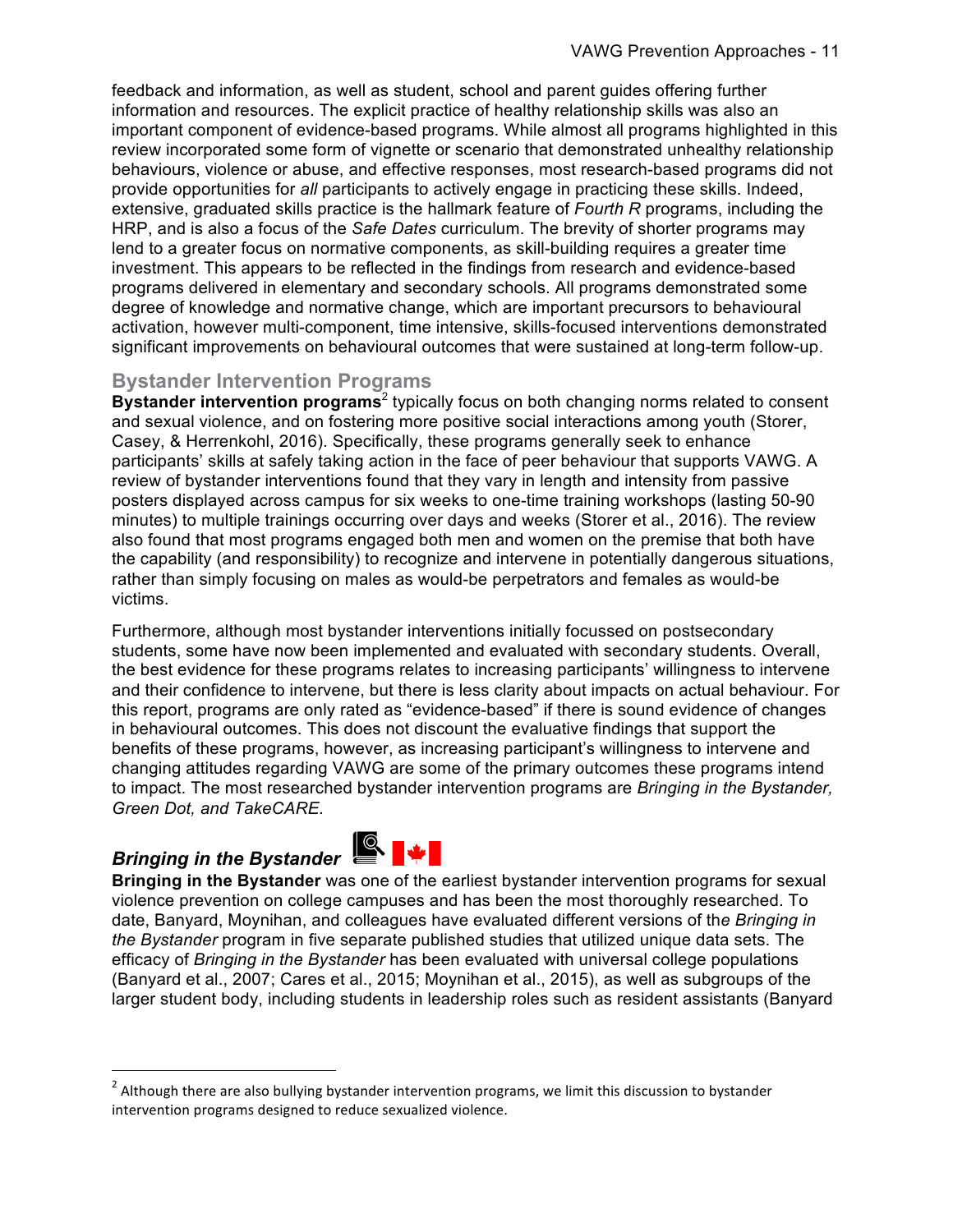feedback and information, as well as student, school and parent guides offering further information and resources. The explicit practice of healthy relationship skills was also an important component of evidence-based programs. While almost all programs highlighted in this review incorporated some form of vignette or scenario that demonstrated unhealthy relationship behaviours, violence or abuse, and effective responses, most research-based programs did not provide opportunities for *all* participants to actively engage in practicing these skills. Indeed, extensive, graduated skills practice is the hallmark feature of *Fourth R* programs, including the HRP, and is also a focus of the *Safe Dates* curriculum. The brevity of shorter programs may lend to a greater focus on normative components, as skill-building requires a greater time investment. This appears to be reflected in the findings from research and evidence-based programs delivered in elementary and secondary schools. All programs demonstrated some degree of knowledge and normative change, which are important precursors to behavioural activation, however multi-component, time intensive, skills-focused interventions demonstrated significant improvements on behavioural outcomes that were sustained at long-term follow-up.

## Bystander Intervention Programs

**Bystander intervention programs**[2] typically focus on both changing norms related to consent and sexual violence, and on fostering more positive social interactions among youth (Storer, Casey, & Herrenkohl, 2016). Specifically, these programs generally seek to enhance participants' skills at safely taking action in the face of peer behaviour that supports VAWG. A review of bystander interventions found that they vary in length and intensity from passive posters displayed across campus for six weeks to one-time training workshops (lasting 50-90 minutes) to multiple trainings occurring over days and weeks (Storer et al., 2016). The review also found that most programs engaged both men and women on the premise that both have the capability (and responsibility) to recognize and intervene in potentially dangerous situations, rather than simply focusing on males as would-be perpetrators and females as would-be victims.

Furthermore, although most bystander interventions initially focussed on postsecondary students, some have now been implemented and evaluated with secondary students. Overall, the best evidence for these programs relates to increasing participants' willingness to intervene and their confidence to intervene, but there is less clarity about impacts on actual behaviour. For this report, programs are only rated as "evidence-based" if there is sound evidence of changes in behavioural outcomes. This does not discount the evaluative findings that support the benefits of these programs, however, as increasing participant's willingness to intervene and changing attitudes regarding VAWG are some of the primary outcomes these programs intend to impact. The most researched bystander intervention programs are *Bringing in the Bystander, Green Dot, and TakeCARE.*

### *Bringing in the Bystander*

**Bringing in the Bystander** was one of the earliest bystander intervention programs for sexual violence prevention on college campuses and has been the most thoroughly researched. To date, Banyard, Moynihan, and colleagues have evaluated different versions of the *Bringing in the Bystander* program in five separate published studies that utilized unique data sets. The efficacy of *Bringing in the Bystander* has been evaluated with universal college populations (Banyard et al., 2007; Cares et al., 2015; Moynihan et al., 2015), as well as subgroups of the larger student body, including students in leadership roles such as resident assistants (Banyard

[2] Although there are also bullying bystander intervention programs, we limit this discussion to bystander intervention programs designed to reduce sexualized violence.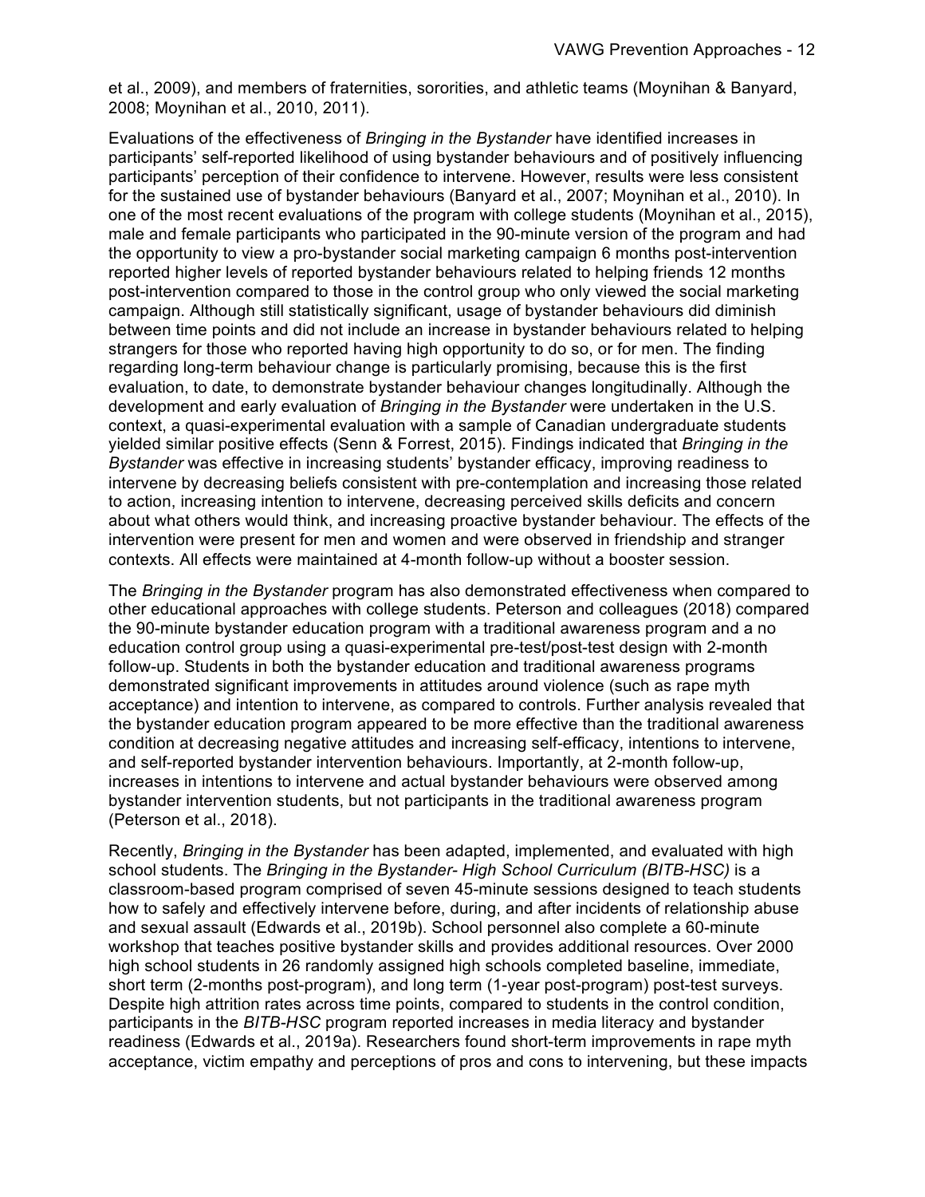et al., 2009), and members of fraternities, sororities, and athletic teams (Moynihan & Banyard, 2008; Moynihan et al., 2010, 2011).

Evaluations of the effectiveness of *Bringing in the Bystander* have identified increases in participants' self-reported likelihood of using bystander behaviours and of positively influencing participants' perception of their confidence to intervene. However, results were less consistent for the sustained use of bystander behaviours (Banyard et al., 2007; Moynihan et al., 2010). In one of the most recent evaluations of the program with college students (Moynihan et al., 2015), male and female participants who participated in the 90-minute version of the program and had the opportunity to view a pro-bystander social marketing campaign 6 months post-intervention reported higher levels of reported bystander behaviours related to helping friends 12 months post-intervention compared to those in the control group who only viewed the social marketing campaign. Although still statistically significant, usage of bystander behaviours did diminish between time points and did not include an increase in bystander behaviours related to helping strangers for those who reported having high opportunity to do so, or for men. The finding regarding long-term behaviour change is particularly promising, because this is the first evaluation, to date, to demonstrate bystander behaviour changes longitudinally. Although the development and early evaluation of *Bringing in the Bystander* were undertaken in the U.S. context, a quasi-experimental evaluation with a sample of Canadian undergraduate students yielded similar positive effects (Senn & Forrest, 2015). Findings indicated that *Bringing in the Bystander* was effective in increasing students' bystander efficacy, improving readiness to intervene by decreasing beliefs consistent with pre-contemplation and increasing those related to action, increasing intention to intervene, decreasing perceived skills deficits and concern about what others would think, and increasing proactive bystander behaviour. The effects of the intervention were present for men and women and were observed in friendship and stranger contexts. All effects were maintained at 4-month follow-up without a booster session.

The *Bringing in the Bystander* program has also demonstrated effectiveness when compared to other educational approaches with college students. Peterson and colleagues (2018) compared the 90-minute bystander education program with a traditional awareness program and a no education control group using a quasi-experimental pre-test/post-test design with 2-month follow-up. Students in both the bystander education and traditional awareness programs demonstrated significant improvements in attitudes around violence (such as rape myth acceptance) and intention to intervene, as compared to controls. Further analysis revealed that the bystander education program appeared to be more effective than the traditional awareness condition at decreasing negative attitudes and increasing self-efficacy, intentions to intervene, and self-reported bystander intervention behaviours. Importantly, at 2-month follow-up, increases in intentions to intervene and actual bystander behaviours were observed among bystander intervention students, but not participants in the traditional awareness program (Peterson et al., 2018).

Recently, *Bringing in the Bystander* has been adapted, implemented, and evaluated with high school students. The *Bringing in the Bystander- High School Curriculum (BITB-HSC)* is a classroom-based program comprised of seven 45-minute sessions designed to teach students how to safely and effectively intervene before, during, and after incidents of relationship abuse and sexual assault (Edwards et al., 2019b). School personnel also complete a 60-minute workshop that teaches positive bystander skills and provides additional resources. Over 2000 high school students in 26 randomly assigned high schools completed baseline, immediate, short term (2-months post-program), and long term (1-year post-program) post-test surveys. Despite high attrition rates across time points, compared to students in the control condition, participants in the *BITB-HSC* program reported increases in media literacy and bystander readiness (Edwards et al., 2019a). Researchers found short-term improvements in rape myth acceptance, victim empathy and perceptions of pros and cons to intervening, but these impacts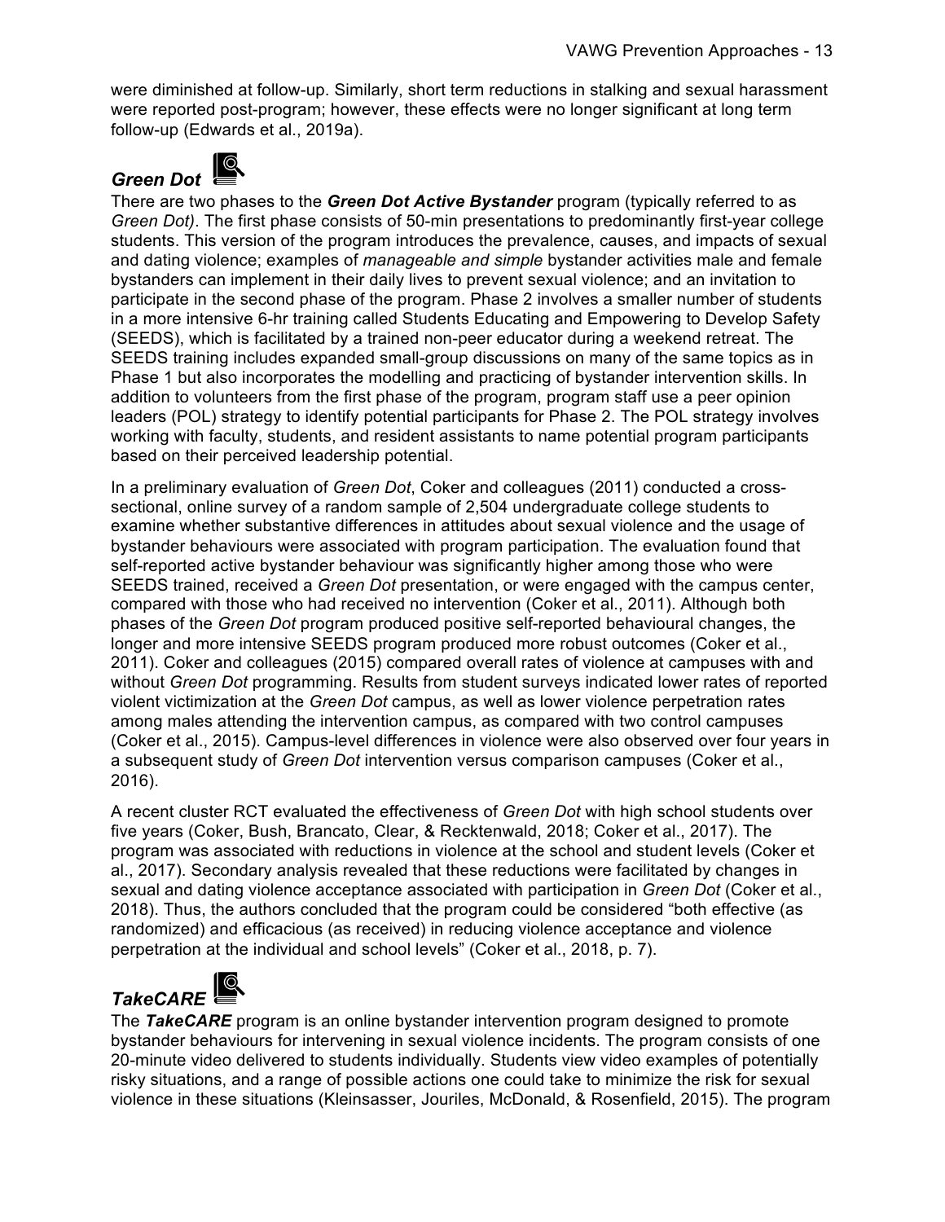were diminished at follow-up. Similarly, short term reductions in stalking and sexual harassment were reported post-program; however, these effects were no longer significant at long term follow-up (Edwards et al., 2019a).

### *Green Dot*

There are two phases to the ***Green Dot Active Bystander*** program (typically referred to as *Green Dot)*. The first phase consists of 50-min presentations to predominantly first-year college students. This version of the program introduces the prevalence, causes, and impacts of sexual and dating violence; examples of *manageable and simple* bystander activities male and female bystanders can implement in their daily lives to prevent sexual violence; and an invitation to participate in the second phase of the program. Phase 2 involves a smaller number of students in a more intensive 6-hr training called Students Educating and Empowering to Develop Safety (SEEDS), which is facilitated by a trained non-peer educator during a weekend retreat. The SEEDS training includes expanded small-group discussions on many of the same topics as in Phase 1 but also incorporates the modelling and practicing of bystander intervention skills. In addition to volunteers from the first phase of the program, program staff use a peer opinion leaders (POL) strategy to identify potential participants for Phase 2. The POL strategy involves working with faculty, students, and resident assistants to name potential program participants based on their perceived leadership potential.

In a preliminary evaluation of *Green Dot*, Coker and colleagues (2011) conducted a cross-sectional, online survey of a random sample of 2,504 undergraduate college students to examine whether substantive differences in attitudes about sexual violence and the usage of bystander behaviours were associated with program participation. The evaluation found that self-reported active bystander behaviour was significantly higher among those who were SEEDS trained, received a *Green Dot* presentation, or were engaged with the campus center, compared with those who had received no intervention (Coker et al., 2011). Although both phases of the *Green Dot* program produced positive self-reported behavioural changes, the longer and more intensive SEEDS program produced more robust outcomes (Coker et al., 2011). Coker and colleagues (2015) compared overall rates of violence at campuses with and without *Green Dot* programming. Results from student surveys indicated lower rates of reported violent victimization at the *Green Dot* campus, as well as lower violence perpetration rates among males attending the intervention campus, as compared with two control campuses (Coker et al., 2015). Campus-level differences in violence were also observed over four years in a subsequent study of *Green Dot* intervention versus comparison campuses (Coker et al., 2016).

A recent cluster RCT evaluated the effectiveness of *Green Dot* with high school students over five years (Coker, Bush, Brancato, Clear, & Recktenwald, 2018; Coker et al., 2017). The program was associated with reductions in violence at the school and student levels (Coker et al., 2017). Secondary analysis revealed that these reductions were facilitated by changes in sexual and dating violence acceptance associated with participation in *Green Dot* (Coker et al., 2018). Thus, the authors concluded that the program could be considered "both effective (as randomized) and efficacious (as received) in reducing violence acceptance and violence perpetration at the individual and school levels" (Coker et al., 2018, p. 7).

### *TakeCARE*

The ***TakeCARE*** program is an online bystander intervention program designed to promote bystander behaviours for intervening in sexual violence incidents. The program consists of one 20-minute video delivered to students individually. Students view video examples of potentially risky situations, and a range of possible actions one could take to minimize the risk for sexual violence in these situations (Kleinsasser, Jouriles, McDonald, & Rosenfield, 2015). The program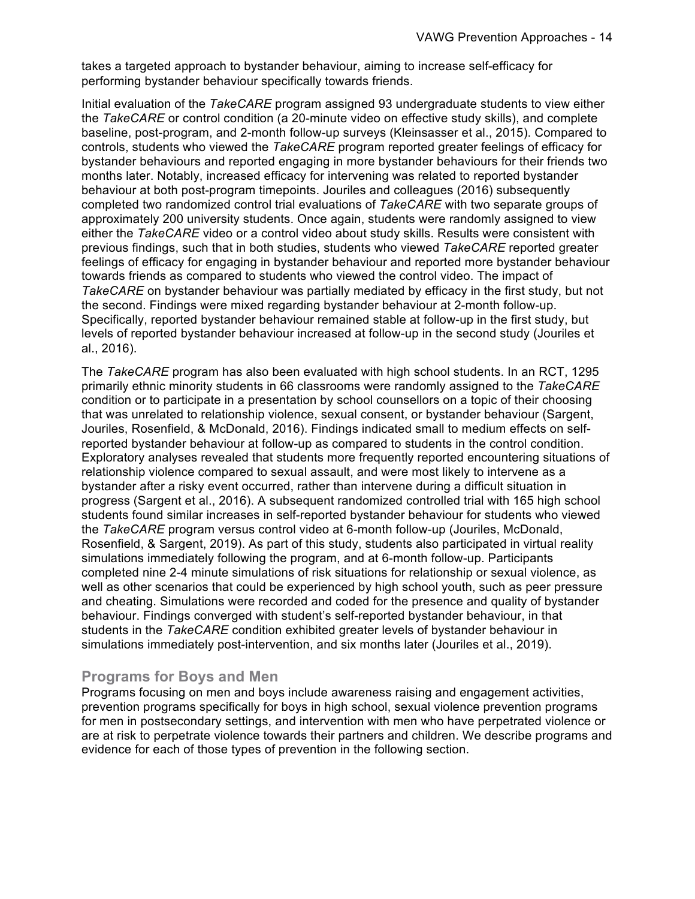takes a targeted approach to bystander behaviour, aiming to increase self-efficacy for performing bystander behaviour specifically towards friends.

Initial evaluation of the *TakeCARE* program assigned 93 undergraduate students to view either the *TakeCARE* or control condition (a 20-minute video on effective study skills), and complete baseline, post-program, and 2-month follow-up surveys (Kleinsasser et al., 2015). Compared to controls, students who viewed the *TakeCARE* program reported greater feelings of efficacy for bystander behaviours and reported engaging in more bystander behaviours for their friends two months later. Notably, increased efficacy for intervening was related to reported bystander behaviour at both post-program timepoints. Jouriles and colleagues (2016) subsequently completed two randomized control trial evaluations of *TakeCARE* with two separate groups of approximately 200 university students. Once again, students were randomly assigned to view either the *TakeCARE* video or a control video about study skills. Results were consistent with previous findings, such that in both studies, students who viewed *TakeCARE* reported greater feelings of efficacy for engaging in bystander behaviour and reported more bystander behaviour towards friends as compared to students who viewed the control video. The impact of *TakeCARE* on bystander behaviour was partially mediated by efficacy in the first study, but not the second. Findings were mixed regarding bystander behaviour at 2-month follow-up. Specifically, reported bystander behaviour remained stable at follow-up in the first study, but levels of reported bystander behaviour increased at follow-up in the second study (Jouriles et al., 2016).

The *TakeCARE* program has also been evaluated with high school students. In an RCT, 1295 primarily ethnic minority students in 66 classrooms were randomly assigned to the *TakeCARE* condition or to participate in a presentation by school counsellors on a topic of their choosing that was unrelated to relationship violence, sexual consent, or bystander behaviour (Sargent, Jouriles, Rosenfield, & McDonald, 2016). Findings indicated small to medium effects on self-reported bystander behaviour at follow-up as compared to students in the control condition. Exploratory analyses revealed that students more frequently reported encountering situations of relationship violence compared to sexual assault, and were most likely to intervene as a bystander after a risky event occurred, rather than intervene during a difficult situation in progress (Sargent et al., 2016). A subsequent randomized controlled trial with 165 high school students found similar increases in self-reported bystander behaviour for students who viewed the *TakeCARE* program versus control video at 6-month follow-up (Jouriles, McDonald, Rosenfield, & Sargent, 2019). As part of this study, students also participated in virtual reality simulations immediately following the program, and at 6-month follow-up. Participants completed nine 2-4 minute simulations of risk situations for relationship or sexual violence, as well as other scenarios that could be experienced by high school youth, such as peer pressure and cheating. Simulations were recorded and coded for the presence and quality of bystander behaviour. Findings converged with student's self-reported bystander behaviour, in that students in the *TakeCARE* condition exhibited greater levels of bystander behaviour in simulations immediately post-intervention, and six months later (Jouriles et al., 2019).

## Programs for Boys and Men

Programs focusing on men and boys include awareness raising and engagement activities, prevention programs specifically for boys in high school, sexual violence prevention programs for men in postsecondary settings, and intervention with men who have perpetrated violence or are at risk to perpetrate violence towards their partners and children. We describe programs and evidence for each of those types of prevention in the following section.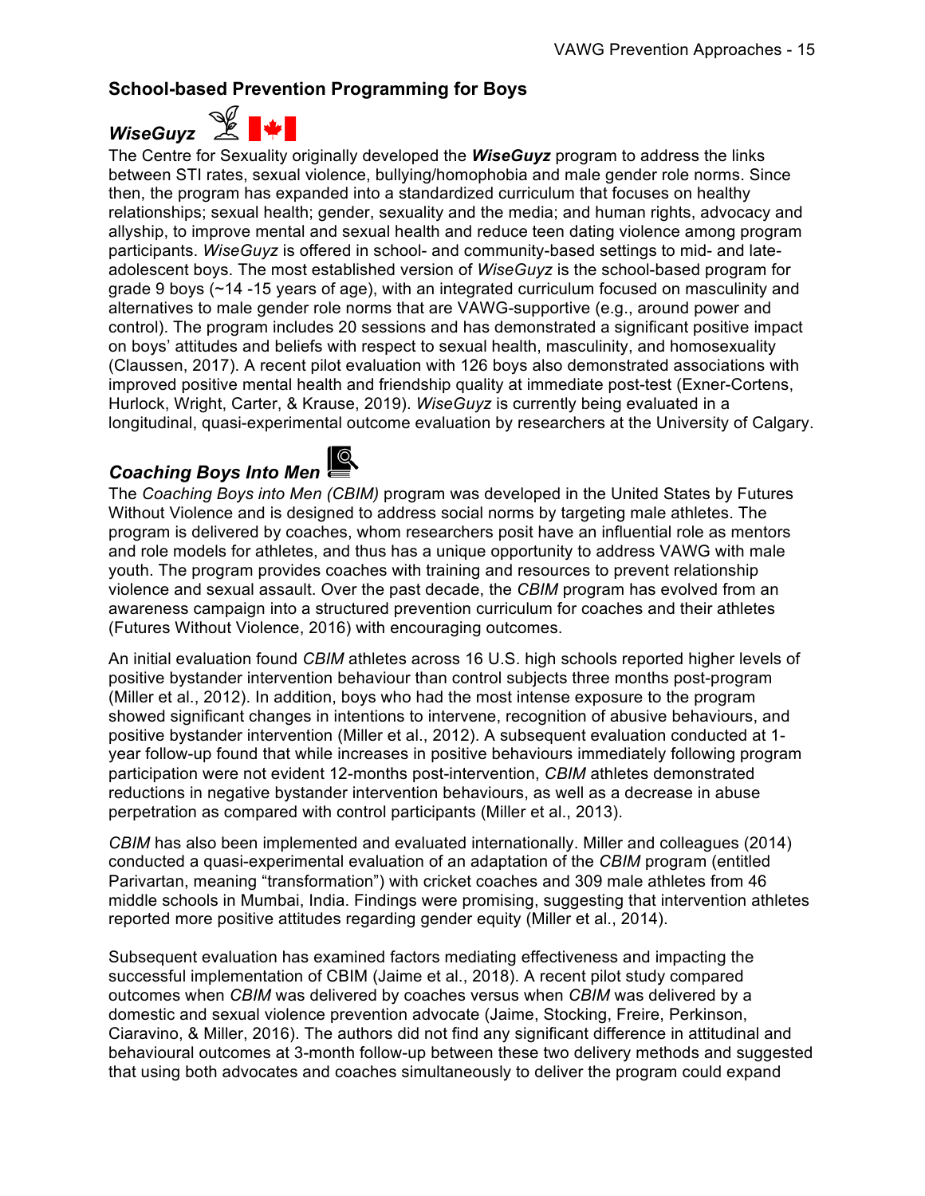## School-based Prevention Programming for Boys

### *WiseGuyz*

The Centre for Sexuality originally developed the ***WiseGuyz*** program to address the links between STI rates, sexual violence, bullying/homophobia and male gender role norms. Since then, the program has expanded into a standardized curriculum that focuses on healthy relationships; sexual health; gender, sexuality and the media; and human rights, advocacy and allyship, to improve mental and sexual health and reduce teen dating violence among program participants. *WiseGuyz* is offered in school- and community-based settings to mid- and late-adolescent boys. The most established version of *WiseGuyz* is the school-based program for grade 9 boys (~14 -15 years of age), with an integrated curriculum focused on masculinity and alternatives to male gender role norms that are VAWG-supportive (e.g., around power and control). The program includes 20 sessions and has demonstrated a significant positive impact on boys' attitudes and beliefs with respect to sexual health, masculinity, and homosexuality (Claussen, 2017). A recent pilot evaluation with 126 boys also demonstrated associations with improved positive mental health and friendship quality at immediate post-test (Exner-Cortens, Hurlock, Wright, Carter, & Krause, 2019). *WiseGuyz* is currently being evaluated in a longitudinal, quasi-experimental outcome evaluation by researchers at the University of Calgary.

### *Coaching Boys Into Men*

The *Coaching Boys into Men (CBIM)* program was developed in the United States by Futures Without Violence and is designed to address social norms by targeting male athletes. The program is delivered by coaches, whom researchers posit have an influential role as mentors and role models for athletes, and thus has a unique opportunity to address VAWG with male youth. The program provides coaches with training and resources to prevent relationship violence and sexual assault. Over the past decade, the *CBIM* program has evolved from an awareness campaign into a structured prevention curriculum for coaches and their athletes (Futures Without Violence, 2016) with encouraging outcomes.

An initial evaluation found *CBIM* athletes across 16 U.S. high schools reported higher levels of positive bystander intervention behaviour than control subjects three months post-program (Miller et al., 2012). In addition, boys who had the most intense exposure to the program showed significant changes in intentions to intervene, recognition of abusive behaviours, and positive bystander intervention (Miller et al., 2012). A subsequent evaluation conducted at 1-year follow-up found that while increases in positive behaviours immediately following program participation were not evident 12-months post-intervention, *CBIM* athletes demonstrated reductions in negative bystander intervention behaviours, as well as a decrease in abuse perpetration as compared with control participants (Miller et al., 2013).

*CBIM* has also been implemented and evaluated internationally. Miller and colleagues (2014) conducted a quasi-experimental evaluation of an adaptation of the *CBIM* program (entitled Parivartan, meaning "transformation") with cricket coaches and 309 male athletes from 46 middle schools in Mumbai, India. Findings were promising, suggesting that intervention athletes reported more positive attitudes regarding gender equity (Miller et al., 2014).

Subsequent evaluation has examined factors mediating effectiveness and impacting the successful implementation of CBIM (Jaime et al., 2018). A recent pilot study compared outcomes when *CBIM* was delivered by coaches versus when *CBIM* was delivered by a domestic and sexual violence prevention advocate (Jaime, Stocking, Freire, Perkinson, Ciaravino, & Miller, 2016). The authors did not find any significant difference in attitudinal and behavioural outcomes at 3-month follow-up between these two delivery methods and suggested that using both advocates and coaches simultaneously to deliver the program could expand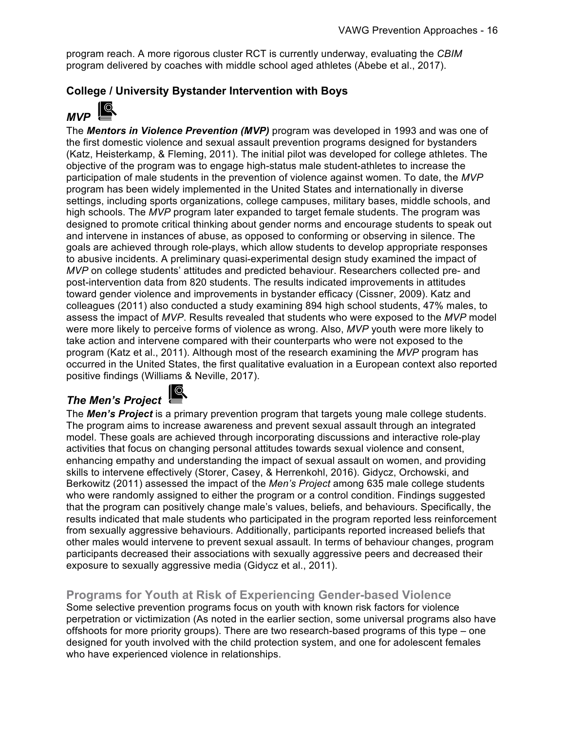program reach. A more rigorous cluster RCT is currently underway, evaluating the *CBIM* program delivered by coaches with middle school aged athletes (Abebe et al., 2017).

### College / University Bystander Intervention with Boys

#### *MVP*

The ***Mentors in Violence Prevention (MVP)*** program was developed in 1993 and was one of the first domestic violence and sexual assault prevention programs designed for bystanders (Katz, Heisterkamp, & Fleming, 2011). The initial pilot was developed for college athletes. The objective of the program was to engage high-status male student-athletes to increase the participation of male students in the prevention of violence against women. To date, the *MVP* program has been widely implemented in the United States and internationally in diverse settings, including sports organizations, college campuses, military bases, middle schools, and high schools. The *MVP* program later expanded to target female students. The program was designed to promote critical thinking about gender norms and encourage students to speak out and intervene in instances of abuse, as opposed to conforming or observing in silence. The goals are achieved through role-plays, which allow students to develop appropriate responses to abusive incidents. A preliminary quasi-experimental design study examined the impact of *MVP* on college students' attitudes and predicted behaviour. Researchers collected pre- and post-intervention data from 820 students. The results indicated improvements in attitudes toward gender violence and improvements in bystander efficacy (Cissner, 2009). Katz and colleagues (2011) also conducted a study examining 894 high school students, 47% males, to assess the impact of *MVP*. Results revealed that students who were exposed to the *MVP* model were more likely to perceive forms of violence as wrong. Also, *MVP* youth were more likely to take action and intervene compared with their counterparts who were not exposed to the program (Katz et al., 2011). Although most of the research examining the *MVP* program has occurred in the United States, the first qualitative evaluation in a European context also reported positive findings (Williams & Neville, 2017).

#### *The Men's Project*

The ***Men's Project*** is a primary prevention program that targets young male college students. The program aims to increase awareness and prevent sexual assault through an integrated model. These goals are achieved through incorporating discussions and interactive role-play activities that focus on changing personal attitudes towards sexual violence and consent, enhancing empathy and understanding the impact of sexual assault on women, and providing skills to intervene effectively (Storer, Casey, & Herrenkohl, 2016). Gidycz, Orchowski, and Berkowitz (2011) assessed the impact of the *Men's Project* among 635 male college students who were randomly assigned to either the program or a control condition. Findings suggested that the program can positively change male's values, beliefs, and behaviours. Specifically, the results indicated that male students who participated in the program reported less reinforcement from sexually aggressive behaviours. Additionally, participants reported increased beliefs that other males would intervene to prevent sexual assault. In terms of behaviour changes, program participants decreased their associations with sexually aggressive peers and decreased their exposure to sexually aggressive media (Gidycz et al., 2011).

## Programs for Youth at Risk of Experiencing Gender-based Violence

Some selective prevention programs focus on youth with known risk factors for violence perpetration or victimization (As noted in the earlier section, some universal programs also have offshoots for more priority groups). There are two research-based programs of this type – one designed for youth involved with the child protection system, and one for adolescent females who have experienced violence in relationships.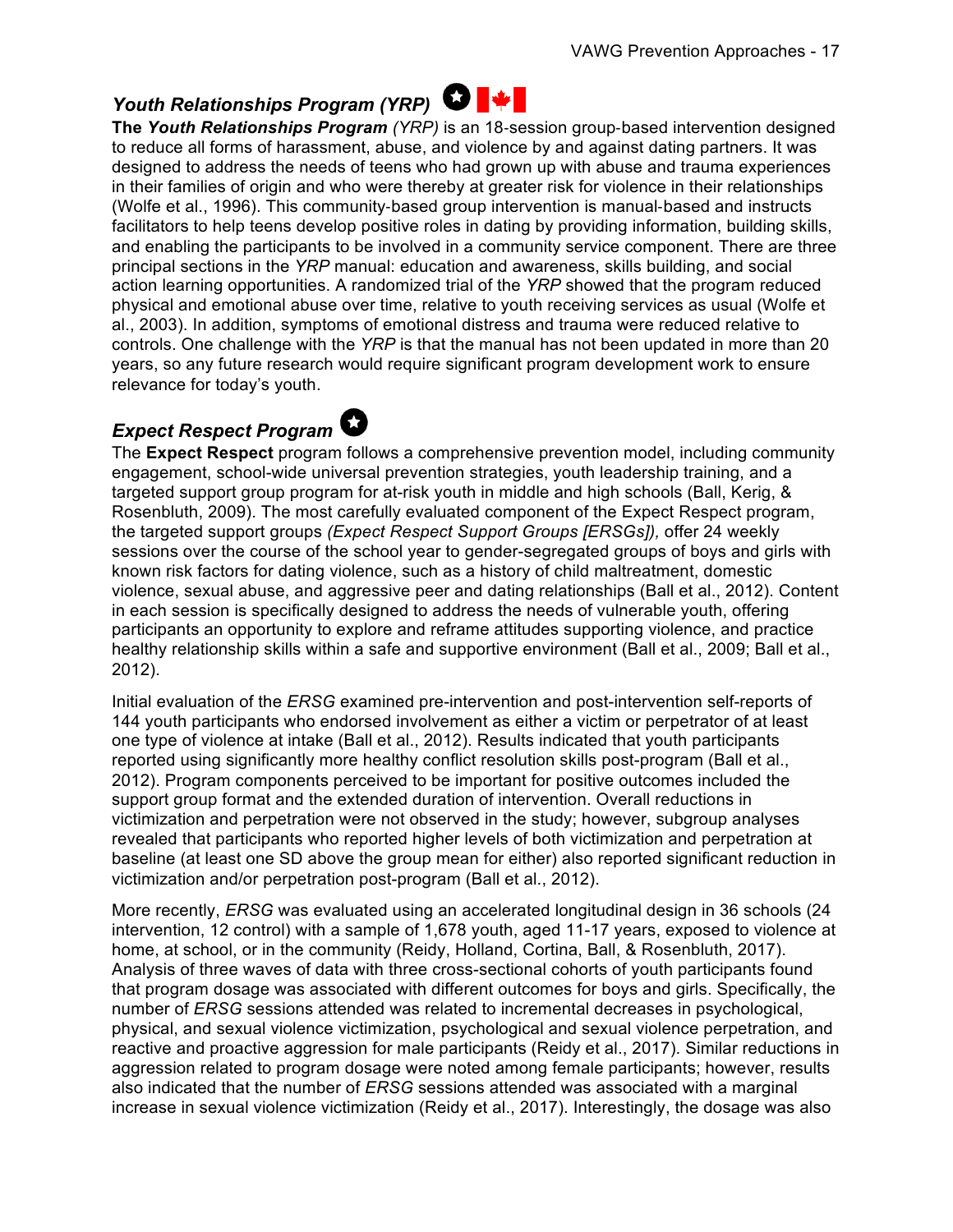### *Youth Relationships Program (YRP)*

**The *Youth Relationships Program*** *(YRP)* is an 18-session group-based intervention designed to reduce all forms of harassment, abuse, and violence by and against dating partners. It was designed to address the needs of teens who had grown up with abuse and trauma experiences in their families of origin and who were thereby at greater risk for violence in their relationships (Wolfe et al., 1996). This community-based group intervention is manual-based and instructs facilitators to help teens develop positive roles in dating by providing information, building skills, and enabling the participants to be involved in a community service component. There are three principal sections in the *YRP* manual: education and awareness, skills building, and social action learning opportunities. A randomized trial of the *YRP* showed that the program reduced physical and emotional abuse over time, relative to youth receiving services as usual (Wolfe et al., 2003). In addition, symptoms of emotional distress and trauma were reduced relative to controls. One challenge with the *YRP* is that the manual has not been updated in more than 20 years, so any future research would require significant program development work to ensure relevance for today's youth.

### *Expect Respect Program*

The **Expect Respect** program follows a comprehensive prevention model, including community engagement, school-wide universal prevention strategies, youth leadership training, and a targeted support group program for at-risk youth in middle and high schools (Ball, Kerig, & Rosenbluth, 2009). The most carefully evaluated component of the Expect Respect program, the targeted support groups *(Expect Respect Support Groups [ERSGs]),* offer 24 weekly sessions over the course of the school year to gender-segregated groups of boys and girls with known risk factors for dating violence, such as a history of child maltreatment, domestic violence, sexual abuse, and aggressive peer and dating relationships (Ball et al., 2012). Content in each session is specifically designed to address the needs of vulnerable youth, offering participants an opportunity to explore and reframe attitudes supporting violence, and practice healthy relationship skills within a safe and supportive environment (Ball et al., 2009; Ball et al., 2012).

Initial evaluation of the *ERSG* examined pre-intervention and post-intervention self-reports of 144 youth participants who endorsed involvement as either a victim or perpetrator of at least one type of violence at intake (Ball et al., 2012). Results indicated that youth participants reported using significantly more healthy conflict resolution skills post-program (Ball et al., 2012). Program components perceived to be important for positive outcomes included the support group format and the extended duration of intervention. Overall reductions in victimization and perpetration were not observed in the study; however, subgroup analyses revealed that participants who reported higher levels of both victimization and perpetration at baseline (at least one SD above the group mean for either) also reported significant reduction in victimization and/or perpetration post-program (Ball et al., 2012).

More recently, *ERSG* was evaluated using an accelerated longitudinal design in 36 schools (24 intervention, 12 control) with a sample of 1,678 youth, aged 11-17 years, exposed to violence at home, at school, or in the community (Reidy, Holland, Cortina, Ball, & Rosenbluth, 2017). Analysis of three waves of data with three cross-sectional cohorts of youth participants found that program dosage was associated with different outcomes for boys and girls. Specifically, the number of *ERSG* sessions attended was related to incremental decreases in psychological, physical, and sexual violence victimization, psychological and sexual violence perpetration, and reactive and proactive aggression for male participants (Reidy et al., 2017). Similar reductions in aggression related to program dosage were noted among female participants; however, results also indicated that the number of *ERSG* sessions attended was associated with a marginal increase in sexual violence victimization (Reidy et al., 2017). Interestingly, the dosage was also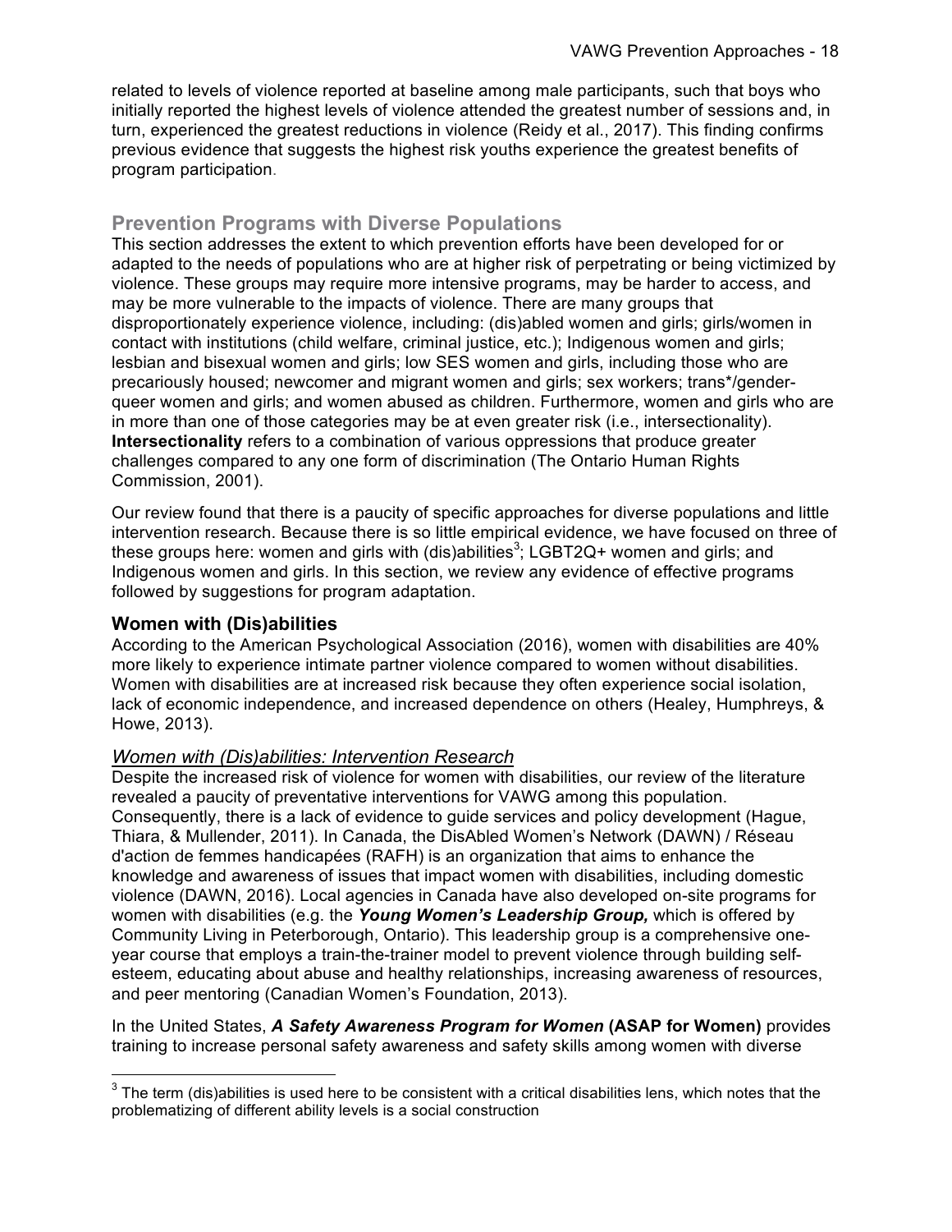related to levels of violence reported at baseline among male participants, such that boys who initially reported the highest levels of violence attended the greatest number of sessions and, in turn, experienced the greatest reductions in violence (Reidy et al., 2017). This finding confirms previous evidence that suggests the highest risk youths experience the greatest benefits of program participation.

## Prevention Programs with Diverse Populations

This section addresses the extent to which prevention efforts have been developed for or adapted to the needs of populations who are at higher risk of perpetrating or being victimized by violence. These groups may require more intensive programs, may be harder to access, and may be more vulnerable to the impacts of violence. There are many groups that disproportionately experience violence, including: (dis)abled women and girls; girls/women in contact with institutions (child welfare, criminal justice, etc.); Indigenous women and girls; lesbian and bisexual women and girls; low SES women and girls, including those who are precariously housed; newcomer and migrant women and girls; sex workers; trans*/gender-queer women and girls; and women abused as children. Furthermore, women and girls who are in more than one of those categories may be at even greater risk (i.e., intersectionality). **Intersectionality** refers to a combination of various oppressions that produce greater challenges compared to any one form of discrimination (The Ontario Human Rights Commission, 2001).

Our review found that there is a paucity of specific approaches for diverse populations and little intervention research. Because there is so little empirical evidence, we have focused on three of these groups here: women and girls with (dis)abilities[3]; LGBT2Q+ women and girls; and Indigenous women and girls. In this section, we review any evidence of effective programs followed by suggestions for program adaptation.

### Women with (Dis)abilities

According to the American Psychological Association (2016), women with disabilities are 40% more likely to experience intimate partner violence compared to women without disabilities. Women with disabilities are at increased risk because they often experience social isolation, lack of economic independence, and increased dependence on others (Healey, Humphreys, & Howe, 2013).

#### *Women with (Dis)abilities: Intervention Research*

Despite the increased risk of violence for women with disabilities, our review of the literature revealed a paucity of preventative interventions for VAWG among this population. Consequently, there is a lack of evidence to guide services and policy development (Hague, Thiara, & Mullender, 2011). In Canada, the DisAbled Women's Network (DAWN) / Réseau d'action de femmes handicapées (RAFH) is an organization that aims to enhance the knowledge and awareness of issues that impact women with disabilities, including domestic violence (DAWN, 2016). Local agencies in Canada have also developed on-site programs for women with disabilities (e.g. the ***Young Women's Leadership Group,*** which is offered by Community Living in Peterborough, Ontario). This leadership group is a comprehensive one-year course that employs a train-the-trainer model to prevent violence through building self-esteem, educating about abuse and healthy relationships, increasing awareness of resources, and peer mentoring (Canadian Women's Foundation, 2013).

In the United States, ***A Safety Awareness Program for Women*** **(ASAP for Women)** provides training to increase personal safety awareness and safety skills among women with diverse

[3] The term (dis)abilities is used here to be consistent with a critical disabilities lens, which notes that the problematizing of different ability levels is a social construction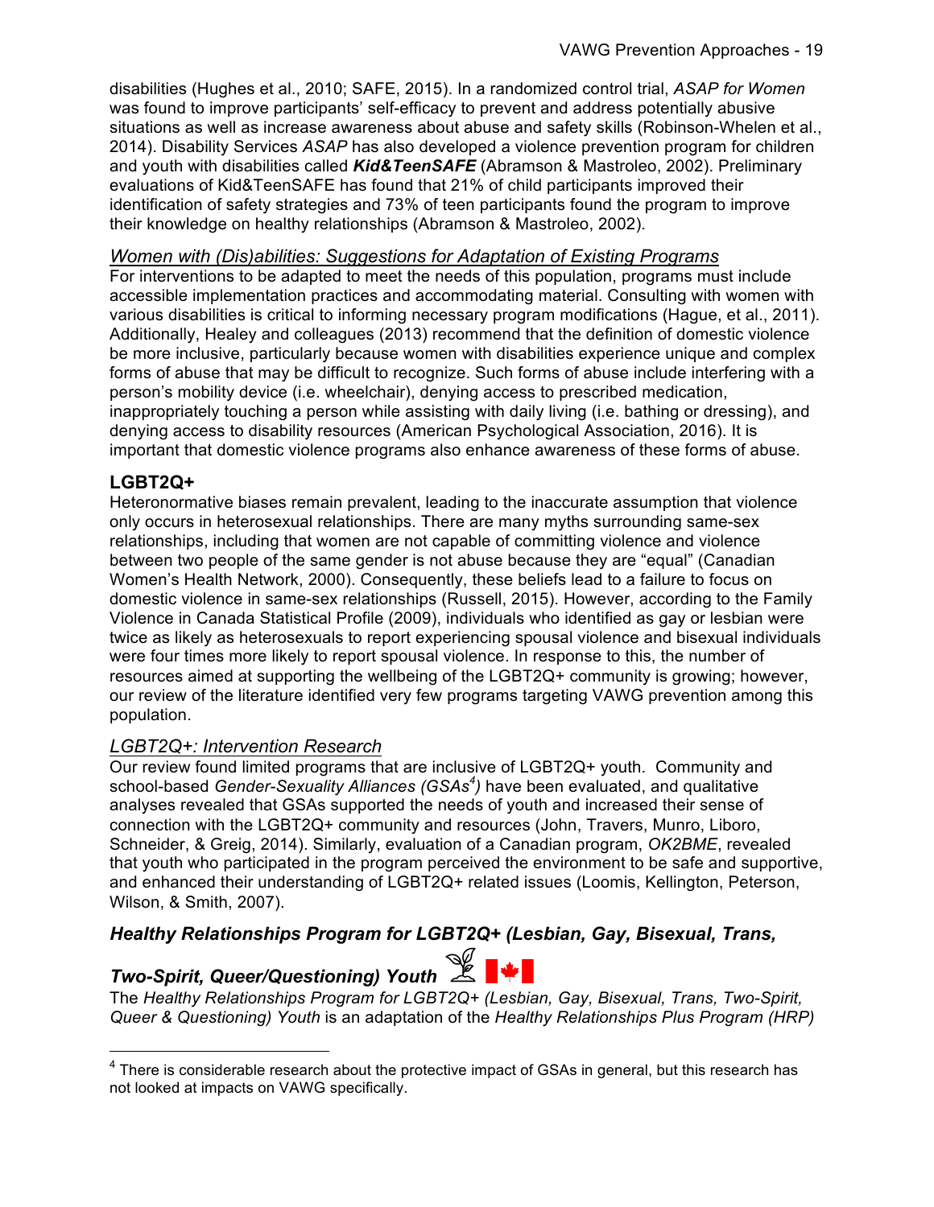disabilities (Hughes et al., 2010; SAFE, 2015). In a randomized control trial, *ASAP for Women* was found to improve participants' self-efficacy to prevent and address potentially abusive situations as well as increase awareness about abuse and safety skills (Robinson-Whelen et al., 2014). Disability Services *ASAP* has also developed a violence prevention program for children and youth with disabilities called ***Kid&TeenSAFE*** (Abramson & Mastroleo, 2002). Preliminary evaluations of Kid&TeenSAFE has found that 21% of child participants improved their identification of safety strategies and 73% of teen participants found the program to improve their knowledge on healthy relationships (Abramson & Mastroleo, 2002).

#### *Women with (Dis)abilities: Suggestions for Adaptation of Existing Programs*

For interventions to be adapted to meet the needs of this population, programs must include accessible implementation practices and accommodating material. Consulting with women with various disabilities is critical to informing necessary program modifications (Hague, et al., 2011). Additionally, Healey and colleagues (2013) recommend that the definition of domestic violence be more inclusive, particularly because women with disabilities experience unique and complex forms of abuse that may be difficult to recognize. Such forms of abuse include interfering with a person's mobility device (i.e. wheelchair), denying access to prescribed medication, inappropriately touching a person while assisting with daily living (i.e. bathing or dressing), and denying access to disability resources (American Psychological Association, 2016). It is important that domestic violence programs also enhance awareness of these forms of abuse.

### LGBT2Q+

Heteronormative biases remain prevalent, leading to the inaccurate assumption that violence only occurs in heterosexual relationships. There are many myths surrounding same-sex relationships, including that women are not capable of committing violence and violence between two people of the same gender is not abuse because they are "equal" (Canadian Women's Health Network, 2000). Consequently, these beliefs lead to a failure to focus on domestic violence in same-sex relationships (Russell, 2015). However, according to the Family Violence in Canada Statistical Profile (2009), individuals who identified as gay or lesbian were twice as likely as heterosexuals to report experiencing spousal violence and bisexual individuals were four times more likely to report spousal violence. In response to this, the number of resources aimed at supporting the wellbeing of the LGBT2Q+ community is growing; however, our review of the literature identified very few programs targeting VAWG prevention among this population.

#### *LGBT2Q+: Intervention Research*

Our review found limited programs that are inclusive of LGBT2Q+ youth. Community and school-based *Gender-Sexuality Alliances (GSAs*[4]*)* have been evaluated, and qualitative analyses revealed that GSAs supported the needs of youth and increased their sense of connection with the LGBT2Q+ community and resources (John, Travers, Munro, Liboro, Schneider, & Greig, 2014). Similarly, evaluation of a Canadian program, *OK2BME*, revealed that youth who participated in the program perceived the environment to be safe and supportive, and enhanced their understanding of LGBT2Q+ related issues (Loomis, Kellington, Peterson, Wilson, & Smith, 2007).

#### ***Healthy Relationships Program for LGBT2Q+ (Lesbian, Gay, Bisexual, Trans, Two-Spirit, Queer/Questioning) Youth***

The *Healthy Relationships Program for LGBT2Q+ (Lesbian, Gay, Bisexual, Trans, Two-Spirit, Queer & Questioning) Youth* is an adaptation of the *Healthy Relationships Plus Program (HRP)*

---

[4] There is considerable research about the protective impact of GSAs in general, but this research has not looked at impacts on VAWG specifically.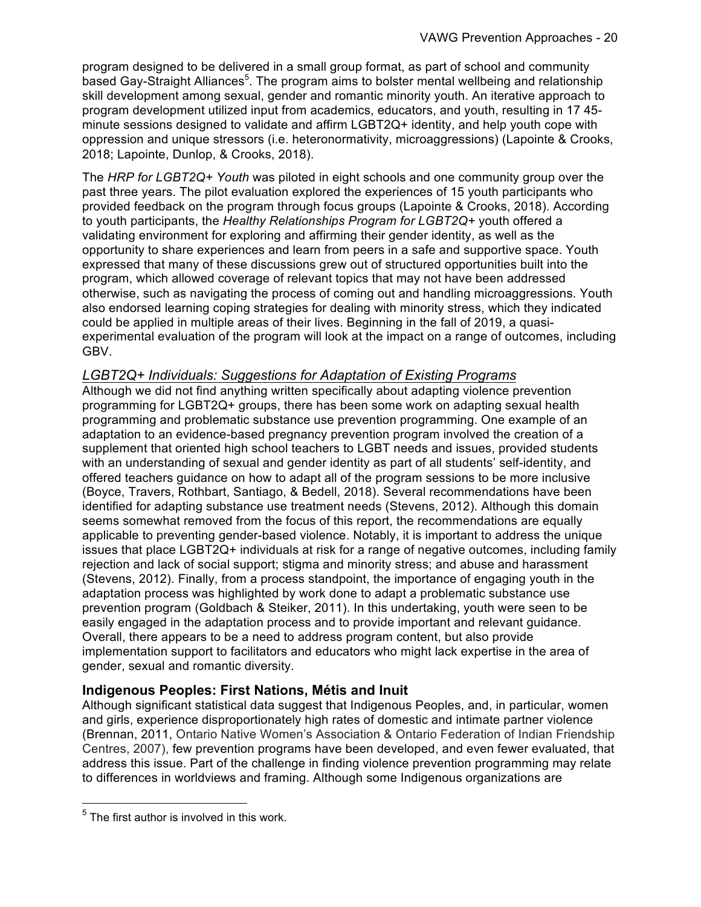program designed to be delivered in a small group format, as part of school and community based Gay-Straight Alliances[5]. The program aims to bolster mental wellbeing and relationship skill development among sexual, gender and romantic minority youth. An iterative approach to program development utilized input from academics, educators, and youth, resulting in 17 45-minute sessions designed to validate and affirm LGBT2Q+ identity, and help youth cope with oppression and unique stressors (i.e. heteronormativity, microaggressions) (Lapointe & Crooks, 2018; Lapointe, Dunlop, & Crooks, 2018).

The *HRP for LGBT2Q+ Youth* was piloted in eight schools and one community group over the past three years. The pilot evaluation explored the experiences of 15 youth participants who provided feedback on the program through focus groups (Lapointe & Crooks, 2018). According to youth participants, the *Healthy Relationships Program for LGBT2Q+* youth offered a validating environment for exploring and affirming their gender identity, as well as the opportunity to share experiences and learn from peers in a safe and supportive space. Youth expressed that many of these discussions grew out of structured opportunities built into the program, which allowed coverage of relevant topics that may not have been addressed otherwise, such as navigating the process of coming out and handling microaggressions. Youth also endorsed learning coping strategies for dealing with minority stress, which they indicated could be applied in multiple areas of their lives. Beginning in the fall of 2019, a quasi-experimental evaluation of the program will look at the impact on a range of outcomes, including GBV.

### *LGBT2Q+ Individuals: Suggestions for Adaptation of Existing Programs*

Although we did not find anything written specifically about adapting violence prevention programming for LGBT2Q+ groups, there has been some work on adapting sexual health programming and problematic substance use prevention programming. One example of an adaptation to an evidence-based pregnancy prevention program involved the creation of a supplement that oriented high school teachers to LGBT needs and issues, provided students with an understanding of sexual and gender identity as part of all students' self-identity, and offered teachers guidance on how to adapt all of the program sessions to be more inclusive (Boyce, Travers, Rothbart, Santiago, & Bedell, 2018). Several recommendations have been identified for adapting substance use treatment needs (Stevens, 2012). Although this domain seems somewhat removed from the focus of this report, the recommendations are equally applicable to preventing gender-based violence. Notably, it is important to address the unique issues that place LGBT2Q+ individuals at risk for a range of negative outcomes, including family rejection and lack of social support; stigma and minority stress; and abuse and harassment (Stevens, 2012). Finally, from a process standpoint, the importance of engaging youth in the adaptation process was highlighted by work done to adapt a problematic substance use prevention program (Goldbach & Steiker, 2011). In this undertaking, youth were seen to be easily engaged in the adaptation process and to provide important and relevant guidance. Overall, there appears to be a need to address program content, but also provide implementation support to facilitators and educators who might lack expertise in the area of gender, sexual and romantic diversity.

## Indigenous Peoples: First Nations, Métis and Inuit

Although significant statistical data suggest that Indigenous Peoples, and, in particular, women and girls, experience disproportionately high rates of domestic and intimate partner violence (Brennan, 2011, Ontario Native Women's Association & Ontario Federation of Indian Friendship Centres, 2007), few prevention programs have been developed, and even fewer evaluated, that address this issue. Part of the challenge in finding violence prevention programming may relate to differences in worldviews and framing. Although some Indigenous organizations are

[5] The first author is involved in this work.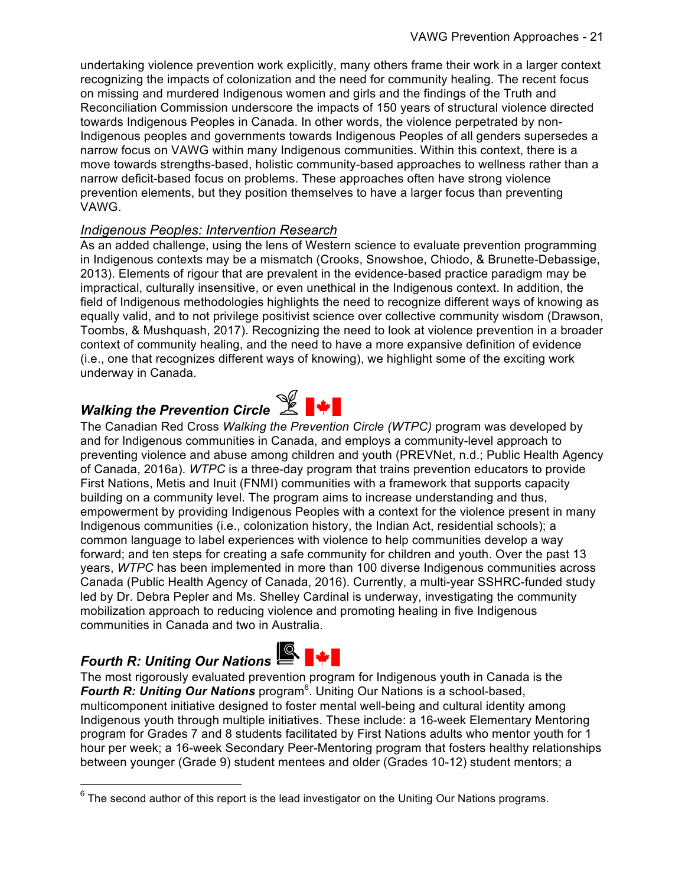undertaking violence prevention work explicitly, many others frame their work in a larger context recognizing the impacts of colonization and the need for community healing. The recent focus on missing and murdered Indigenous women and girls and the findings of the Truth and Reconciliation Commission underscore the impacts of 150 years of structural violence directed towards Indigenous Peoples in Canada. In other words, the violence perpetrated by non-Indigenous peoples and governments towards Indigenous Peoples of all genders supersedes a narrow focus on VAWG within many Indigenous communities. Within this context, there is a move towards strengths-based, holistic community-based approaches to wellness rather than a narrow deficit-based focus on problems. These approaches often have strong violence prevention elements, but they position themselves to have a larger focus than preventing VAWG.

*Indigenous Peoples: Intervention Research*

As an added challenge, using the lens of Western science to evaluate prevention programming in Indigenous contexts may be a mismatch (Crooks, Snowshoe, Chiodo, & Brunette-Debassige, 2013). Elements of rigour that are prevalent in the evidence-based practice paradigm may be impractical, culturally insensitive, or even unethical in the Indigenous context. In addition, the field of Indigenous methodologies highlights the need to recognize different ways of knowing as equally valid, and to not privilege positivist science over collective community wisdom (Drawson, Toombs, & Mushquash, 2017). Recognizing the need to look at violence prevention in a broader context of community healing, and the need to have a more expansive definition of evidence (i.e., one that recognizes different ways of knowing), we highlight some of the exciting work underway in Canada.

### *Walking the Prevention Circle*

The Canadian Red Cross *Walking the Prevention Circle (WTPC)* program was developed by and for Indigenous communities in Canada, and employs a community-level approach to preventing violence and abuse among children and youth (PREVNet, n.d.; Public Health Agency of Canada, 2016a). *WTPC* is a three-day program that trains prevention educators to provide First Nations, Metis and Inuit (FNMI) communities with a framework that supports capacity building on a community level. The program aims to increase understanding and thus, empowerment by providing Indigenous Peoples with a context for the violence present in many Indigenous communities (i.e., colonization history, the Indian Act, residential schools); a common language to label experiences with violence to help communities develop a way forward; and ten steps for creating a safe community for children and youth. Over the past 13 years, *WTPC* has been implemented in more than 100 diverse Indigenous communities across Canada (Public Health Agency of Canada, 2016). Currently, a multi-year SSHRC-funded study led by Dr. Debra Pepler and Ms. Shelley Cardinal is underway, investigating the community mobilization approach to reducing violence and promoting healing in five Indigenous communities in Canada and two in Australia.

### *Fourth R: Uniting Our Nations*

The most rigorously evaluated prevention program for Indigenous youth in Canada is the ***Fourth R: Uniting Our Nations*** program[6]. Uniting Our Nations is a school-based, multicomponent initiative designed to foster mental well-being and cultural identity among Indigenous youth through multiple initiatives. These include: a 16-week Elementary Mentoring program for Grades 7 and 8 students facilitated by First Nations adults who mentor youth for 1 hour per week; a 16-week Secondary Peer-Mentoring program that fosters healthy relationships between younger (Grade 9) student mentees and older (Grades 10-12) student mentors; a

[6] The second author of this report is the lead investigator on the Uniting Our Nations programs.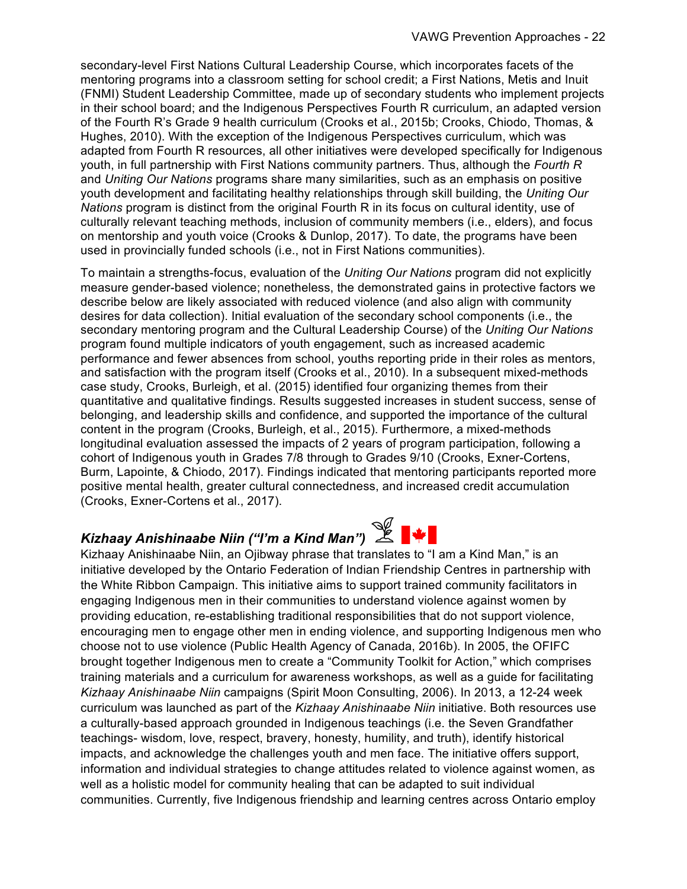secondary-level First Nations Cultural Leadership Course, which incorporates facets of the mentoring programs into a classroom setting for school credit; a First Nations, Metis and Inuit (FNMI) Student Leadership Committee, made up of secondary students who implement projects in their school board; and the Indigenous Perspectives Fourth R curriculum, an adapted version of the Fourth R's Grade 9 health curriculum (Crooks et al., 2015b; Crooks, Chiodo, Thomas, & Hughes, 2010). With the exception of the Indigenous Perspectives curriculum, which was adapted from Fourth R resources, all other initiatives were developed specifically for Indigenous youth, in full partnership with First Nations community partners. Thus, although the *Fourth R* and *Uniting Our Nations* programs share many similarities, such as an emphasis on positive youth development and facilitating healthy relationships through skill building, the *Uniting Our Nations* program is distinct from the original Fourth R in its focus on cultural identity, use of culturally relevant teaching methods, inclusion of community members (i.e., elders), and focus on mentorship and youth voice (Crooks & Dunlop, 2017). To date, the programs have been used in provincially funded schools (i.e., not in First Nations communities).

To maintain a strengths-focus, evaluation of the *Uniting Our Nations* program did not explicitly measure gender-based violence; nonetheless, the demonstrated gains in protective factors we describe below are likely associated with reduced violence (and also align with community desires for data collection). Initial evaluation of the secondary school components (i.e., the secondary mentoring program and the Cultural Leadership Course) of the *Uniting Our Nations* program found multiple indicators of youth engagement, such as increased academic performance and fewer absences from school, youths reporting pride in their roles as mentors, and satisfaction with the program itself (Crooks et al., 2010). In a subsequent mixed-methods case study, Crooks, Burleigh, et al. (2015) identified four organizing themes from their quantitative and qualitative findings. Results suggested increases in student success, sense of belonging, and leadership skills and confidence, and supported the importance of the cultural content in the program (Crooks, Burleigh, et al., 2015). Furthermore, a mixed-methods longitudinal evaluation assessed the impacts of 2 years of program participation, following a cohort of Indigenous youth in Grades 7/8 through to Grades 9/10 (Crooks, Exner-Cortens, Burm, Lapointe, & Chiodo, 2017). Findings indicated that mentoring participants reported more positive mental health, greater cultural connectedness, and increased credit accumulation (Crooks, Exner-Cortens et al., 2017).

### *Kizhaay Anishinaabe Niin ("I'm a Kind Man")*

Kizhaay Anishinaabe Niin, an Ojibway phrase that translates to "I am a Kind Man," is an initiative developed by the Ontario Federation of Indian Friendship Centres in partnership with the White Ribbon Campaign. This initiative aims to support trained community facilitators in engaging Indigenous men in their communities to understand violence against women by providing education, re-establishing traditional responsibilities that do not support violence, encouraging men to engage other men in ending violence, and supporting Indigenous men who choose not to use violence (Public Health Agency of Canada, 2016b). In 2005, the OFIFC brought together Indigenous men to create a "Community Toolkit for Action," which comprises training materials and a curriculum for awareness workshops, as well as a guide for facilitating *Kizhaay Anishinaabe Niin* campaigns (Spirit Moon Consulting, 2006). In 2013, a 12-24 week curriculum was launched as part of the *Kizhaay Anishinaabe Niin* initiative. Both resources use a culturally-based approach grounded in Indigenous teachings (i.e. the Seven Grandfather teachings- wisdom, love, respect, bravery, honesty, humility, and truth), identify historical impacts, and acknowledge the challenges youth and men face. The initiative offers support, information and individual strategies to change attitudes related to violence against women, as well as a holistic model for community healing that can be adapted to suit individual communities. Currently, five Indigenous friendship and learning centres across Ontario employ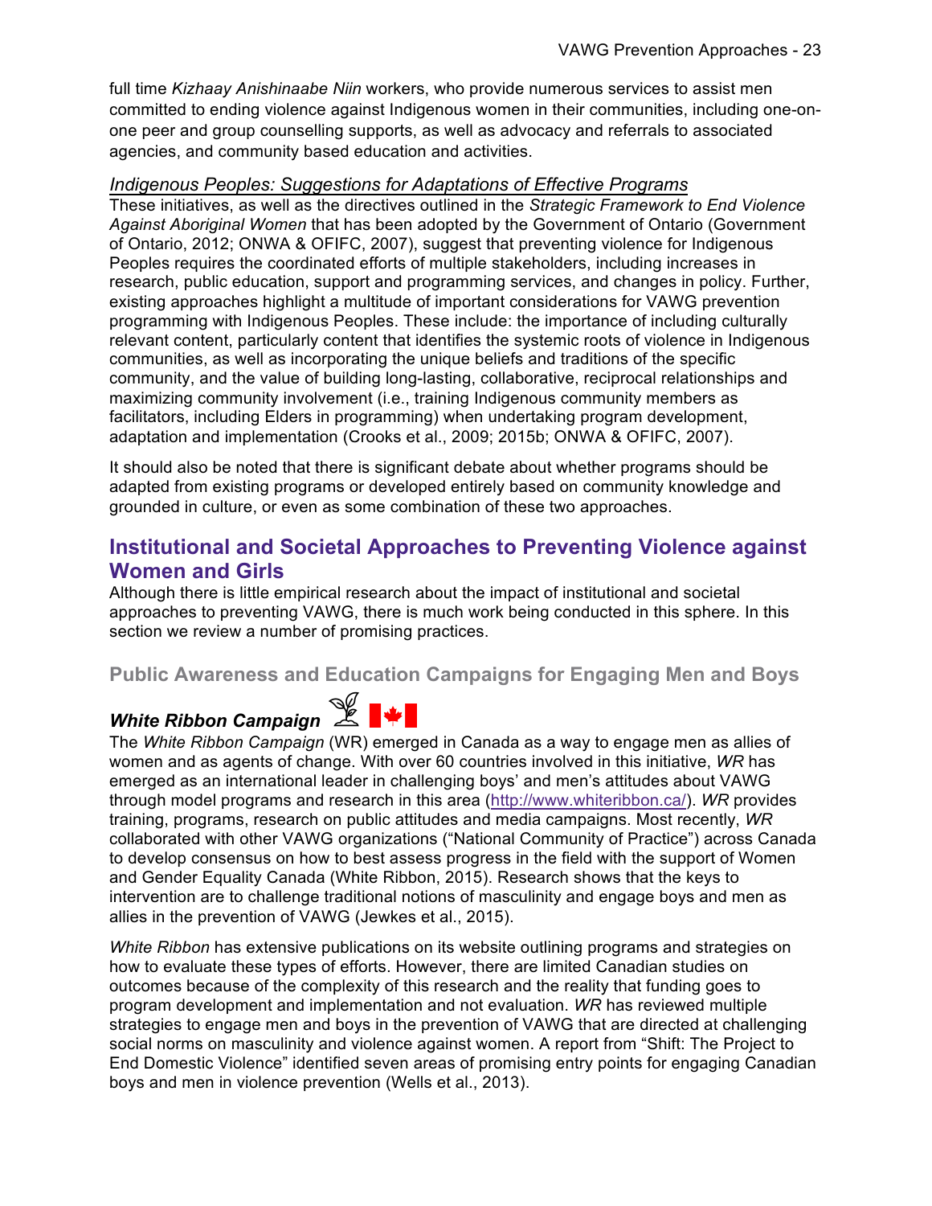full time *Kizhaay Anishinaabe Niin* workers, who provide numerous services to assist men committed to ending violence against Indigenous women in their communities, including one-on-one peer and group counselling supports, as well as advocacy and referrals to associated agencies, and community based education and activities.

*Indigenous Peoples: Suggestions for Adaptations of Effective Programs*

These initiatives, as well as the directives outlined in the *Strategic Framework to End Violence Against Aboriginal Women* that has been adopted by the Government of Ontario (Government of Ontario, 2012; ONWA & OFIFC, 2007), suggest that preventing violence for Indigenous Peoples requires the coordinated efforts of multiple stakeholders, including increases in research, public education, support and programming services, and changes in policy. Further, existing approaches highlight a multitude of important considerations for VAWG prevention programming with Indigenous Peoples. These include: the importance of including culturally relevant content, particularly content that identifies the systemic roots of violence in Indigenous communities, as well as incorporating the unique beliefs and traditions of the specific community, and the value of building long-lasting, collaborative, reciprocal relationships and maximizing community involvement (i.e., training Indigenous community members as facilitators, including Elders in programming) when undertaking program development, adaptation and implementation (Crooks et al., 2009; 2015b; ONWA & OFIFC, 2007).

It should also be noted that there is significant debate about whether programs should be adapted from existing programs or developed entirely based on community knowledge and grounded in culture, or even as some combination of these two approaches.

## Institutional and Societal Approaches to Preventing Violence against Women and Girls

Although there is little empirical research about the impact of institutional and societal approaches to preventing VAWG, there is much work being conducted in this sphere. In this section we review a number of promising practices.

### Public Awareness and Education Campaigns for Engaging Men and Boys

#### *White Ribbon Campaign*

The *White Ribbon Campaign* (WR) emerged in Canada as a way to engage men as allies of women and as agents of change. With over 60 countries involved in this initiative, *WR* has emerged as an international leader in challenging boys' and men's attitudes about VAWG through model programs and research in this area (http://www.whiteribbon.ca/). *WR* provides training, programs, research on public attitudes and media campaigns. Most recently, *WR* collaborated with other VAWG organizations ("National Community of Practice") across Canada to develop consensus on how to best assess progress in the field with the support of Women and Gender Equality Canada (White Ribbon, 2015). Research shows that the keys to intervention are to challenge traditional notions of masculinity and engage boys and men as allies in the prevention of VAWG (Jewkes et al., 2015).

*White Ribbon* has extensive publications on its website outlining programs and strategies on how to evaluate these types of efforts. However, there are limited Canadian studies on outcomes because of the complexity of this research and the reality that funding goes to program development and implementation and not evaluation. *WR* has reviewed multiple strategies to engage men and boys in the prevention of VAWG that are directed at challenging social norms on masculinity and violence against women. A report from "Shift: The Project to End Domestic Violence" identified seven areas of promising entry points for engaging Canadian boys and men in violence prevention (Wells et al., 2013).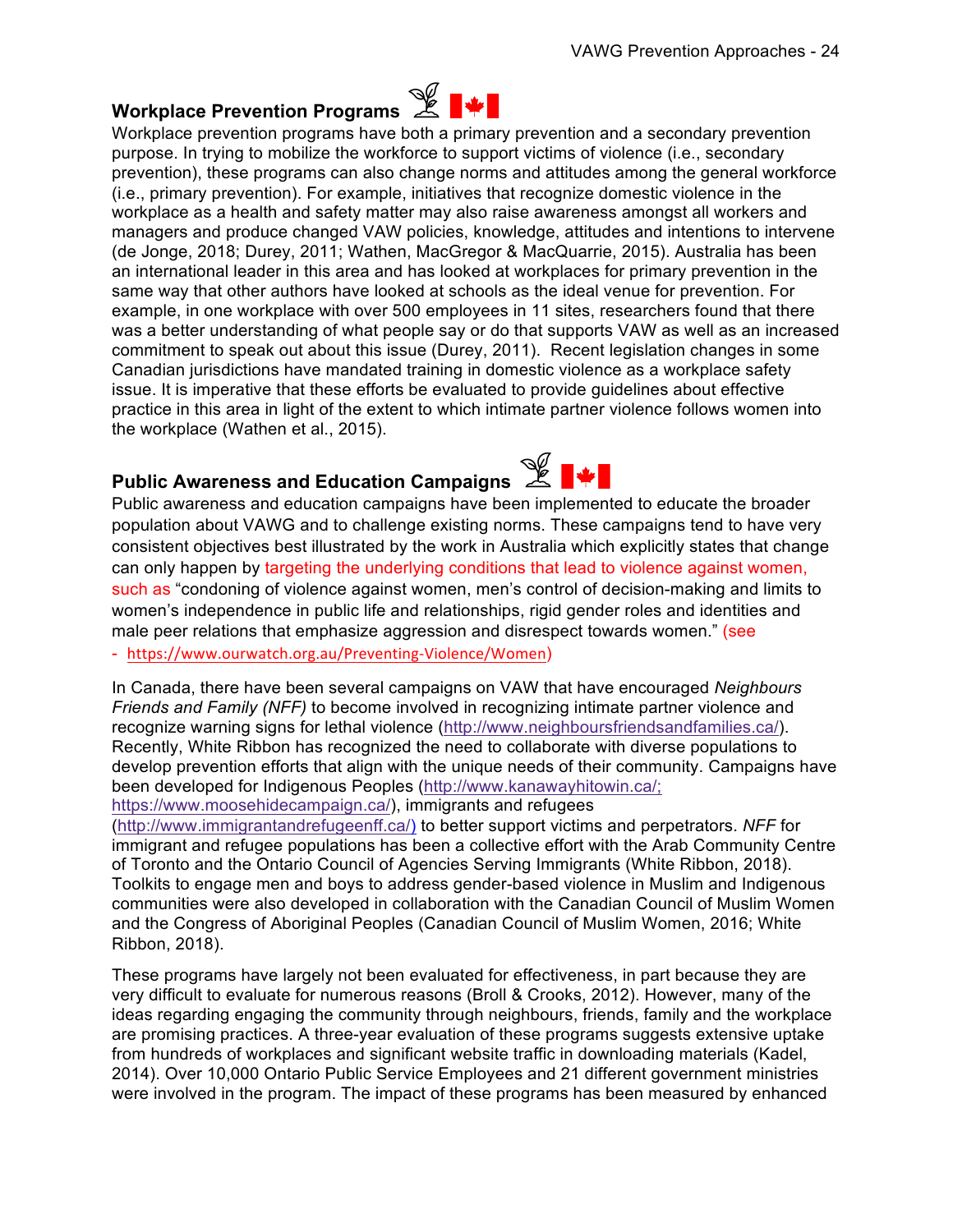## Workplace Prevention Programs

Workplace prevention programs have both a primary prevention and a secondary prevention purpose. In trying to mobilize the workforce to support victims of violence (i.e., secondary prevention), these programs can also change norms and attitudes among the general workforce (i.e., primary prevention). For example, initiatives that recognize domestic violence in the workplace as a health and safety matter may also raise awareness amongst all workers and managers and produce changed VAW policies, knowledge, attitudes and intentions to intervene (de Jonge, 2018; Durey, 2011; Wathen, MacGregor & MacQuarrie, 2015). Australia has been an international leader in this area and has looked at workplaces for primary prevention in the same way that other authors have looked at schools as the ideal venue for prevention. For example, in one workplace with over 500 employees in 11 sites, researchers found that there was a better understanding of what people say or do that supports VAW as well as an increased commitment to speak out about this issue (Durey, 2011). Recent legislation changes in some Canadian jurisdictions have mandated training in domestic violence as a workplace safety issue. It is imperative that these efforts be evaluated to provide guidelines about effective practice in this area in light of the extent to which intimate partner violence follows women into the workplace (Wathen et al., 2015).

## Public Awareness and Education Campaigns

Public awareness and education campaigns have been implemented to educate the broader population about VAWG and to challenge existing norms. These campaigns tend to have very consistent objectives best illustrated by the work in Australia which explicitly states that change can only happen by targeting the underlying conditions that lead to violence against women, such as "condoning of violence against women, men's control of decision-making and limits to women's independence in public life and relationships, rigid gender roles and identities and male peer relations that emphasize aggression and disrespect towards women." (see - https://www.ourwatch.org.au/Preventing-Violence/Women)

In Canada, there have been several campaigns on VAW that have encouraged *Neighbours Friends and Family (NFF)* to become involved in recognizing intimate partner violence and recognize warning signs for lethal violence (http://www.neighboursfriendsandfamilies.ca/). Recently, White Ribbon has recognized the need to collaborate with diverse populations to develop prevention efforts that align with the unique needs of their community. Campaigns have been developed for Indigenous Peoples (http://www.kanawayhitowin.ca/; https://www.moosehidecampaign.ca/), immigrants and refugees (http://www.immigrantandrefugeenff.ca/) to better support victims and perpetrators. *NFF* for immigrant and refugee populations has been a collective effort with the Arab Community Centre of Toronto and the Ontario Council of Agencies Serving Immigrants (White Ribbon, 2018). Toolkits to engage men and boys to address gender-based violence in Muslim and Indigenous communities were also developed in collaboration with the Canadian Council of Muslim Women and the Congress of Aboriginal Peoples (Canadian Council of Muslim Women, 2016; White Ribbon, 2018).

These programs have largely not been evaluated for effectiveness, in part because they are very difficult to evaluate for numerous reasons (Broll & Crooks, 2012). However, many of the ideas regarding engaging the community through neighbours, friends, family and the workplace are promising practices. A three-year evaluation of these programs suggests extensive uptake from hundreds of workplaces and significant website traffic in downloading materials (Kadel, 2014). Over 10,000 Ontario Public Service Employees and 21 different government ministries were involved in the program. The impact of these programs has been measured by enhanced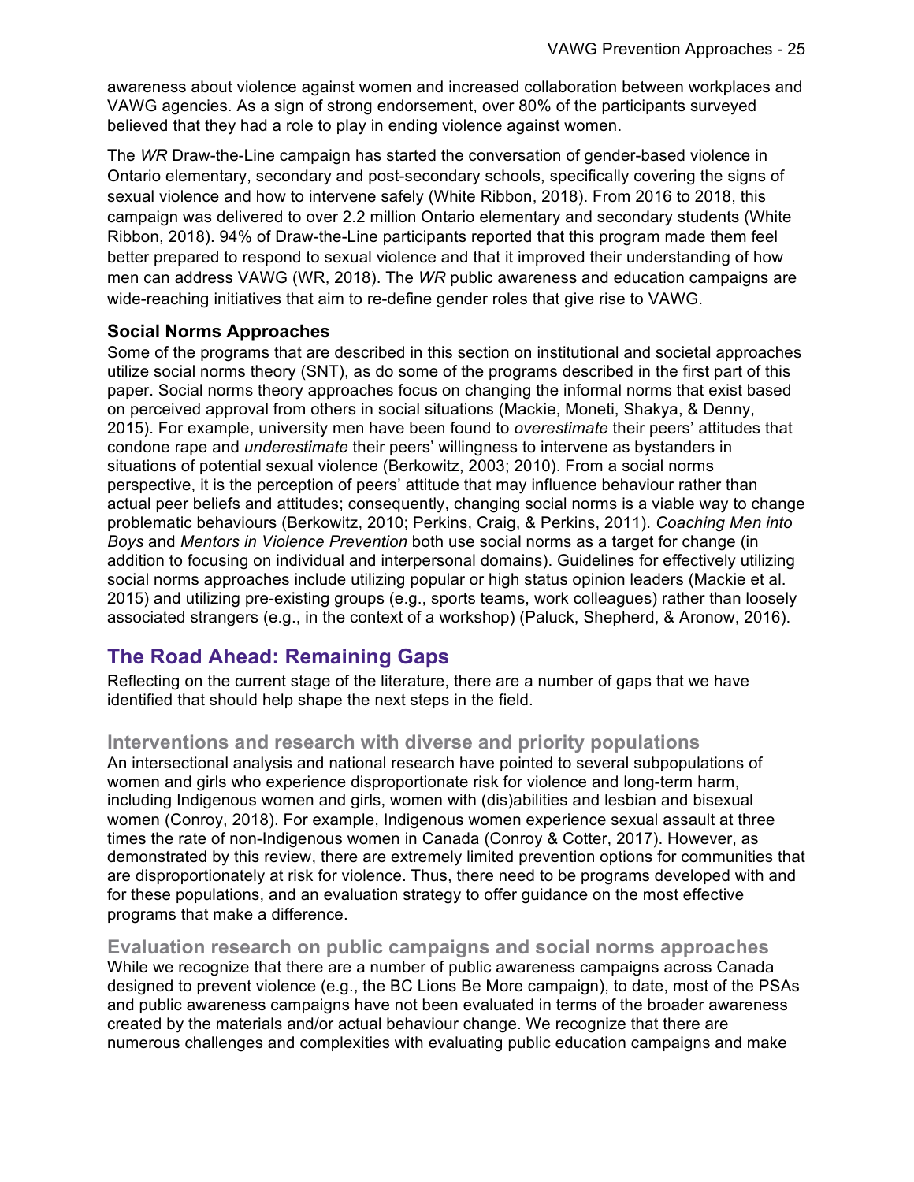awareness about violence against women and increased collaboration between workplaces and VAWG agencies. As a sign of strong endorsement, over 80% of the participants surveyed believed that they had a role to play in ending violence against women.

The *WR* Draw-the-Line campaign has started the conversation of gender-based violence in Ontario elementary, secondary and post-secondary schools, specifically covering the signs of sexual violence and how to intervene safely (White Ribbon, 2018). From 2016 to 2018, this campaign was delivered to over 2.2 million Ontario elementary and secondary students (White Ribbon, 2018). 94% of Draw-the-Line participants reported that this program made them feel better prepared to respond to sexual violence and that it improved their understanding of how men can address VAWG (WR, 2018). The *WR* public awareness and education campaigns are wide-reaching initiatives that aim to re-define gender roles that give rise to VAWG.

### Social Norms Approaches

Some of the programs that are described in this section on institutional and societal approaches utilize social norms theory (SNT), as do some of the programs described in the first part of this paper. Social norms theory approaches focus on changing the informal norms that exist based on perceived approval from others in social situations (Mackie, Moneti, Shakya, & Denny, 2015). For example, university men have been found to *overestimate* their peers' attitudes that condone rape and *underestimate* their peers' willingness to intervene as bystanders in situations of potential sexual violence (Berkowitz, 2003; 2010). From a social norms perspective, it is the perception of peers' attitude that may influence behaviour rather than actual peer beliefs and attitudes; consequently, changing social norms is a viable way to change problematic behaviours (Berkowitz, 2010; Perkins, Craig, & Perkins, 2011). *Coaching Men into Boys* and *Mentors in Violence Prevention* both use social norms as a target for change (in addition to focusing on individual and interpersonal domains). Guidelines for effectively utilizing social norms approaches include utilizing popular or high status opinion leaders (Mackie et al. 2015) and utilizing pre-existing groups (e.g., sports teams, work colleagues) rather than loosely associated strangers (e.g., in the context of a workshop) (Paluck, Shepherd, & Aronow, 2016).

## The Road Ahead: Remaining Gaps

Reflecting on the current stage of the literature, there are a number of gaps that we have identified that should help shape the next steps in the field.

### Interventions and research with diverse and priority populations

An intersectional analysis and national research have pointed to several subpopulations of women and girls who experience disproportionate risk for violence and long-term harm, including Indigenous women and girls, women with (dis)abilities and lesbian and bisexual women (Conroy, 2018). For example, Indigenous women experience sexual assault at three times the rate of non-Indigenous women in Canada (Conroy & Cotter, 2017). However, as demonstrated by this review, there are extremely limited prevention options for communities that are disproportionately at risk for violence. Thus, there need to be programs developed with and for these populations, and an evaluation strategy to offer guidance on the most effective programs that make a difference.

### Evaluation research on public campaigns and social norms approaches

While we recognize that there are a number of public awareness campaigns across Canada designed to prevent violence (e.g., the BC Lions Be More campaign), to date, most of the PSAs and public awareness campaigns have not been evaluated in terms of the broader awareness created by the materials and/or actual behaviour change. We recognize that there are numerous challenges and complexities with evaluating public education campaigns and make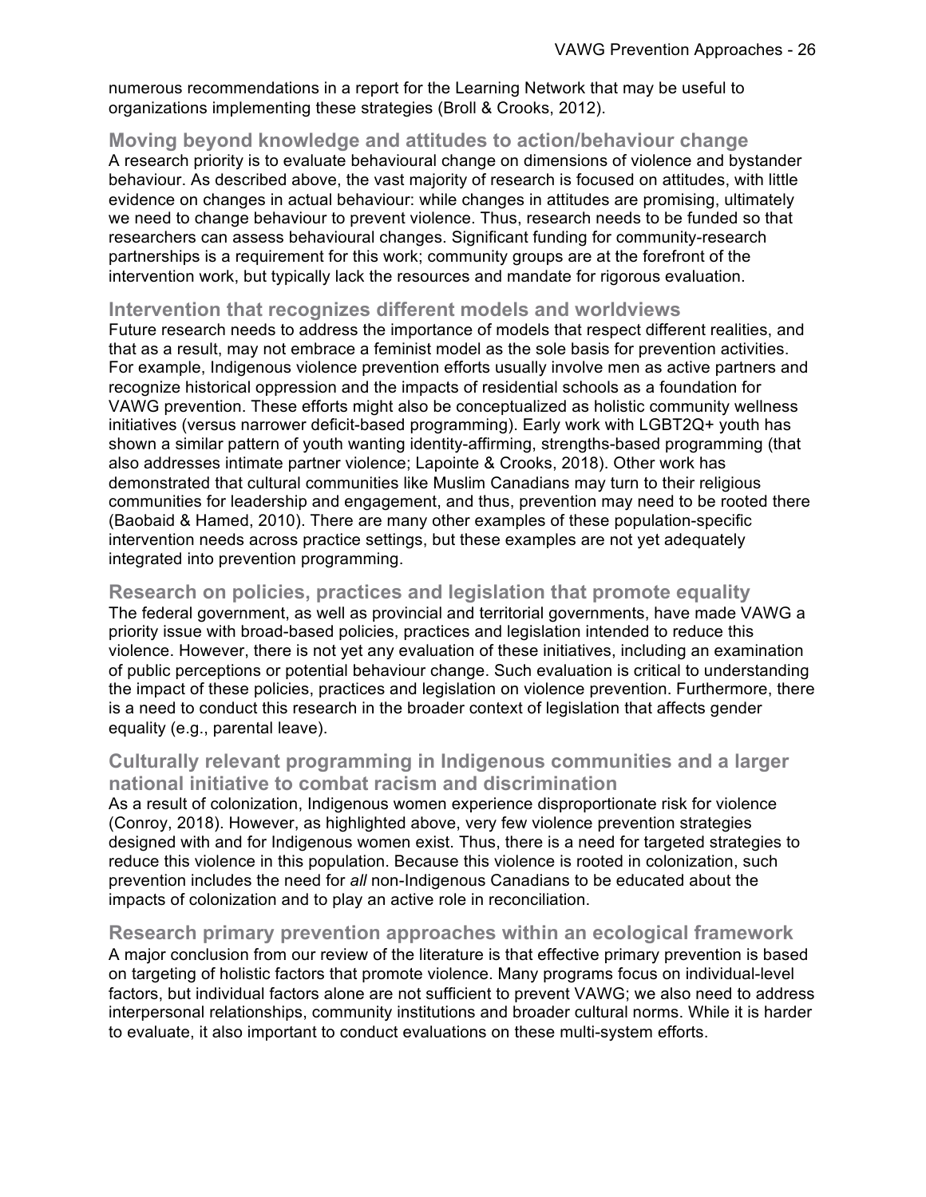numerous recommendations in a report for the Learning Network that may be useful to organizations implementing these strategies (Broll & Crooks, 2012).

### Moving beyond knowledge and attitudes to action/behaviour change

A research priority is to evaluate behavioural change on dimensions of violence and bystander behaviour. As described above, the vast majority of research is focused on attitudes, with little evidence on changes in actual behaviour: while changes in attitudes are promising, ultimately we need to change behaviour to prevent violence. Thus, research needs to be funded so that researchers can assess behavioural changes. Significant funding for community-research partnerships is a requirement for this work; community groups are at the forefront of the intervention work, but typically lack the resources and mandate for rigorous evaluation.

### Intervention that recognizes different models and worldviews

Future research needs to address the importance of models that respect different realities, and that as a result, may not embrace a feminist model as the sole basis for prevention activities. For example, Indigenous violence prevention efforts usually involve men as active partners and recognize historical oppression and the impacts of residential schools as a foundation for VAWG prevention. These efforts might also be conceptualized as holistic community wellness initiatives (versus narrower deficit-based programming). Early work with LGBT2Q+ youth has shown a similar pattern of youth wanting identity-affirming, strengths-based programming (that also addresses intimate partner violence; Lapointe & Crooks, 2018). Other work has demonstrated that cultural communities like Muslim Canadians may turn to their religious communities for leadership and engagement, and thus, prevention may need to be rooted there (Baobaid & Hamed, 2010). There are many other examples of these population-specific intervention needs across practice settings, but these examples are not yet adequately integrated into prevention programming.

### Research on policies, practices and legislation that promote equality

The federal government, as well as provincial and territorial governments, have made VAWG a priority issue with broad-based policies, practices and legislation intended to reduce this violence. However, there is not yet any evaluation of these initiatives, including an examination of public perceptions or potential behaviour change. Such evaluation is critical to understanding the impact of these policies, practices and legislation on violence prevention. Furthermore, there is a need to conduct this research in the broader context of legislation that affects gender equality (e.g., parental leave).

### Culturally relevant programming in Indigenous communities and a larger national initiative to combat racism and discrimination

As a result of colonization, Indigenous women experience disproportionate risk for violence (Conroy, 2018). However, as highlighted above, very few violence prevention strategies designed with and for Indigenous women exist. Thus, there is a need for targeted strategies to reduce this violence in this population. Because this violence is rooted in colonization, such prevention includes the need for *all* non-Indigenous Canadians to be educated about the impacts of colonization and to play an active role in reconciliation.

### Research primary prevention approaches within an ecological framework

A major conclusion from our review of the literature is that effective primary prevention is based on targeting of holistic factors that promote violence. Many programs focus on individual-level factors, but individual factors alone are not sufficient to prevent VAWG; we also need to address interpersonal relationships, community institutions and broader cultural norms. While it is harder to evaluate, it also important to conduct evaluations on these multi-system efforts.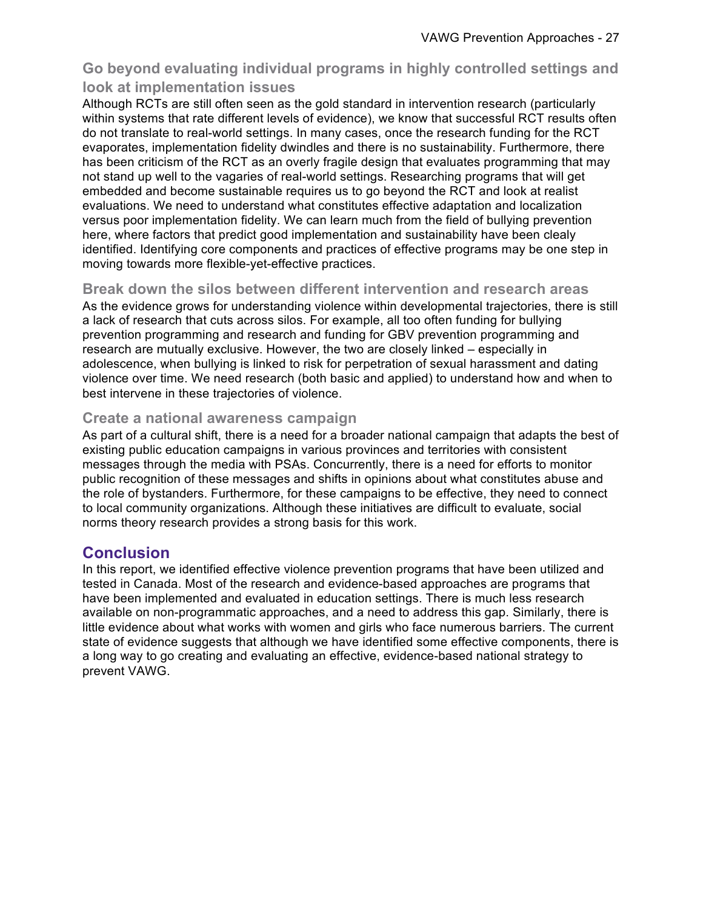### Go beyond evaluating individual programs in highly controlled settings and look at implementation issues

Although RCTs are still often seen as the gold standard in intervention research (particularly within systems that rate different levels of evidence), we know that successful RCT results often do not translate to real-world settings. In many cases, once the research funding for the RCT evaporates, implementation fidelity dwindles and there is no sustainability. Furthermore, there has been criticism of the RCT as an overly fragile design that evaluates programming that may not stand up well to the vagaries of real-world settings. Researching programs that will get embedded and become sustainable requires us to go beyond the RCT and look at realist evaluations. We need to understand what constitutes effective adaptation and localization versus poor implementation fidelity. We can learn much from the field of bullying prevention here, where factors that predict good implementation and sustainability have been clealy identified. Identifying core components and practices of effective programs may be one step in moving towards more flexible-yet-effective practices.

### Break down the silos between different intervention and research areas

As the evidence grows for understanding violence within developmental trajectories, there is still a lack of research that cuts across silos. For example, all too often funding for bullying prevention programming and research and funding for GBV prevention programming and research are mutually exclusive. However, the two are closely linked – especially in adolescence, when bullying is linked to risk for perpetration of sexual harassment and dating violence over time. We need research (both basic and applied) to understand how and when to best intervene in these trajectories of violence.

### Create a national awareness campaign

As part of a cultural shift, there is a need for a broader national campaign that adapts the best of existing public education campaigns in various provinces and territories with consistent messages through the media with PSAs. Concurrently, there is a need for efforts to monitor public recognition of these messages and shifts in opinions about what constitutes abuse and the role of bystanders. Furthermore, for these campaigns to be effective, they need to connect to local community organizations. Although these initiatives are difficult to evaluate, social norms theory research provides a strong basis for this work.

## Conclusion

In this report, we identified effective violence prevention programs that have been utilized and tested in Canada. Most of the research and evidence-based approaches are programs that have been implemented and evaluated in education settings. There is much less research available on non-programmatic approaches, and a need to address this gap. Similarly, there is little evidence about what works with women and girls who face numerous barriers. The current state of evidence suggests that although we have identified some effective components, there is a long way to go creating and evaluating an effective, evidence-based national strategy to prevent VAWG.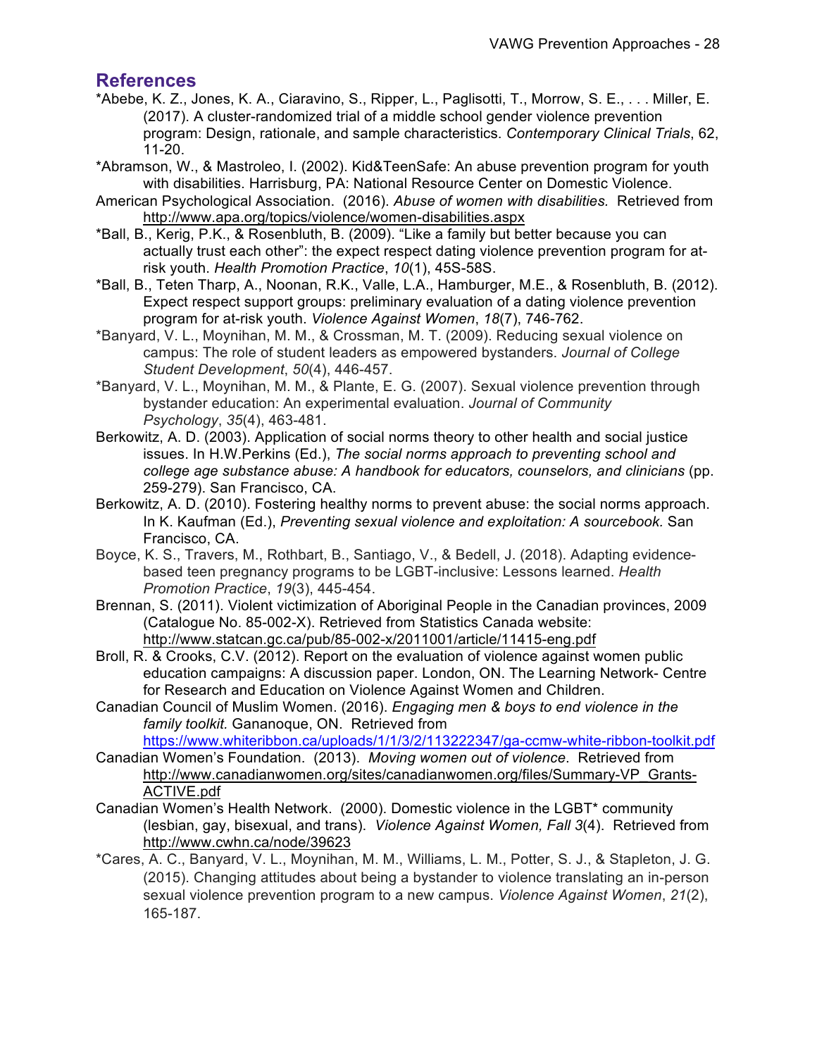## References

*Abebe, K. Z., Jones, K. A., Ciaravino, S., Ripper, L., Paglisotti, T., Morrow, S. E., . . . Miller, E. (2017). A cluster-randomized trial of a middle school gender violence prevention program: Design, rationale, and sample characteristics. *Contemporary Clinical Trials*, 62, 11-20.

*Abramson, W., & Mastroleo, I. (2002). Kid&TeenSafe: An abuse prevention program for youth with disabilities. Harrisburg, PA: National Resource Center on Domestic Violence.

American Psychological Association. (2016). *Abuse of women with disabilities.* Retrieved from http://www.apa.org/topics/violence/women-disabilities.aspx

*Ball, B., Kerig, P.K., & Rosenbluth, B. (2009). "Like a family but better because you can actually trust each other": the expect respect dating violence prevention program for at-risk youth. *Health Promotion Practice*, *10*(1), 45S-58S.

*Ball, B., Teten Tharp, A., Noonan, R.K., Valle, L.A., Hamburger, M.E., & Rosenbluth, B. (2012). Expect respect support groups: preliminary evaluation of a dating violence prevention program for at-risk youth. *Violence Against Women*, *18*(7), 746-762.

*Banyard, V. L., Moynihan, M. M., & Crossman, M. T. (2009). Reducing sexual violence on campus: The role of student leaders as empowered bystanders. *Journal of College Student Development*, *50*(4), 446-457.

*Banyard, V. L., Moynihan, M. M., & Plante, E. G. (2007). Sexual violence prevention through bystander education: An experimental evaluation. *Journal of Community Psychology*, *35*(4), 463-481.

Berkowitz, A. D. (2003). Application of social norms theory to other health and social justice issues. In H.W.Perkins (Ed.), *The social norms approach to preventing school and college age substance abuse: A handbook for educators, counselors, and clinicians* (pp. 259-279). San Francisco, CA.

Berkowitz, A. D. (2010). Fostering healthy norms to prevent abuse: the social norms approach. In K. Kaufman (Ed.), *Preventing sexual violence and exploitation: A sourcebook.* San Francisco, CA.

Boyce, K. S., Travers, M., Rothbart, B., Santiago, V., & Bedell, J. (2018). Adapting evidence-based teen pregnancy programs to be LGBT-inclusive: Lessons learned. *Health Promotion Practice*, *19*(3), 445-454.

Brennan, S. (2011). Violent victimization of Aboriginal People in the Canadian provinces, 2009 (Catalogue No. 85-002-X). Retrieved from Statistics Canada website: http://www.statcan.gc.ca/pub/85-002-x/2011001/article/11415-eng.pdf

Broll, R. & Crooks, C.V. (2012). Report on the evaluation of violence against women public education campaigns: A discussion paper. London, ON. The Learning Network- Centre for Research and Education on Violence Against Women and Children.

Canadian Council of Muslim Women. (2016). *Engaging men & boys to end violence in the family toolkit.* Gananoque, ON. Retrieved from https://www.whiteribbon.ca/uploads/1/1/3/2/113222347/ga-ccmw-white-ribbon-toolkit.pdf

Canadian Women's Foundation. (2013). *Moving women out of violence*. Retrieved from http://www.canadianwomen.org/sites/canadianwomen.org/files/Summary-VP_Grants-ACTIVE.pdf

Canadian Women's Health Network. (2000). Domestic violence in the LGBT* community (lesbian, gay, bisexual, and trans). *Violence Against Women, Fall 3*(4). Retrieved from http://www.cwhn.ca/node/39623

*Cares, A. C., Banyard, V. L., Moynihan, M. M., Williams, L. M., Potter, S. J., & Stapleton, J. G. (2015). Changing attitudes about being a bystander to violence translating an in-person sexual violence prevention program to a new campus. *Violence Against Women*, *21*(2), 165-187.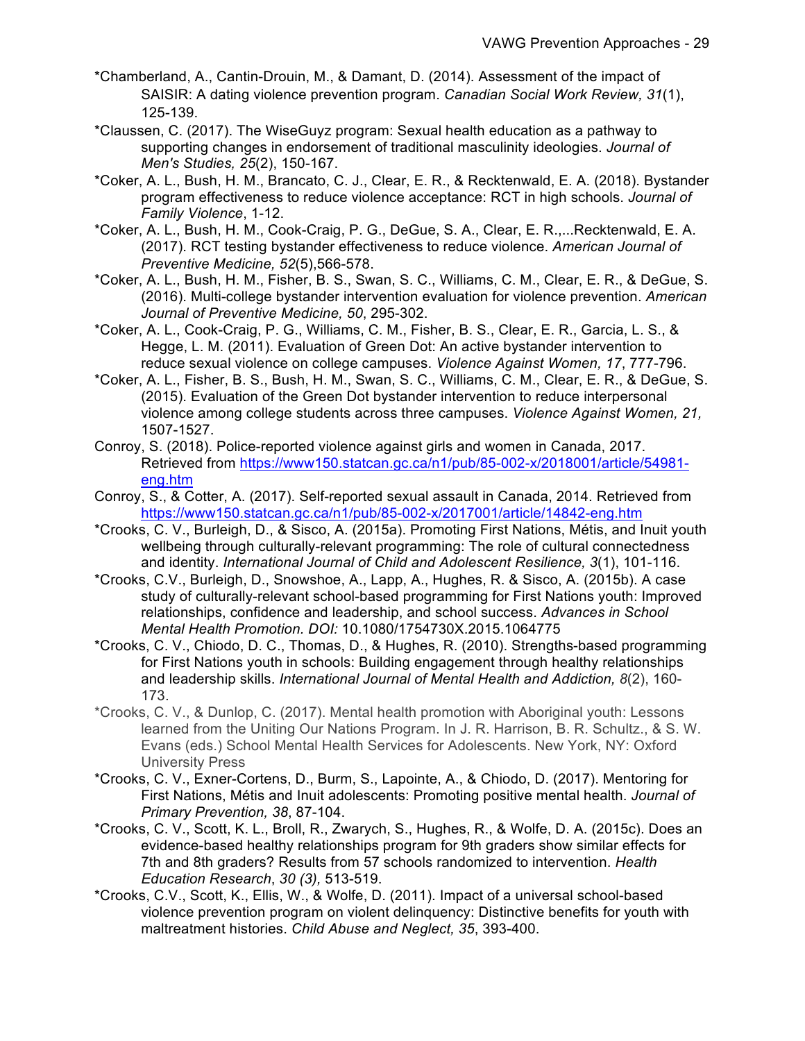*Chamberland, A., Cantin-Drouin, M., & Damant, D. (2014). Assessment of the impact of SAISIR: A dating violence prevention program. *Canadian Social Work Review, 31*(1), 125-139.

*Claussen, C. (2017). The WiseGuyz program: Sexual health education as a pathway to supporting changes in endorsement of traditional masculinity ideologies. *Journal of Men's Studies, 25*(2), 150-167.

*Coker, A. L., Bush, H. M., Brancato, C. J., Clear, E. R., & Recktenwald, E. A. (2018). Bystander program effectiveness to reduce violence acceptance: RCT in high schools. *Journal of Family Violence*, 1-12.

*Coker, A. L., Bush, H. M., Cook-Craig, P. G., DeGue, S. A., Clear, E. R.,...Recktenwald, E. A. (2017). RCT testing bystander effectiveness to reduce violence. *American Journal of Preventive Medicine, 52*(5),566-578.

*Coker, A. L., Bush, H. M., Fisher, B. S., Swan, S. C., Williams, C. M., Clear, E. R., & DeGue, S. (2016). Multi-college bystander intervention evaluation for violence prevention. *American Journal of Preventive Medicine, 50*, 295-302.

*Coker, A. L., Cook-Craig, P. G., Williams, C. M., Fisher, B. S., Clear, E. R., Garcia, L. S., & Hegge, L. M. (2011). Evaluation of Green Dot: An active bystander intervention to reduce sexual violence on college campuses. *Violence Against Women, 17*, 777-796.

*Coker, A. L., Fisher, B. S., Bush, H. M., Swan, S. C., Williams, C. M., Clear, E. R., & DeGue, S. (2015). Evaluation of the Green Dot bystander intervention to reduce interpersonal violence among college students across three campuses. *Violence Against Women, 21,* 1507-1527.

Conroy, S. (2018). Police-reported violence against girls and women in Canada, 2017. Retrieved from https://www150.statcan.gc.ca/n1/pub/85-002-x/2018001/article/54981-eng.htm

Conroy, S., & Cotter, A. (2017). Self-reported sexual assault in Canada, 2014. Retrieved from https://www150.statcan.gc.ca/n1/pub/85-002-x/2017001/article/14842-eng.htm

*Crooks, C. V., Burleigh, D., & Sisco, A. (2015a). Promoting First Nations, Métis, and Inuit youth wellbeing through culturally-relevant programming: The role of cultural connectedness and identity. *International Journal of Child and Adolescent Resilience, 3*(1), 101-116.

*Crooks, C.V., Burleigh, D., Snowshoe, A., Lapp, A., Hughes, R. & Sisco, A. (2015b). A case study of culturally-relevant school-based programming for First Nations youth: Improved relationships, confidence and leadership, and school success. *Advances in School Mental Health Promotion. DOI:* 10.1080/1754730X.2015.1064775

*Crooks, C. V., Chiodo, D. C., Thomas, D., & Hughes, R. (2010). Strengths-based programming for First Nations youth in schools: Building engagement through healthy relationships and leadership skills. *International Journal of Mental Health and Addiction, 8*(2), 160-173.

*Crooks, C. V., & Dunlop, C. (2017). Mental health promotion with Aboriginal youth: Lessons learned from the Uniting Our Nations Program. In J. R. Harrison, B. R. Schultz., & S. W. Evans (eds.) School Mental Health Services for Adolescents. New York, NY: Oxford University Press

*Crooks, C. V., Exner-Cortens, D., Burm, S., Lapointe, A., & Chiodo, D. (2017). Mentoring for First Nations, Métis and Inuit adolescents: Promoting positive mental health. *Journal of Primary Prevention, 38*, 87-104.

*Crooks, C. V., Scott, K. L., Broll, R., Zwarych, S., Hughes, R., & Wolfe, D. A. (2015c). Does an evidence-based healthy relationships program for 9th graders show similar effects for 7th and 8th graders? Results from 57 schools randomized to intervention. *Health Education Research*, *30 (3),* 513-519.

*Crooks, C.V., Scott, K., Ellis, W., & Wolfe, D. (2011). Impact of a universal school-based violence prevention program on violent delinquency: Distinctive benefits for youth with maltreatment histories. *Child Abuse and Neglect, 35*, 393-400.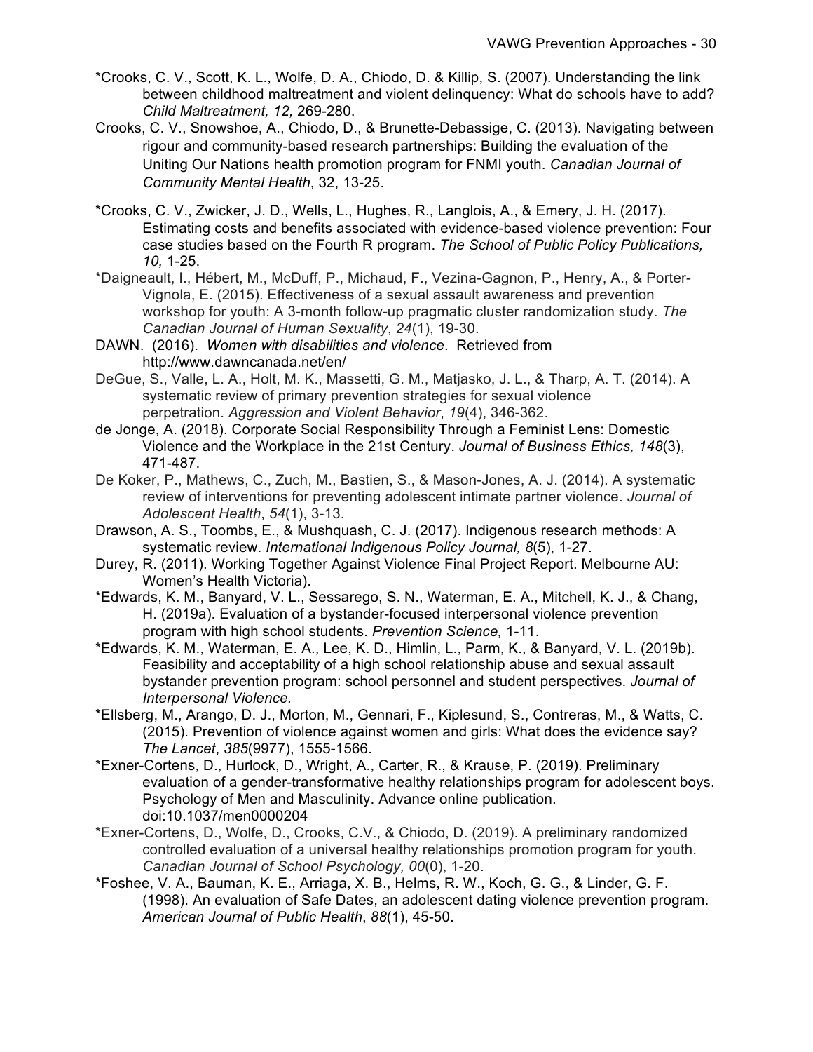*Crooks, C. V., Scott, K. L., Wolfe, D. A., Chiodo, D. & Killip, S. (2007). Understanding the link between childhood maltreatment and violent delinquency: What do schools have to add? *Child Maltreatment, 12,* 269-280.

Crooks, C. V., Snowshoe, A., Chiodo, D., & Brunette-Debassige, C. (2013). Navigating between rigour and community-based research partnerships: Building the evaluation of the Uniting Our Nations health promotion program for FNMI youth. *Canadian Journal of Community Mental Health*, 32, 13-25.

*Crooks, C. V., Zwicker, J. D., Wells, L., Hughes, R., Langlois, A., & Emery, J. H. (2017). Estimating costs and benefits associated with evidence-based violence prevention: Four case studies based on the Fourth R program. *The School of Public Policy Publications, 10,* 1-25.

*Daigneault, I., Hébert, M., McDuff, P., Michaud, F., Vezina-Gagnon, P., Henry, A., & Porter-Vignola, E. (2015). Effectiveness of a sexual assault awareness and prevention workshop for youth: A 3-month follow-up pragmatic cluster randomization study. *The Canadian Journal of Human Sexuality*, *24*(1), 19-30.

DAWN. (2016). *Women with disabilities and violence*. Retrieved from http://www.dawncanada.net/en/

DeGue, S., Valle, L. A., Holt, M. K., Massetti, G. M., Matjasko, J. L., & Tharp, A. T. (2014). A systematic review of primary prevention strategies for sexual violence perpetration. *Aggression and Violent Behavior*, *19*(4), 346-362.

de Jonge, A. (2018). Corporate Social Responsibility Through a Feminist Lens: Domestic Violence and the Workplace in the 21st Century. *Journal of Business Ethics, 148*(3), 471-487.

De Koker, P., Mathews, C., Zuch, M., Bastien, S., & Mason-Jones, A. J. (2014). A systematic review of interventions for preventing adolescent intimate partner violence. *Journal of Adolescent Health*, *54*(1), 3-13.

Drawson, A. S., Toombs, E., & Mushquash, C. J. (2017). Indigenous research methods: A systematic review. *International Indigenous Policy Journal, 8*(5), 1-27.

Durey, R. (2011). Working Together Against Violence Final Project Report. Melbourne AU: Women's Health Victoria).

*Edwards, K. M., Banyard, V. L., Sessarego, S. N., Waterman, E. A., Mitchell, K. J., & Chang, H. (2019a). Evaluation of a bystander-focused interpersonal violence prevention program with high school students. *Prevention Science,* 1-11.

*Edwards, K. M., Waterman, E. A., Lee, K. D., Himlin, L., Parm, K., & Banyard, V. L. (2019b). Feasibility and acceptability of a high school relationship abuse and sexual assault bystander prevention program: school personnel and student perspectives. *Journal of Interpersonal Violence*.

*Ellsberg, M., Arango, D. J., Morton, M., Gennari, F., Kiplesund, S., Contreras, M., & Watts, C. (2015). Prevention of violence against women and girls: What does the evidence say? *The Lancet*, *385*(9977), 1555-1566.

*Exner-Cortens, D., Hurlock, D., Wright, A., Carter, R., & Krause, P. (2019). Preliminary evaluation of a gender-transformative healthy relationships program for adolescent boys. Psychology of Men and Masculinity. Advance online publication. doi:10.1037/men0000204

*Exner-Cortens, D., Wolfe, D., Crooks, C.V., & Chiodo, D. (2019). A preliminary randomized controlled evaluation of a universal healthy relationships promotion program for youth. *Canadian Journal of School Psychology, 00*(0), 1-20.

*Foshee, V. A., Bauman, K. E., Arriaga, X. B., Helms, R. W., Koch, G. G., & Linder, G. F. (1998). An evaluation of Safe Dates, an adolescent dating violence prevention program. *American Journal of Public Health*, *88*(1), 45-50.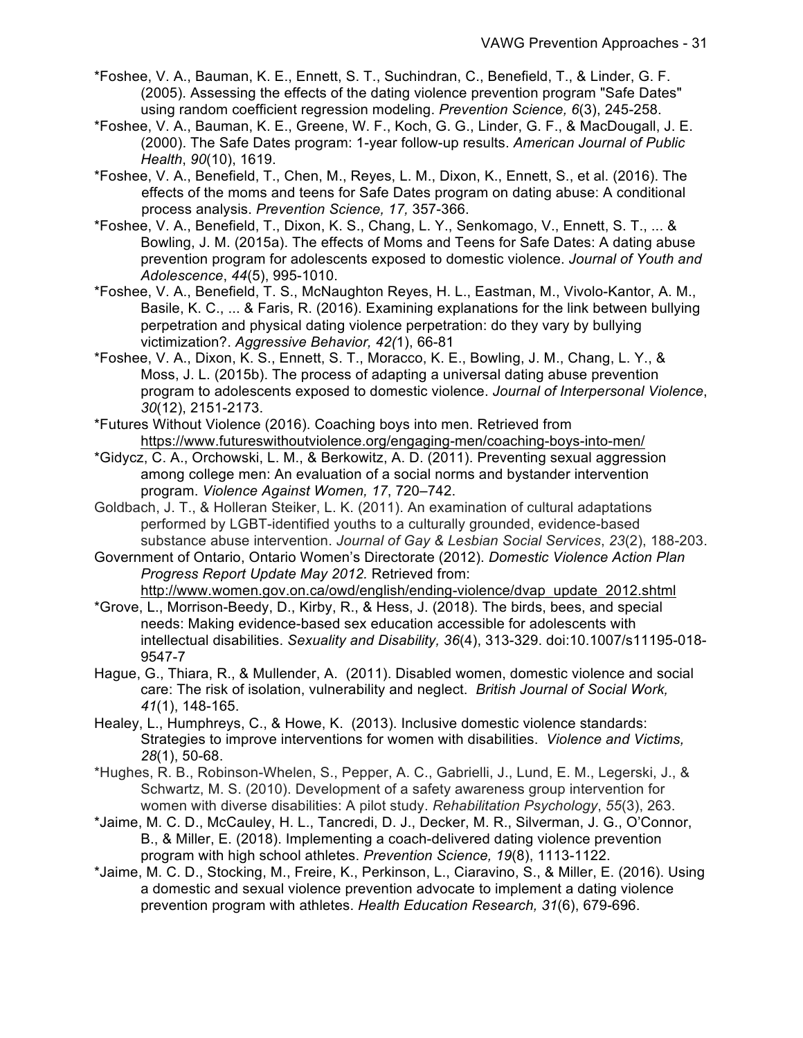*Foshee, V. A., Bauman, K. E., Ennett, S. T., Suchindran, C., Benefield, T., & Linder, G. F. (2005). Assessing the effects of the dating violence prevention program "Safe Dates" using random coefficient regression modeling. *Prevention Science, 6*(3), 245-258.

*Foshee, V. A., Bauman, K. E., Greene, W. F., Koch, G. G., Linder, G. F., & MacDougall, J. E. (2000). The Safe Dates program: 1-year follow-up results. *American Journal of Public Health*, *90*(10), 1619.

*Foshee, V. A., Benefield, T., Chen, M., Reyes, L. M., Dixon, K., Ennett, S., et al. (2016). The effects of the moms and teens for Safe Dates program on dating abuse: A conditional process analysis. *Prevention Science, 17,* 357-366.

*Foshee, V. A., Benefield, T., Dixon, K. S., Chang, L. Y., Senkomago, V., Ennett, S. T., ... & Bowling, J. M. (2015a). The effects of Moms and Teens for Safe Dates: A dating abuse prevention program for adolescents exposed to domestic violence. *Journal of Youth and Adolescence*, *44*(5), 995-1010.

*Foshee, V. A., Benefield, T. S., McNaughton Reyes, H. L., Eastman, M., Vivolo-Kantor, A. M., Basile, K. C., ... & Faris, R. (2016). Examining explanations for the link between bullying perpetration and physical dating violence perpetration: do they vary by bullying victimization?. *Aggressive Behavior, 42(*1), 66-81

*Foshee, V. A., Dixon, K. S., Ennett, S. T., Moracco, K. E., Bowling, J. M., Chang, L. Y., & Moss, J. L. (2015b). The process of adapting a universal dating abuse prevention program to adolescents exposed to domestic violence. *Journal of Interpersonal Violence*, *30*(12), 2151-2173.

*Futures Without Violence (2016). Coaching boys into men. Retrieved from https://www.futureswithoutviolence.org/engaging-men/coaching-boys-into-men/

*Gidycz, C. A., Orchowski, L. M., & Berkowitz, A. D. (2011). Preventing sexual aggression among college men: An evaluation of a social norms and bystander intervention program. *Violence Against Women, 17*, 720–742.

Goldbach, J. T., & Holleran Steiker, L. K. (2011). An examination of cultural adaptations performed by LGBT-identified youths to a culturally grounded, evidence-based substance abuse intervention. *Journal of Gay & Lesbian Social Services*, *23*(2), 188-203.

Government of Ontario, Ontario Women's Directorate (2012). *Domestic Violence Action Plan Progress Report Update May 2012.* Retrieved from: http://www.women.gov.on.ca/owd/english/ending-violence/dvap_update_2012.shtml

*Grove, L., Morrison-Beedy, D., Kirby, R., & Hess, J. (2018). The birds, bees, and special needs: Making evidence-based sex education accessible for adolescents with intellectual disabilities. *Sexuality and Disability, 36*(4), 313-329. doi:10.1007/s11195-018-9547-7

Hague, G., Thiara, R., & Mullender, A. (2011). Disabled women, domestic violence and social care: The risk of isolation, vulnerability and neglect. *British Journal of Social Work, 41*(1), 148-165.

Healey, L., Humphreys, C., & Howe, K. (2013). Inclusive domestic violence standards: Strategies to improve interventions for women with disabilities. *Violence and Victims, 28*(1), 50-68.

*Hughes, R. B., Robinson-Whelen, S., Pepper, A. C., Gabrielli, J., Lund, E. M., Legerski, J., & Schwartz, M. S. (2010). Development of a safety awareness group intervention for women with diverse disabilities: A pilot study. *Rehabilitation Psychology*, *55*(3), 263.

*Jaime, M. C. D., McCauley, H. L., Tancredi, D. J., Decker, M. R., Silverman, J. G., O'Connor, B., & Miller, E. (2018). Implementing a coach-delivered dating violence prevention program with high school athletes. *Prevention Science, 19*(8), 1113-1122.

*Jaime, M. C. D., Stocking, M., Freire, K., Perkinson, L., Ciaravino, S., & Miller, E. (2016). Using a domestic and sexual violence prevention advocate to implement a dating violence prevention program with athletes. *Health Education Research, 31*(6), 679-696.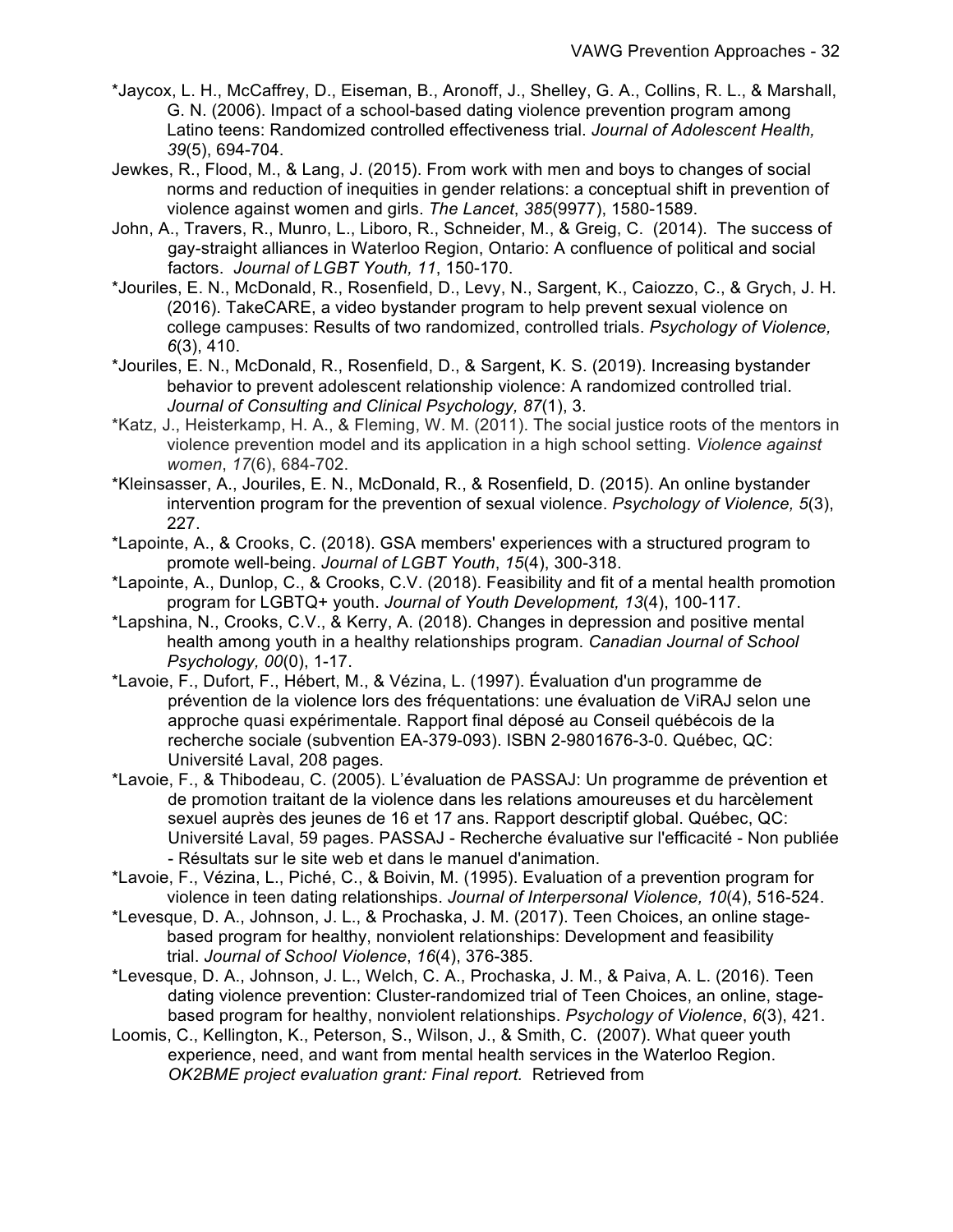*Jaycox, L. H., McCaffrey, D., Eiseman, B., Aronoff, J., Shelley, G. A., Collins, R. L., & Marshall, G. N. (2006). Impact of a school-based dating violence prevention program among Latino teens: Randomized controlled effectiveness trial. *Journal of Adolescent Health, 39*(5), 694-704.

Jewkes, R., Flood, M., & Lang, J. (2015). From work with men and boys to changes of social norms and reduction of inequities in gender relations: a conceptual shift in prevention of violence against women and girls. *The Lancet*, *385*(9977), 1580-1589.

John, A., Travers, R., Munro, L., Liboro, R., Schneider, M., & Greig, C. (2014). The success of gay-straight alliances in Waterloo Region, Ontario: A confluence of political and social factors. *Journal of LGBT Youth, 11*, 150-170.

*Jouriles, E. N., McDonald, R., Rosenfield, D., Levy, N., Sargent, K., Caiozzo, C., & Grych, J. H. (2016). TakeCARE, a video bystander program to help prevent sexual violence on college campuses: Results of two randomized, controlled trials. *Psychology of Violence, 6*(3), 410.

*Jouriles, E. N., McDonald, R., Rosenfield, D., & Sargent, K. S. (2019). Increasing bystander behavior to prevent adolescent relationship violence: A randomized controlled trial. *Journal of Consulting and Clinical Psychology, 87*(1), 3.

*Katz, J., Heisterkamp, H. A., & Fleming, W. M. (2011). The social justice roots of the mentors in violence prevention model and its application in a high school setting. *Violence against women*, *17*(6), 684-702.

*Kleinsasser, A., Jouriles, E. N., McDonald, R., & Rosenfield, D. (2015). An online bystander intervention program for the prevention of sexual violence. *Psychology of Violence, 5*(3), 227.

*Lapointe, A., & Crooks, C. (2018). GSA members' experiences with a structured program to promote well-being. *Journal of LGBT Youth*, *15*(4), 300-318.

*Lapointe, A., Dunlop, C., & Crooks, C.V. (2018). Feasibility and fit of a mental health promotion program for LGBTQ+ youth. *Journal of Youth Development, 13*(4), 100-117.

*Lapshina, N., Crooks, C.V., & Kerry, A. (2018). Changes in depression and positive mental health among youth in a healthy relationships program. *Canadian Journal of School Psychology, 00*(0), 1-17.

*Lavoie, F., Dufort, F., Hébert, M., & Vézina, L. (1997). Évaluation d'un programme de prévention de la violence lors des fréquentations: une évaluation de ViRAJ selon une approche quasi expérimentale. Rapport final déposé au Conseil québécois de la recherche sociale (subvention EA-379-093). ISBN 2-9801676-3-0. Québec, QC: Université Laval, 208 pages.

*Lavoie, F., & Thibodeau, C. (2005). L'évaluation de PASSAJ: Un programme de prévention et de promotion traitant de la violence dans les relations amoureuses et du harcèlement sexuel auprès des jeunes de 16 et 17 ans. Rapport descriptif global. Québec, QC: Université Laval, 59 pages. PASSAJ - Recherche évaluative sur l'efficacité - Non publiée - Résultats sur le site web et dans le manuel d'animation.

*Lavoie, F., Vézina, L., Piché, C., & Boivin, M. (1995). Evaluation of a prevention program for violence in teen dating relationships. *Journal of Interpersonal Violence, 10*(4), 516-524.

*Levesque, D. A., Johnson, J. L., & Prochaska, J. M. (2017). Teen Choices, an online stage-based program for healthy, nonviolent relationships: Development and feasibility trial. *Journal of School Violence*, *16*(4), 376-385.

*Levesque, D. A., Johnson, J. L., Welch, C. A., Prochaska, J. M., & Paiva, A. L. (2016). Teen dating violence prevention: Cluster-randomized trial of Teen Choices, an online, stage-based program for healthy, nonviolent relationships. *Psychology of Violence*, *6*(3), 421.

Loomis, C., Kellington, K., Peterson, S., Wilson, J., & Smith, C. (2007). What queer youth experience, need, and want from mental health services in the Waterloo Region. *OK2BME project evaluation grant: Final report.* Retrieved from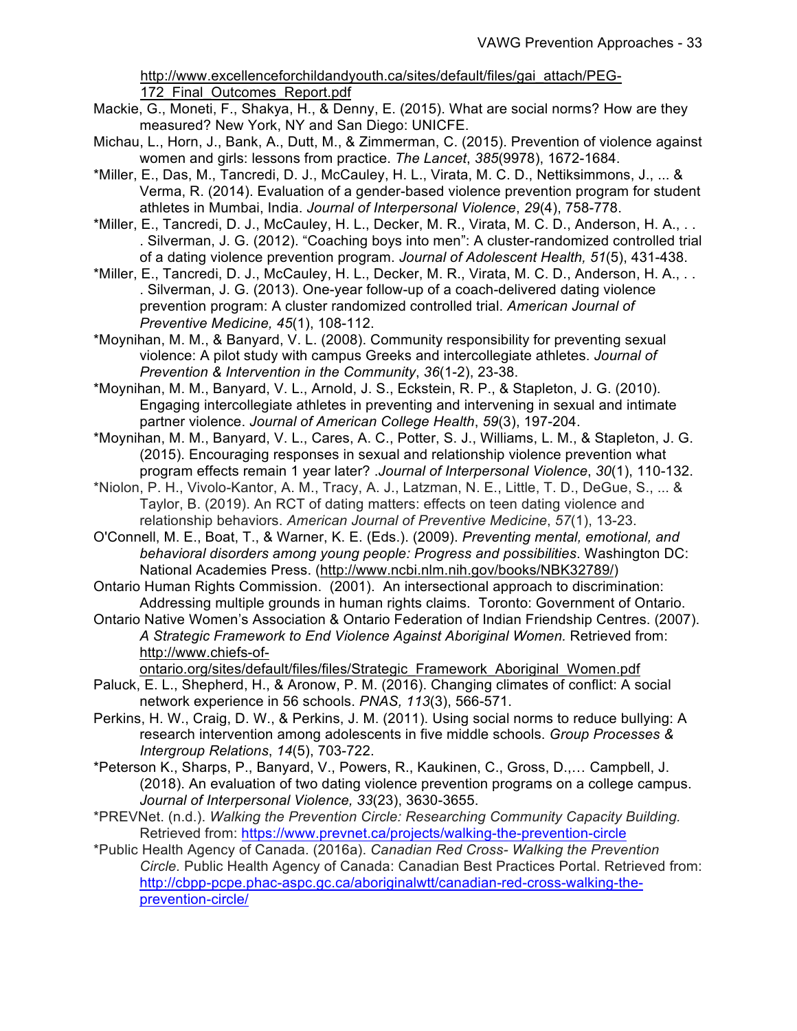http://www.excellenceforchildandyouth.ca/sites/default/files/gai_attach/PEG-172_Final_Outcomes_Report.pdf

Mackie, G., Moneti, F., Shakya, H., & Denny, E. (2015). What are social norms? How are they measured? New York, NY and San Diego: UNICFE.

Michau, L., Horn, J., Bank, A., Dutt, M., & Zimmerman, C. (2015). Prevention of violence against women and girls: lessons from practice. *The Lancet*, *385*(9978), 1672-1684.

*Miller, E., Das, M., Tancredi, D. J., McCauley, H. L., Virata, M. C. D., Nettiksimmons, J., ... & Verma, R. (2014). Evaluation of a gender-based violence prevention program for student athletes in Mumbai, India. *Journal of Interpersonal Violence*, *29*(4), 758-778.

*Miller, E., Tancredi, D. J., McCauley, H. L., Decker, M. R., Virata, M. C. D., Anderson, H. A., . . . Silverman, J. G. (2012). “Coaching boys into men”: A cluster-randomized controlled trial of a dating violence prevention program. *Journal of Adolescent Health, 51*(5), 431-438.

*Miller, E., Tancredi, D. J., McCauley, H. L., Decker, M. R., Virata, M. C. D., Anderson, H. A., . . . Silverman, J. G. (2013). One-year follow-up of a coach-delivered dating violence prevention program: A cluster randomized controlled trial. *American Journal of Preventive Medicine, 45*(1), 108-112.

*Moynihan, M. M., & Banyard, V. L. (2008). Community responsibility for preventing sexual violence: A pilot study with campus Greeks and intercollegiate athletes. *Journal of Prevention & Intervention in the Community*, *36*(1-2), 23-38.

*Moynihan, M. M., Banyard, V. L., Arnold, J. S., Eckstein, R. P., & Stapleton, J. G. (2010). Engaging intercollegiate athletes in preventing and intervening in sexual and intimate partner violence. *Journal of American College Health*, *59*(3), 197-204.

*Moynihan, M. M., Banyard, V. L., Cares, A. C., Potter, S. J., Williams, L. M., & Stapleton, J. G. (2015). Encouraging responses in sexual and relationship violence prevention what program effects remain 1 year later? .*Journal of Interpersonal Violence*, *30*(1), 110-132.

*Niolon, P. H., Vivolo-Kantor, A. M., Tracy, A. J., Latzman, N. E., Little, T. D., DeGue, S., ... & Taylor, B. (2019). An RCT of dating matters: effects on teen dating violence and relationship behaviors. *American Journal of Preventive Medicine*, *57*(1), 13-23.

O'Connell, M. E., Boat, T., & Warner, K. E. (Eds.). (2009). *Preventing mental, emotional, and behavioral disorders among young people: Progress and possibilities*. Washington DC: National Academies Press. (http://www.ncbi.nlm.nih.gov/books/NBK32789/)

Ontario Human Rights Commission. (2001). An intersectional approach to discrimination: Addressing multiple grounds in human rights claims. Toronto: Government of Ontario.

Ontario Native Women’s Association & Ontario Federation of Indian Friendship Centres. (2007). *A Strategic Framework to End Violence Against Aboriginal Women.* Retrieved from: http://www.chiefs-of-ontario.org/sites/default/files/files/Strategic_Framework_Aboriginal_Women.pdf

Paluck, E. L., Shepherd, H., & Aronow, P. M. (2016). Changing climates of conflict: A social network experience in 56 schools. *PNAS, 113*(3), 566-571.

Perkins, H. W., Craig, D. W., & Perkins, J. M. (2011). Using social norms to reduce bullying: A research intervention among adolescents in five middle schools. *Group Processes & Intergroup Relations*, *14*(5), 703-722.

*Peterson K., Sharps, P., Banyard, V., Powers, R., Kaukinen, C., Gross, D.,… Campbell, J. (2018). An evaluation of two dating violence prevention programs on a college campus. *Journal of Interpersonal Violence, 33*(23), 3630-3655.

*PREVNet. (n.d.). *Walking the Prevention Circle: Researching Community Capacity Building.* Retrieved from: https://www.prevnet.ca/projects/walking-the-prevention-circle

*Public Health Agency of Canada. (2016a). *Canadian Red Cross- Walking the Prevention Circle.* Public Health Agency of Canada: Canadian Best Practices Portal. Retrieved from: http://cbpp-pcpe.phac-aspc.gc.ca/aboriginalwtt/canadian-red-cross-walking-the-prevention-circle/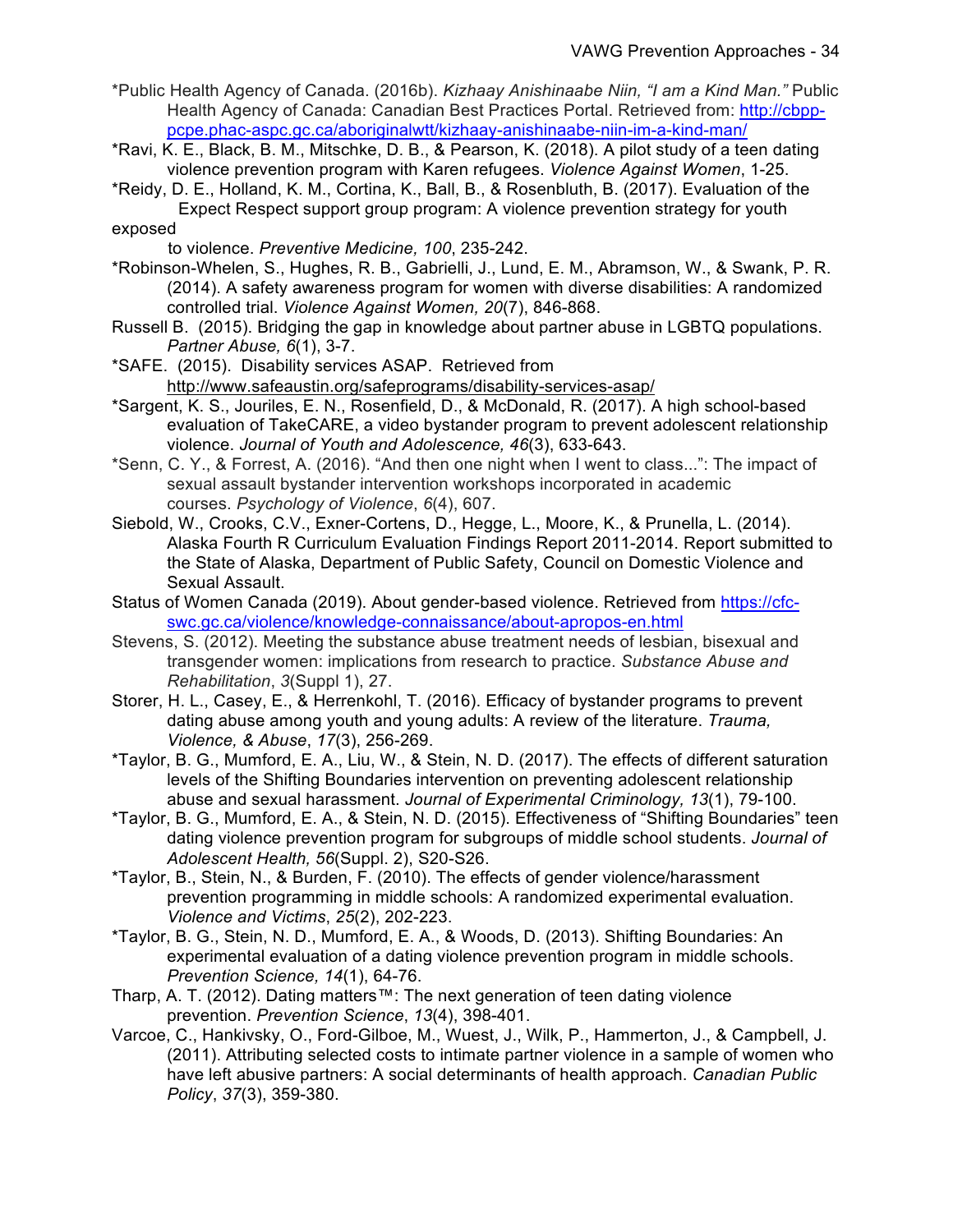*Public Health Agency of Canada. (2016b). *Kizhaay Anishinaabe Niin, "I am a Kind Man."* Public Health Agency of Canada: Canadian Best Practices Portal. Retrieved from: http://cbpp-pcpe.phac-aspc.gc.ca/aboriginalwtt/kizhaay-anishinaabe-niin-im-a-kind-man/

*Ravi, K. E., Black, B. M., Mitschke, D. B., & Pearson, K. (2018). A pilot study of a teen dating violence prevention program with Karen refugees. *Violence Against Women*, 1-25.

*Reidy, D. E., Holland, K. M., Cortina, K., Ball, B., & Rosenbluth, B. (2017). Evaluation of the Expect Respect support group program: A violence prevention strategy for youth exposed to violence. *Preventive Medicine, 100*, 235-242.

*Robinson-Whelen, S., Hughes, R. B., Gabrielli, J., Lund, E. M., Abramson, W., & Swank, P. R. (2014). A safety awareness program for women with diverse disabilities: A randomized controlled trial. *Violence Against Women, 20*(7), 846-868.

Russell B. (2015). Bridging the gap in knowledge about partner abuse in LGBTQ populations. *Partner Abuse, 6*(1), 3-7.

*SAFE. (2015). Disability services ASAP. Retrieved from http://www.safeaustin.org/safeprograms/disability-services-asap/

*Sargent, K. S., Jouriles, E. N., Rosenfield, D., & McDonald, R. (2017). A high school-based evaluation of TakeCARE, a video bystander program to prevent adolescent relationship violence. *Journal of Youth and Adolescence, 46*(3), 633-643.

*Senn, C. Y., & Forrest, A. (2016). "And then one night when I went to class...": The impact of sexual assault bystander intervention workshops incorporated in academic courses. *Psychology of Violence*, *6*(4), 607.

Siebold, W., Crooks, C.V., Exner-Cortens, D., Hegge, L., Moore, K., & Prunella, L. (2014). Alaska Fourth R Curriculum Evaluation Findings Report 2011-2014. Report submitted to the State of Alaska, Department of Public Safety, Council on Domestic Violence and Sexual Assault.

Status of Women Canada (2019). About gender-based violence. Retrieved from https://cfc-swc.gc.ca/violence/knowledge-connaissance/about-apropos-en.html

Stevens, S. (2012). Meeting the substance abuse treatment needs of lesbian, bisexual and transgender women: implications from research to practice. *Substance Abuse and Rehabilitation*, *3*(Suppl 1), 27.

Storer, H. L., Casey, E., & Herrenkohl, T. (2016). Efficacy of bystander programs to prevent dating abuse among youth and young adults: A review of the literature. *Trauma, Violence, & Abuse*, *17*(3), 256-269.

*Taylor, B. G., Mumford, E. A., Liu, W., & Stein, N. D. (2017). The effects of different saturation levels of the Shifting Boundaries intervention on preventing adolescent relationship abuse and sexual harassment. *Journal of Experimental Criminology, 13*(1), 79-100.

*Taylor, B. G., Mumford, E. A., & Stein, N. D. (2015). Effectiveness of "Shifting Boundaries" teen dating violence prevention program for subgroups of middle school students. *Journal of Adolescent Health, 56*(Suppl. 2), S20-S26.

*Taylor, B., Stein, N., & Burden, F. (2010). The effects of gender violence/harassment prevention programming in middle schools: A randomized experimental evaluation. *Violence and Victims*, *25*(2), 202-223.

*Taylor, B. G., Stein, N. D., Mumford, E. A., & Woods, D. (2013). Shifting Boundaries: An experimental evaluation of a dating violence prevention program in middle schools. *Prevention Science, 14*(1), 64-76.

Tharp, A. T. (2012). Dating matters™: The next generation of teen dating violence prevention. *Prevention Science*, *13*(4), 398-401.

Varcoe, C., Hankivsky, O., Ford-Gilboe, M., Wuest, J., Wilk, P., Hammerton, J., & Campbell, J. (2011). Attributing selected costs to intimate partner violence in a sample of women who have left abusive partners: A social determinants of health approach. *Canadian Public Policy*, *37*(3), 359-380.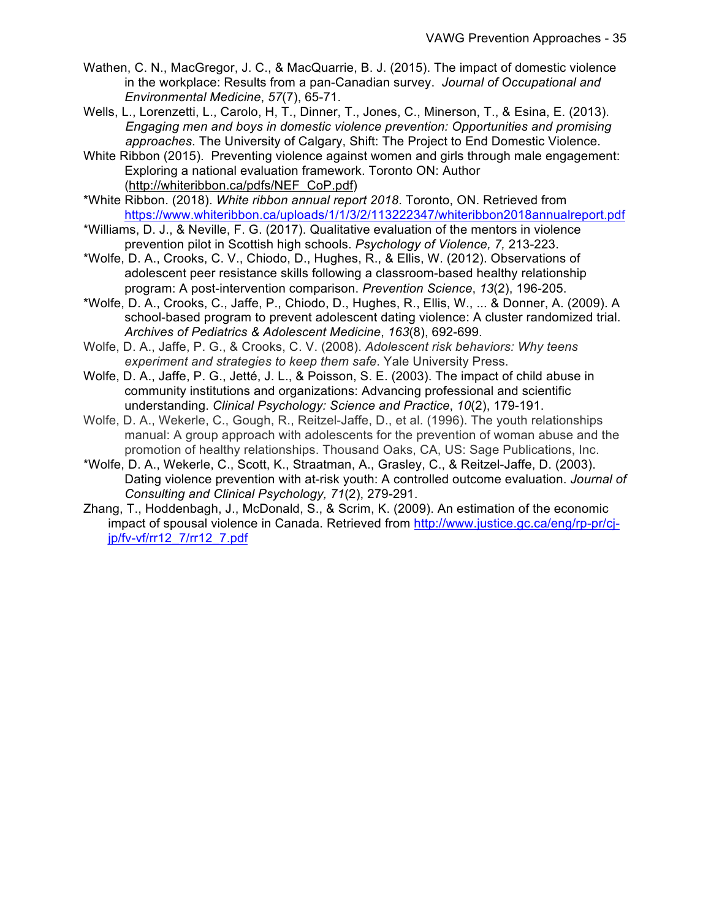Wathen, C. N., MacGregor, J. C., & MacQuarrie, B. J. (2015). The impact of domestic violence in the workplace: Results from a pan-Canadian survey. *Journal of Occupational and Environmental Medicine*, *57*(7), 65-71.

Wells, L., Lorenzetti, L., Carolo, H, T., Dinner, T., Jones, C., Minerson, T., & Esina, E. (2013). *Engaging men and boys in domestic violence prevention: Opportunities and promising approaches*. The University of Calgary, Shift: The Project to End Domestic Violence.

White Ribbon (2015). Preventing violence against women and girls through male engagement: Exploring a national evaluation framework. Toronto ON: Author (http://whiteribbon.ca/pdfs/NEF_CoP.pdf)

*White Ribbon. (2018). *White ribbon annual report 2018*. Toronto, ON. Retrieved from https://www.whiteribbon.ca/uploads/1/1/3/2/113222347/whiteribbon2018annualreport.pdf

*Williams, D. J., & Neville, F. G. (2017). Qualitative evaluation of the mentors in violence prevention pilot in Scottish high schools. *Psychology of Violence, 7,* 213-223.

*Wolfe, D. A., Crooks, C. V., Chiodo, D., Hughes, R., & Ellis, W. (2012). Observations of adolescent peer resistance skills following a classroom-based healthy relationship program: A post-intervention comparison. *Prevention Science*, *13*(2), 196-205.

*Wolfe, D. A., Crooks, C., Jaffe, P., Chiodo, D., Hughes, R., Ellis, W., ... & Donner, A. (2009). A school-based program to prevent adolescent dating violence: A cluster randomized trial. *Archives of Pediatrics & Adolescent Medicine*, *163*(8), 692-699.

Wolfe, D. A., Jaffe, P. G., & Crooks, C. V. (2008). *Adolescent risk behaviors: Why teens experiment and strategies to keep them safe*. Yale University Press.

Wolfe, D. A., Jaffe, P. G., Jetté, J. L., & Poisson, S. E. (2003). The impact of child abuse in community institutions and organizations: Advancing professional and scientific understanding. *Clinical Psychology: Science and Practice*, *10*(2), 179-191.

Wolfe, D. A., Wekerle, C., Gough, R., Reitzel-Jaffe, D., et al. (1996). The youth relationships manual: A group approach with adolescents for the prevention of woman abuse and the promotion of healthy relationships. Thousand Oaks, CA, US: Sage Publications, Inc.

*Wolfe, D. A., Wekerle, C., Scott, K., Straatman, A., Grasley, C., & Reitzel-Jaffe, D. (2003). Dating violence prevention with at-risk youth: A controlled outcome evaluation. *Journal of Consulting and Clinical Psychology, 71*(2), 279-291.

Zhang, T., Hoddenbagh, J., McDonald, S., & Scrim, K. (2009). An estimation of the economic impact of spousal violence in Canada. Retrieved from http://www.justice.gc.ca/eng/rp-pr/cj-jp/fv-vf/rr12_7/rr12_7.pdf